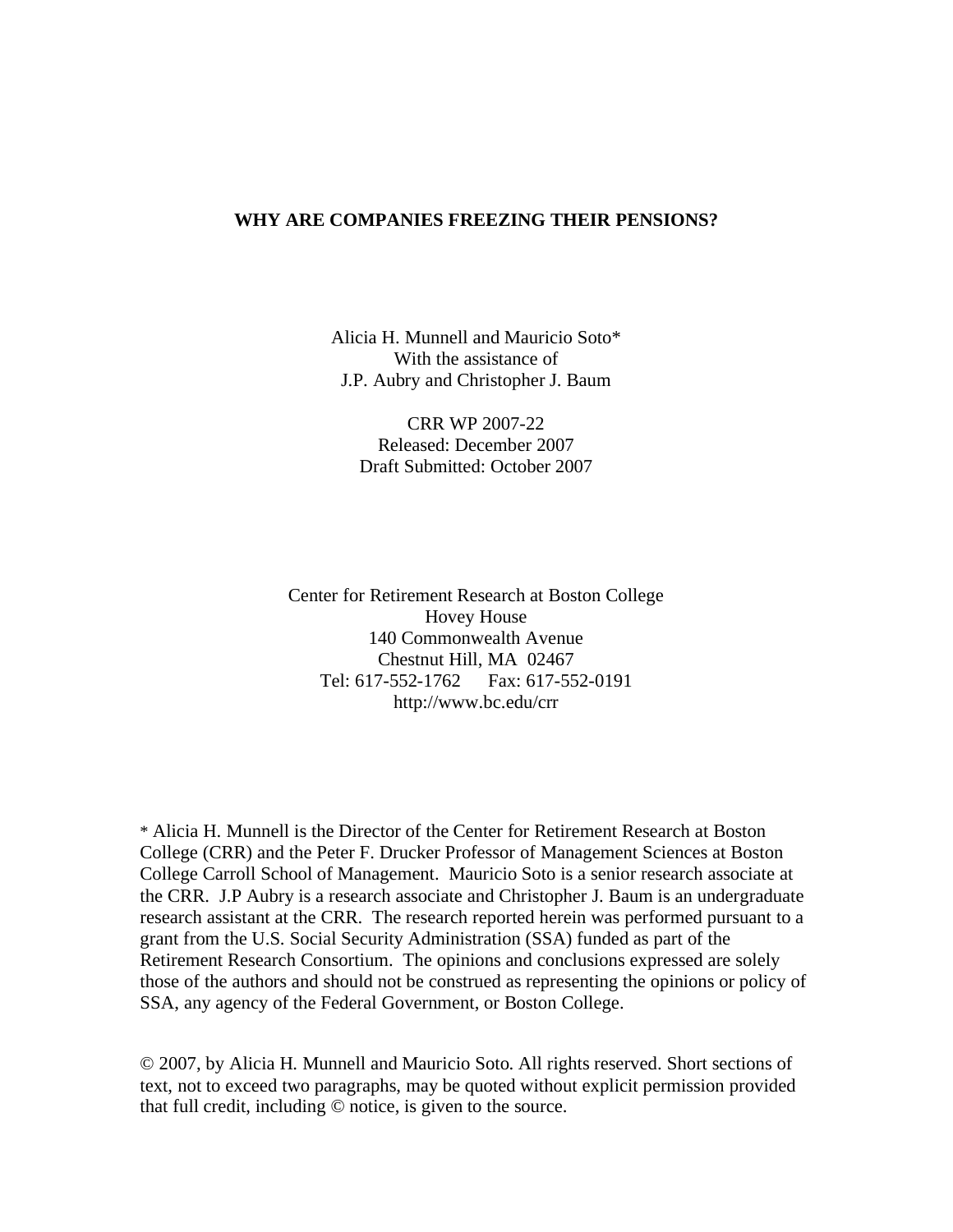# WHY ARE COMPANIES FREEZING THEIR PENSIONS?

Alicia H. Munnell and Mauricio Soto*
With the assistance of
J.P. Aubry and Christopher J. Baum

CRR WP 2007-22
Released: December 2007
Draft Submitted: October 2007

Center for Retirement Research at Boston College
Hovey House
140 Commonwealth Avenue
Chestnut Hill, MA 02467
Tel: 617-552-1762 Fax: 617-552-0191
http://www.bc.edu/crr

* Alicia H. Munnell is the Director of the Center for Retirement Research at Boston College (CRR) and the Peter F. Drucker Professor of Management Sciences at Boston College Carroll School of Management. Mauricio Soto is a senior research associate at the CRR. J.P Aubry is a research associate and Christopher J. Baum is an undergraduate research assistant at the CRR. The research reported herein was performed pursuant to a grant from the U.S. Social Security Administration (SSA) funded as part of the Retirement Research Consortium. The opinions and conclusions expressed are solely those of the authors and should not be construed as representing the opinions or policy of SSA, any agency of the Federal Government, or Boston College.

© 2007, by Alicia H. Munnell and Mauricio Soto. All rights reserved. Short sections of text, not to exceed two paragraphs, may be quoted without explicit permission provided that full credit, including © notice, is given to the source.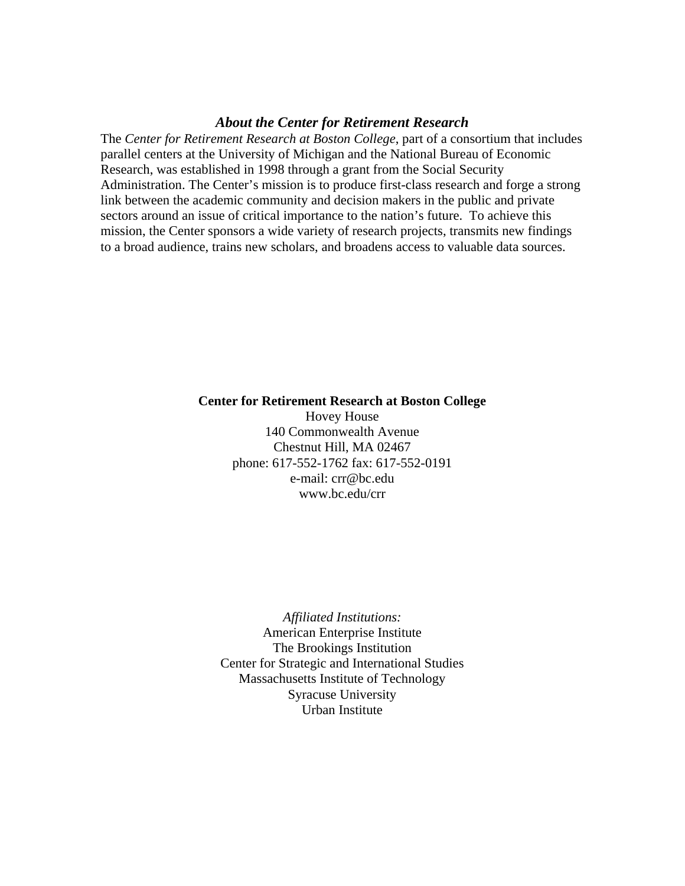### *About the Center for Retirement Research*

The *Center for Retirement Research at Boston College*, part of a consortium that includes parallel centers at the University of Michigan and the National Bureau of Economic Research, was established in 1998 through a grant from the Social Security Administration. The Center's mission is to produce first-class research and forge a strong link between the academic community and decision makers in the public and private sectors around an issue of critical importance to the nation's future. To achieve this mission, the Center sponsors a wide variety of research projects, transmits new findings to a broad audience, trains new scholars, and broadens access to valuable data sources.

**Center for Retirement Research at Boston College**
Hovey House
140 Commonwealth Avenue
Chestnut Hill, MA 02467
phone: 617-552-1762 fax: 617-552-0191
e-mail: crr@bc.edu
www.bc.edu/crr

*Affiliated Institutions:*
American Enterprise Institute
The Brookings Institution
Center for Strategic and International Studies
Massachusetts Institute of Technology
Syracuse University
Urban Institute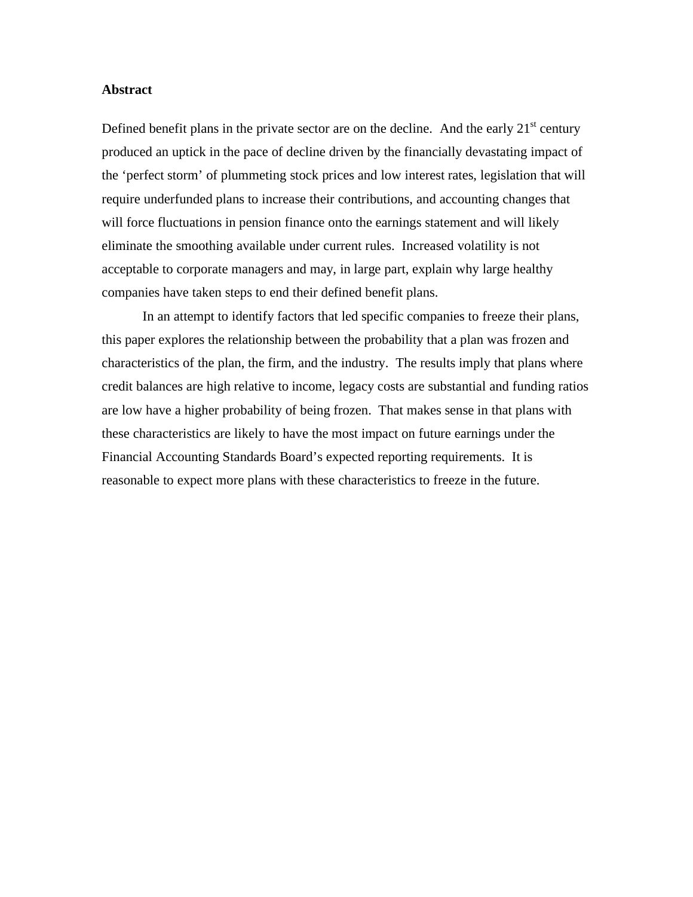**Abstract**

Defined benefit plans in the private sector are on the decline. And the early 21st century produced an uptick in the pace of decline driven by the financially devastating impact of the 'perfect storm' of plummeting stock prices and low interest rates, legislation that will require underfunded plans to increase their contributions, and accounting changes that will force fluctuations in pension finance onto the earnings statement and will likely eliminate the smoothing available under current rules. Increased volatility is not acceptable to corporate managers and may, in large part, explain why large healthy companies have taken steps to end their defined benefit plans.

In an attempt to identify factors that led specific companies to freeze their plans, this paper explores the relationship between the probability that a plan was frozen and characteristics of the plan, the firm, and the industry. The results imply that plans where credit balances are high relative to income, legacy costs are substantial and funding ratios are low have a higher probability of being frozen. That makes sense in that plans with these characteristics are likely to have the most impact on future earnings under the Financial Accounting Standards Board's expected reporting requirements. It is reasonable to expect more plans with these characteristics to freeze in the future.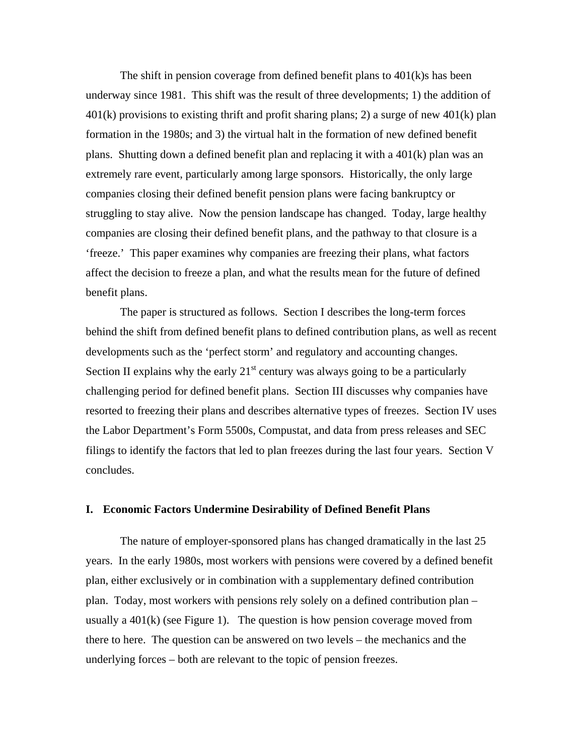The shift in pension coverage from defined benefit plans to 401(k)s has been underway since 1981. This shift was the result of three developments; 1) the addition of 401(k) provisions to existing thrift and profit sharing plans; 2) a surge of new 401(k) plan formation in the 1980s; and 3) the virtual halt in the formation of new defined benefit plans. Shutting down a defined benefit plan and replacing it with a 401(k) plan was an extremely rare event, particularly among large sponsors. Historically, the only large companies closing their defined benefit pension plans were facing bankruptcy or struggling to stay alive. Now the pension landscape has changed. Today, large healthy companies are closing their defined benefit plans, and the pathway to that closure is a 'freeze.' This paper examines why companies are freezing their plans, what factors affect the decision to freeze a plan, and what the results mean for the future of defined benefit plans.

The paper is structured as follows. Section I describes the long-term forces behind the shift from defined benefit plans to defined contribution plans, as well as recent developments such as the 'perfect storm' and regulatory and accounting changes. Section II explains why the early 21st century was always going to be a particularly challenging period for defined benefit plans. Section III discusses why companies have resorted to freezing their plans and describes alternative types of freezes. Section IV uses the Labor Department's Form 5500s, Compustat, and data from press releases and SEC filings to identify the factors that led to plan freezes during the last four years. Section V concludes.

## I. Economic Factors Undermine Desirability of Defined Benefit Plans

The nature of employer-sponsored plans has changed dramatically in the last 25 years. In the early 1980s, most workers with pensions were covered by a defined benefit plan, either exclusively or in combination with a supplementary defined contribution plan. Today, most workers with pensions rely solely on a defined contribution plan – usually a 401(k) (see Figure 1). The question is how pension coverage moved from there to here. The question can be answered on two levels – the mechanics and the underlying forces – both are relevant to the topic of pension freezes.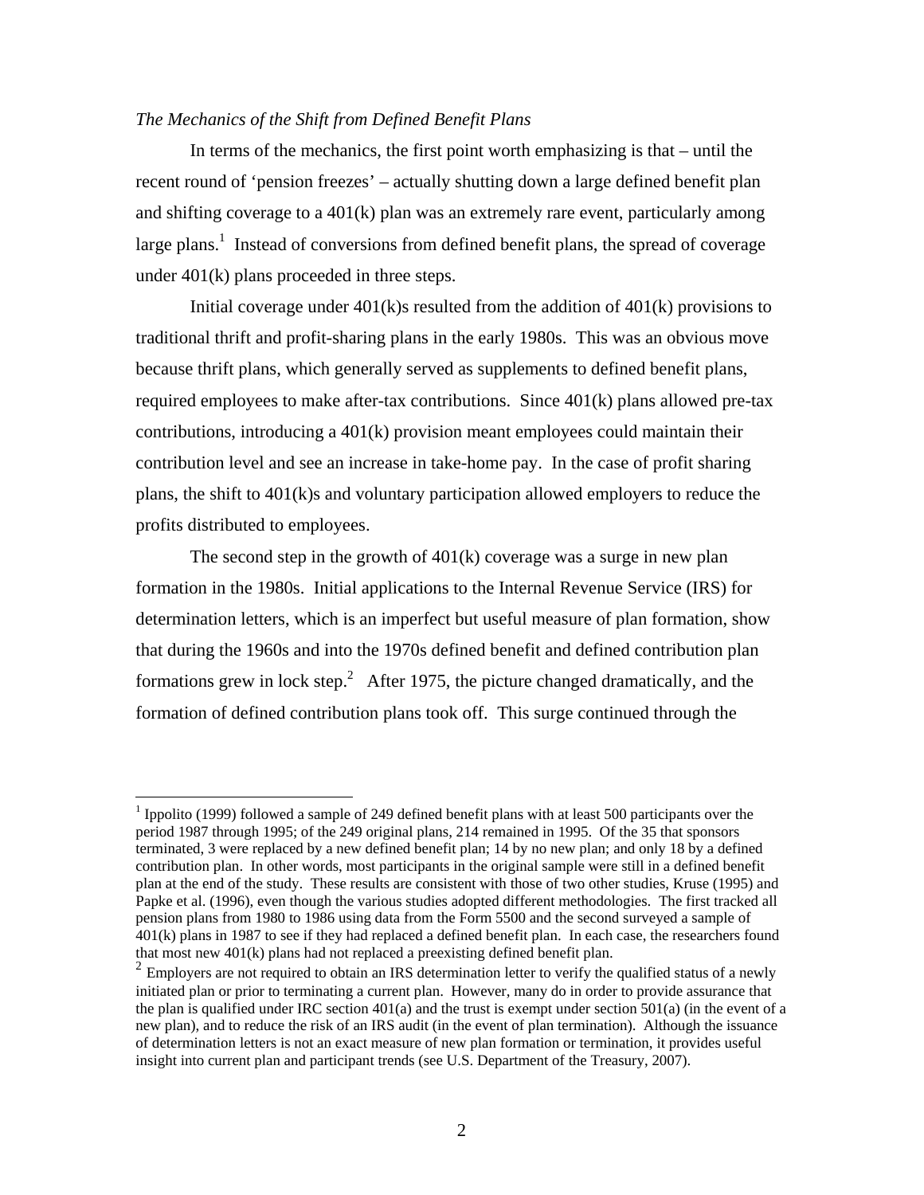*The Mechanics of the Shift from Defined Benefit Plans*

In terms of the mechanics, the first point worth emphasizing is that – until the recent round of 'pension freezes' – actually shutting down a large defined benefit plan and shifting coverage to a 401(k) plan was an extremely rare event, particularly among large plans.[1] Instead of conversions from defined benefit plans, the spread of coverage under 401(k) plans proceeded in three steps.

Initial coverage under 401(k)s resulted from the addition of 401(k) provisions to traditional thrift and profit-sharing plans in the early 1980s. This was an obvious move because thrift plans, which generally served as supplements to defined benefit plans, required employees to make after-tax contributions. Since 401(k) plans allowed pre-tax contributions, introducing a 401(k) provision meant employees could maintain their contribution level and see an increase in take-home pay. In the case of profit sharing plans, the shift to 401(k)s and voluntary participation allowed employers to reduce the profits distributed to employees.

The second step in the growth of 401(k) coverage was a surge in new plan formation in the 1980s. Initial applications to the Internal Revenue Service (IRS) for determination letters, which is an imperfect but useful measure of plan formation, show that during the 1960s and into the 1970s defined benefit and defined contribution plan formations grew in lock step.[2] After 1975, the picture changed dramatically, and the formation of defined contribution plans took off. This surge continued through the

---

[1] Ippolito (1999) followed a sample of 249 defined benefit plans with at least 500 participants over the period 1987 through 1995; of the 249 original plans, 214 remained in 1995. Of the 35 that sponsors terminated, 3 were replaced by a new defined benefit plan; 14 by no new plan; and only 18 by a defined contribution plan. In other words, most participants in the original sample were still in a defined benefit plan at the end of the study. These results are consistent with those of two other studies, Kruse (1995) and Papke et al. (1996), even though the various studies adopted different methodologies. The first tracked all pension plans from 1980 to 1986 using data from the Form 5500 and the second surveyed a sample of 401(k) plans in 1987 to see if they had replaced a defined benefit plan. In each case, the researchers found that most new 401(k) plans had not replaced a preexisting defined benefit plan.

[2] Employers are not required to obtain an IRS determination letter to verify the qualified status of a newly initiated plan or prior to terminating a current plan. However, many do in order to provide assurance that the plan is qualified under IRC section 401(a) and the trust is exempt under section 501(a) (in the event of a new plan), and to reduce the risk of an IRS audit (in the event of plan termination). Although the issuance of determination letters is not an exact measure of new plan formation or termination, it provides useful insight into current plan and participant trends (see U.S. Department of the Treasury, 2007).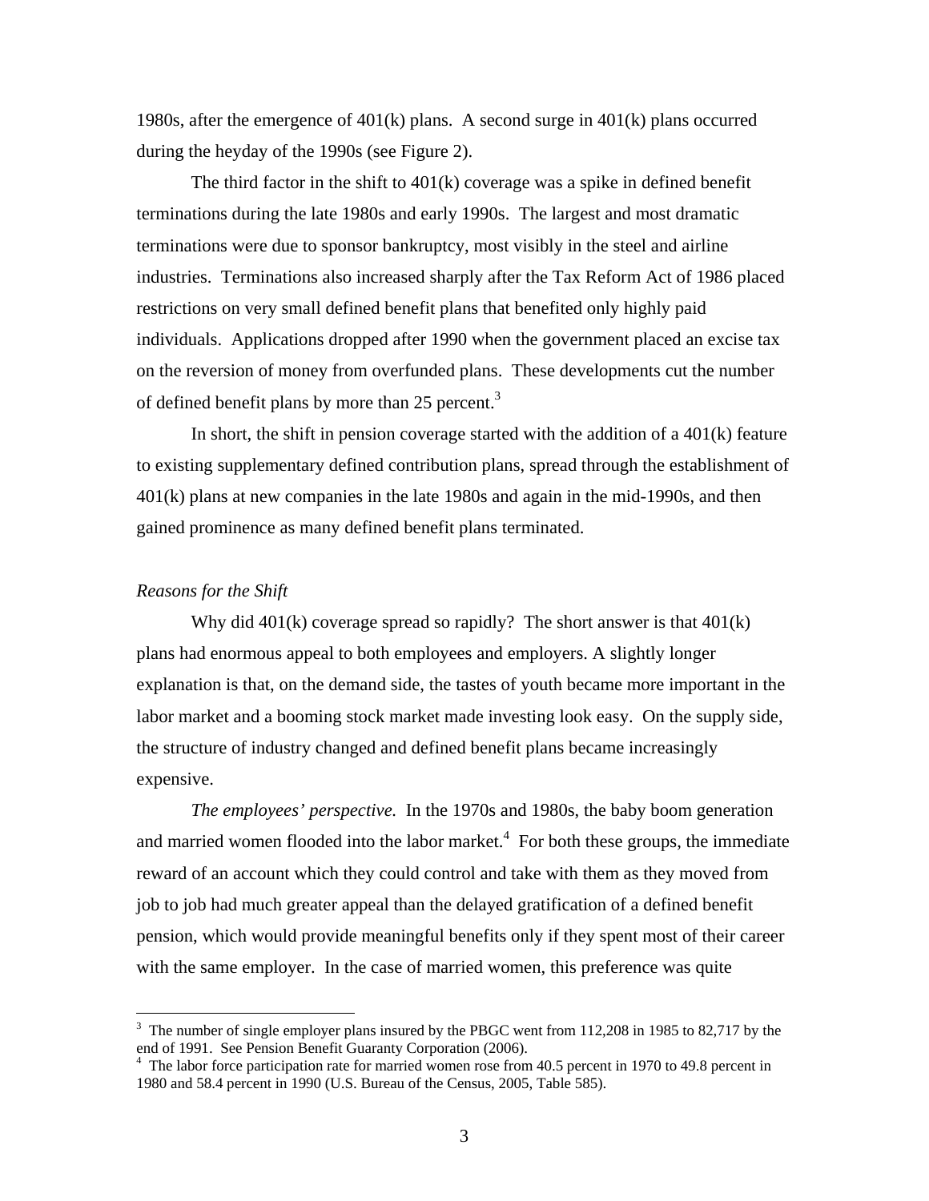1980s, after the emergence of 401(k) plans. A second surge in 401(k) plans occurred during the heyday of the 1990s (see Figure 2).

The third factor in the shift to 401(k) coverage was a spike in defined benefit terminations during the late 1980s and early 1990s. The largest and most dramatic terminations were due to sponsor bankruptcy, most visibly in the steel and airline industries. Terminations also increased sharply after the Tax Reform Act of 1986 placed restrictions on very small defined benefit plans that benefited only highly paid individuals. Applications dropped after 1990 when the government placed an excise tax on the reversion of money from overfunded plans. These developments cut the number of defined benefit plans by more than 25 percent.[3]

In short, the shift in pension coverage started with the addition of a 401(k) feature to existing supplementary defined contribution plans, spread through the establishment of 401(k) plans at new companies in the late 1980s and again in the mid-1990s, and then gained prominence as many defined benefit plans terminated.

*Reasons for the Shift*

Why did 401(k) coverage spread so rapidly? The short answer is that 401(k) plans had enormous appeal to both employees and employers. A slightly longer explanation is that, on the demand side, the tastes of youth became more important in the labor market and a booming stock market made investing look easy. On the supply side, the structure of industry changed and defined benefit plans became increasingly expensive.

*The employees' perspective.* In the 1970s and 1980s, the baby boom generation and married women flooded into the labor market.[4] For both these groups, the immediate reward of an account which they could control and take with them as they moved from job to job had much greater appeal than the delayed gratification of a defined benefit pension, which would provide meaningful benefits only if they spent most of their career with the same employer. In the case of married women, this preference was quite

[3] The number of single employer plans insured by the PBGC went from 112,208 in 1985 to 82,717 by the end of 1991. See Pension Benefit Guaranty Corporation (2006).

[4] The labor force participation rate for married women rose from 40.5 percent in 1970 to 49.8 percent in 1980 and 58.4 percent in 1990 (U.S. Bureau of the Census, 2005, Table 585).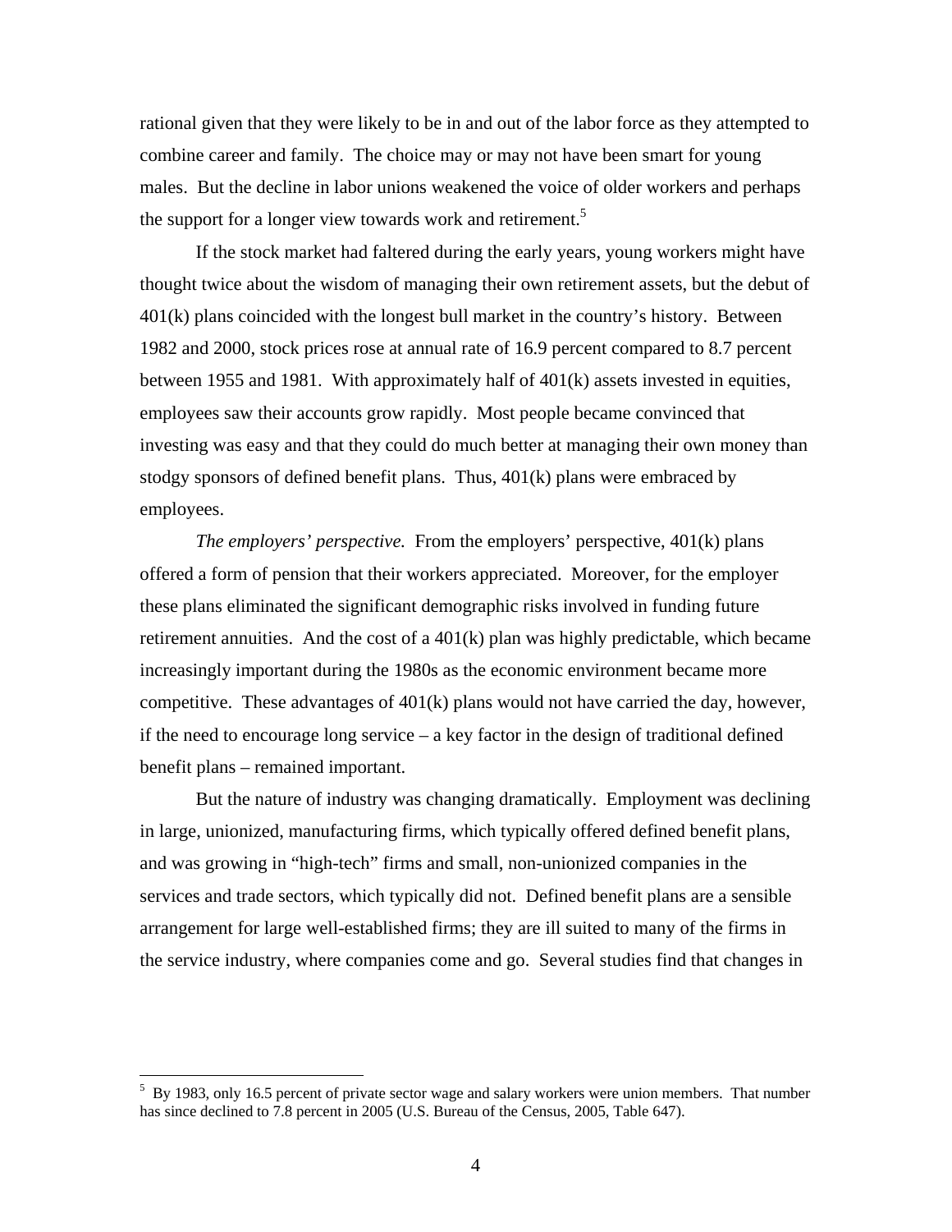rational given that they were likely to be in and out of the labor force as they attempted to combine career and family. The choice may or may not have been smart for young males. But the decline in labor unions weakened the voice of older workers and perhaps the support for a longer view towards work and retirement.[5]

If the stock market had faltered during the early years, young workers might have thought twice about the wisdom of managing their own retirement assets, but the debut of 401(k) plans coincided with the longest bull market in the country's history. Between 1982 and 2000, stock prices rose at annual rate of 16.9 percent compared to 8.7 percent between 1955 and 1981. With approximately half of 401(k) assets invested in equities, employees saw their accounts grow rapidly. Most people became convinced that investing was easy and that they could do much better at managing their own money than stodgy sponsors of defined benefit plans. Thus, 401(k) plans were embraced by employees.

*The employers' perspective.* From the employers' perspective, 401(k) plans offered a form of pension that their workers appreciated. Moreover, for the employer these plans eliminated the significant demographic risks involved in funding future retirement annuities. And the cost of a 401(k) plan was highly predictable, which became increasingly important during the 1980s as the economic environment became more competitive. These advantages of 401(k) plans would not have carried the day, however, if the need to encourage long service – a key factor in the design of traditional defined benefit plans – remained important.

But the nature of industry was changing dramatically. Employment was declining in large, unionized, manufacturing firms, which typically offered defined benefit plans, and was growing in "high-tech" firms and small, non-unionized companies in the services and trade sectors, which typically did not. Defined benefit plans are a sensible arrangement for large well-established firms; they are ill suited to many of the firms in the service industry, where companies come and go. Several studies find that changes in

---

[5] By 1983, only 16.5 percent of private sector wage and salary workers were union members. That number has since declined to 7.8 percent in 2005 (U.S. Bureau of the Census, 2005, Table 647).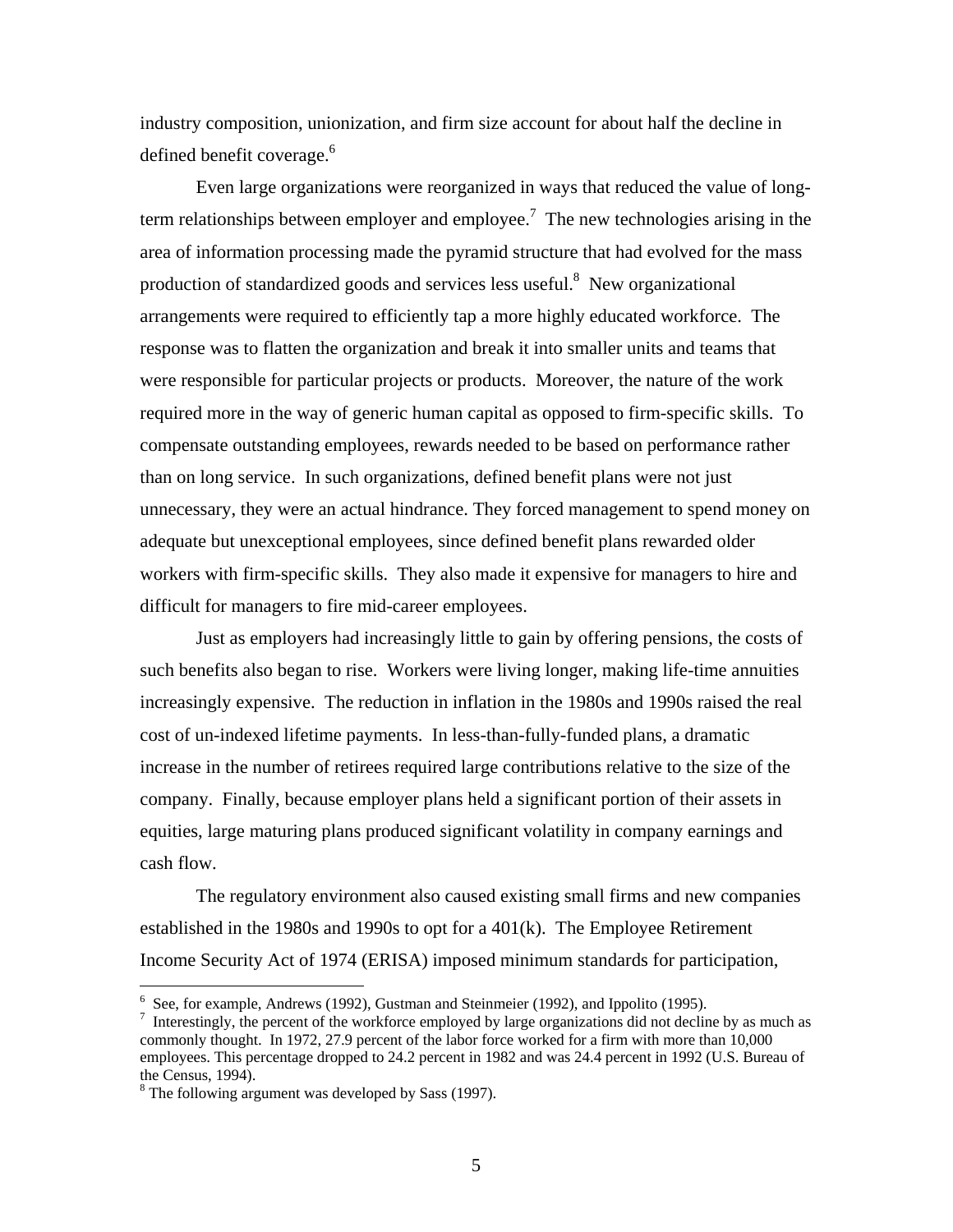industry composition, unionization, and firm size account for about half the decline in defined benefit coverage.[6]

Even large organizations were reorganized in ways that reduced the value of long-term relationships between employer and employee.[7] The new technologies arising in the area of information processing made the pyramid structure that had evolved for the mass production of standardized goods and services less useful.[8] New organizational arrangements were required to efficiently tap a more highly educated workforce. The response was to flatten the organization and break it into smaller units and teams that were responsible for particular projects or products. Moreover, the nature of the work required more in the way of generic human capital as opposed to firm-specific skills. To compensate outstanding employees, rewards needed to be based on performance rather than on long service. In such organizations, defined benefit plans were not just unnecessary, they were an actual hindrance. They forced management to spend money on adequate but unexceptional employees, since defined benefit plans rewarded older workers with firm-specific skills. They also made it expensive for managers to hire and difficult for managers to fire mid-career employees.

Just as employers had increasingly little to gain by offering pensions, the costs of such benefits also began to rise. Workers were living longer, making life-time annuities increasingly expensive. The reduction in inflation in the 1980s and 1990s raised the real cost of un-indexed lifetime payments. In less-than-fully-funded plans, a dramatic increase in the number of retirees required large contributions relative to the size of the company. Finally, because employer plans held a significant portion of their assets in equities, large maturing plans produced significant volatility in company earnings and cash flow.

The regulatory environment also caused existing small firms and new companies established in the 1980s and 1990s to opt for a 401(k). The Employee Retirement Income Security Act of 1974 (ERISA) imposed minimum standards for participation,

---

[6] See, for example, Andrews (1992), Gustman and Steinmeier (1992), and Ippolito (1995).

[7] Interestingly, the percent of the workforce employed by large organizations did not decline by as much as commonly thought. In 1972, 27.9 percent of the labor force worked for a firm with more than 10,000 employees. This percentage dropped to 24.2 percent in 1982 and was 24.4 percent in 1992 (U.S. Bureau of the Census, 1994).

[8] The following argument was developed by Sass (1997).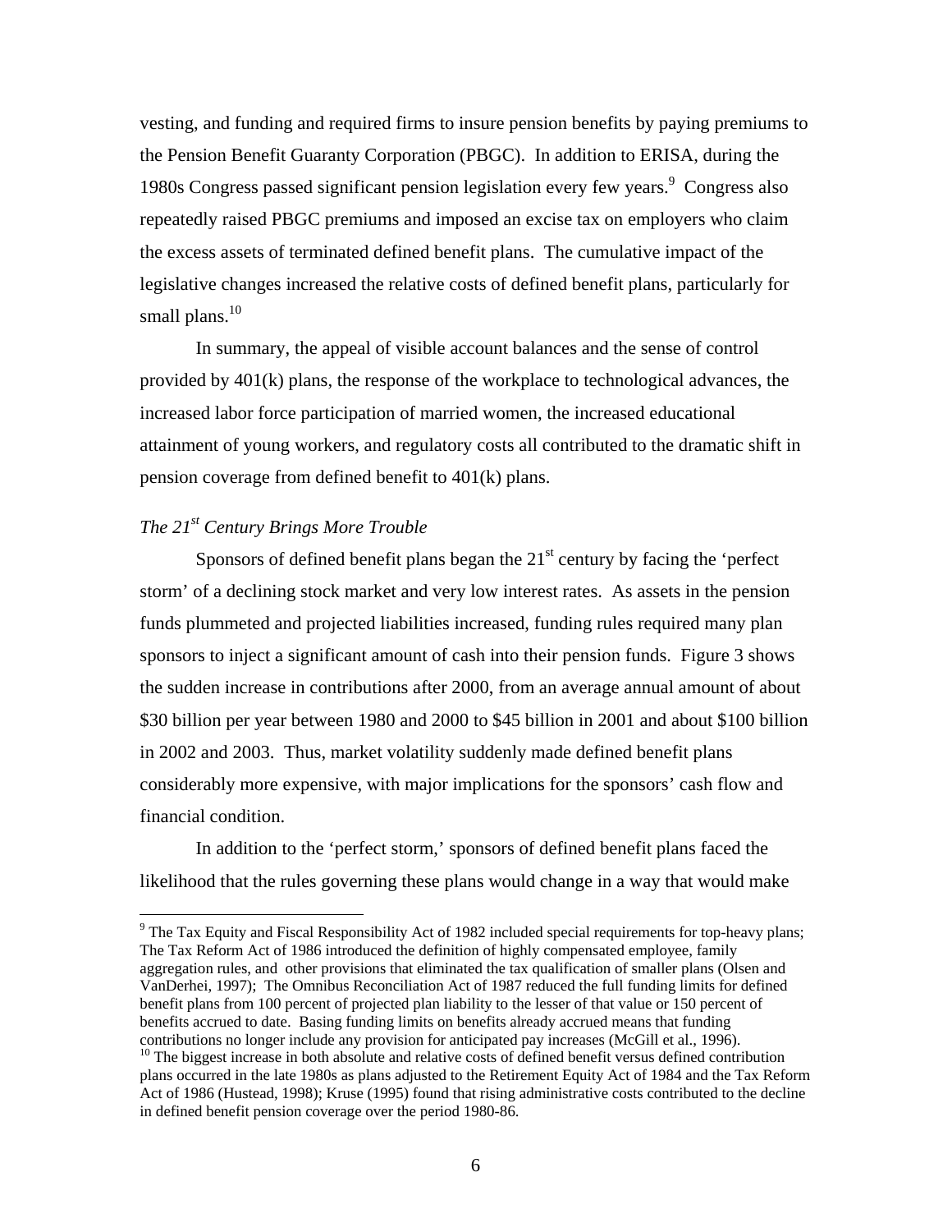vesting, and funding and required firms to insure pension benefits by paying premiums to the Pension Benefit Guaranty Corporation (PBGC). In addition to ERISA, during the 1980s Congress passed significant pension legislation every few years.[9] Congress also repeatedly raised PBGC premiums and imposed an excise tax on employers who claim the excess assets of terminated defined benefit plans. The cumulative impact of the legislative changes increased the relative costs of defined benefit plans, particularly for small plans.[10]

In summary, the appeal of visible account balances and the sense of control provided by 401(k) plans, the response of the workplace to technological advances, the increased labor force participation of married women, the increased educational attainment of young workers, and regulatory costs all contributed to the dramatic shift in pension coverage from defined benefit to 401(k) plans.

*The 21st Century Brings More Trouble*

Sponsors of defined benefit plans began the 21st century by facing the 'perfect storm' of a declining stock market and very low interest rates. As assets in the pension funds plummeted and projected liabilities increased, funding rules required many plan sponsors to inject a significant amount of cash into their pension funds. Figure 3 shows the sudden increase in contributions after 2000, from an average annual amount of about $30 billion per year between 1980 and 2000 to $45 billion in 2001 and about $100 billion in 2002 and 2003. Thus, market volatility suddenly made defined benefit plans considerably more expensive, with major implications for the sponsors' cash flow and financial condition.

In addition to the 'perfect storm,' sponsors of defined benefit plans faced the likelihood that the rules governing these plans would change in a way that would make

---

[9] The Tax Equity and Fiscal Responsibility Act of 1982 included special requirements for top-heavy plans; The Tax Reform Act of 1986 introduced the definition of highly compensated employee, family aggregation rules, and other provisions that eliminated the tax qualification of smaller plans (Olsen and VanDerhei, 1997); The Omnibus Reconciliation Act of 1987 reduced the full funding limits for defined benefit plans from 100 percent of projected plan liability to the lesser of that value or 150 percent of benefits accrued to date. Basing funding limits on benefits already accrued means that funding contributions no longer include any provision for anticipated pay increases (McGill et al., 1996).

[10] The biggest increase in both absolute and relative costs of defined benefit versus defined contribution plans occurred in the late 1980s as plans adjusted to the Retirement Equity Act of 1984 and the Tax Reform Act of 1986 (Hustead, 1998); Kruse (1995) found that rising administrative costs contributed to the decline in defined benefit pension coverage over the period 1980-86.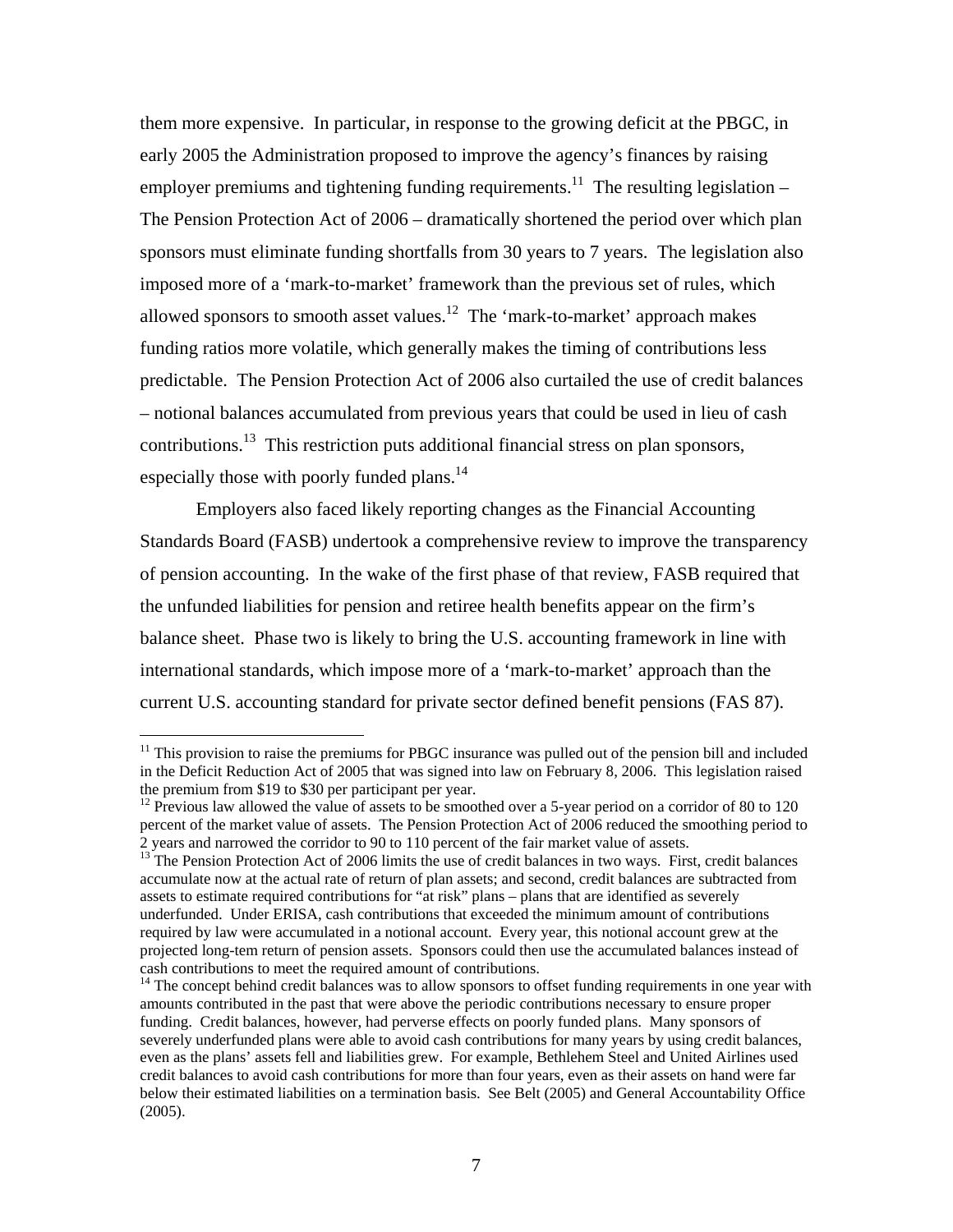them more expensive. In particular, in response to the growing deficit at the PBGC, in early 2005 the Administration proposed to improve the agency's finances by raising employer premiums and tightening funding requirements.[11] The resulting legislation – The Pension Protection Act of 2006 – dramatically shortened the period over which plan sponsors must eliminate funding shortfalls from 30 years to 7 years. The legislation also imposed more of a 'mark-to-market' framework than the previous set of rules, which allowed sponsors to smooth asset values.[12] The 'mark-to-market' approach makes funding ratios more volatile, which generally makes the timing of contributions less predictable. The Pension Protection Act of 2006 also curtailed the use of credit balances – notional balances accumulated from previous years that could be used in lieu of cash contributions.[13] This restriction puts additional financial stress on plan sponsors, especially those with poorly funded plans.[14]

Employers also faced likely reporting changes as the Financial Accounting Standards Board (FASB) undertook a comprehensive review to improve the transparency of pension accounting. In the wake of the first phase of that review, FASB required that the unfunded liabilities for pension and retiree health benefits appear on the firm's balance sheet. Phase two is likely to bring the U.S. accounting framework in line with international standards, which impose more of a 'mark-to-market' approach than the current U.S. accounting standard for private sector defined benefit pensions (FAS 87).

---

[11] This provision to raise the premiums for PBGC insurance was pulled out of the pension bill and included in the Deficit Reduction Act of 2005 that was signed into law on February 8, 2006. This legislation raised the premium from $19 to $30 per participant per year.

[12] Previous law allowed the value of assets to be smoothed over a 5-year period on a corridor of 80 to 120 percent of the market value of assets. The Pension Protection Act of 2006 reduced the smoothing period to 2 years and narrowed the corridor to 90 to 110 percent of the fair market value of assets.

[13] The Pension Protection Act of 2006 limits the use of credit balances in two ways. First, credit balances accumulate now at the actual rate of return of plan assets; and second, credit balances are subtracted from assets to estimate required contributions for "at risk" plans – plans that are identified as severely underfunded. Under ERISA, cash contributions that exceeded the minimum amount of contributions required by law were accumulated in a notional account. Every year, this notional account grew at the projected long-tem return of pension assets. Sponsors could then use the accumulated balances instead of cash contributions to meet the required amount of contributions.

[14] The concept behind credit balances was to allow sponsors to offset funding requirements in one year with amounts contributed in the past that were above the periodic contributions necessary to ensure proper funding. Credit balances, however, had perverse effects on poorly funded plans. Many sponsors of severely underfunded plans were able to avoid cash contributions for many years by using credit balances, even as the plans' assets fell and liabilities grew. For example, Bethlehem Steel and United Airlines used credit balances to avoid cash contributions for more than four years, even as their assets on hand were far below their estimated liabilities on a termination basis. See Belt (2005) and General Accountability Office (2005).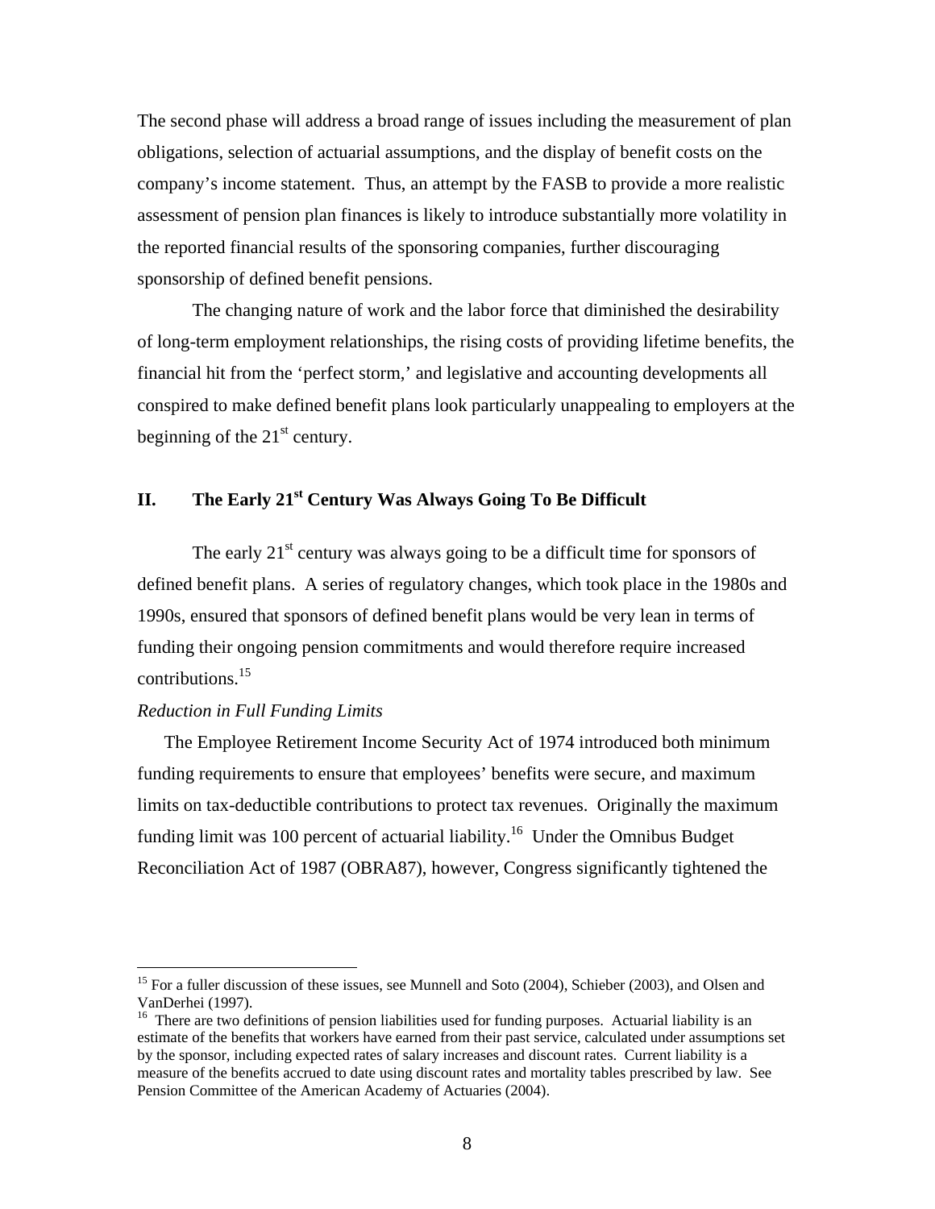The second phase will address a broad range of issues including the measurement of plan obligations, selection of actuarial assumptions, and the display of benefit costs on the company's income statement. Thus, an attempt by the FASB to provide a more realistic assessment of pension plan finances is likely to introduce substantially more volatility in the reported financial results of the sponsoring companies, further discouraging sponsorship of defined benefit pensions.

The changing nature of work and the labor force that diminished the desirability of long-term employment relationships, the rising costs of providing lifetime benefits, the financial hit from the 'perfect storm,' and legislative and accounting developments all conspired to make defined benefit plans look particularly unappealing to employers at the beginning of the 21st century.

## II. The Early 21st Century Was Always Going To Be Difficult

The early 21st century was always going to be a difficult time for sponsors of defined benefit plans. A series of regulatory changes, which took place in the 1980s and 1990s, ensured that sponsors of defined benefit plans would be very lean in terms of funding their ongoing pension commitments and would therefore require increased contributions.[15]

*Reduction in Full Funding Limits*

The Employee Retirement Income Security Act of 1974 introduced both minimum funding requirements to ensure that employees' benefits were secure, and maximum limits on tax-deductible contributions to protect tax revenues. Originally the maximum funding limit was 100 percent of actuarial liability.[16] Under the Omnibus Budget Reconciliation Act of 1987 (OBRA87), however, Congress significantly tightened the

---

[15] For a fuller discussion of these issues, see Munnell and Soto (2004), Schieber (2003), and Olsen and VanDerhei (1997).

[16] There are two definitions of pension liabilities used for funding purposes. Actuarial liability is an estimate of the benefits that workers have earned from their past service, calculated under assumptions set by the sponsor, including expected rates of salary increases and discount rates. Current liability is a measure of the benefits accrued to date using discount rates and mortality tables prescribed by law. See Pension Committee of the American Academy of Actuaries (2004).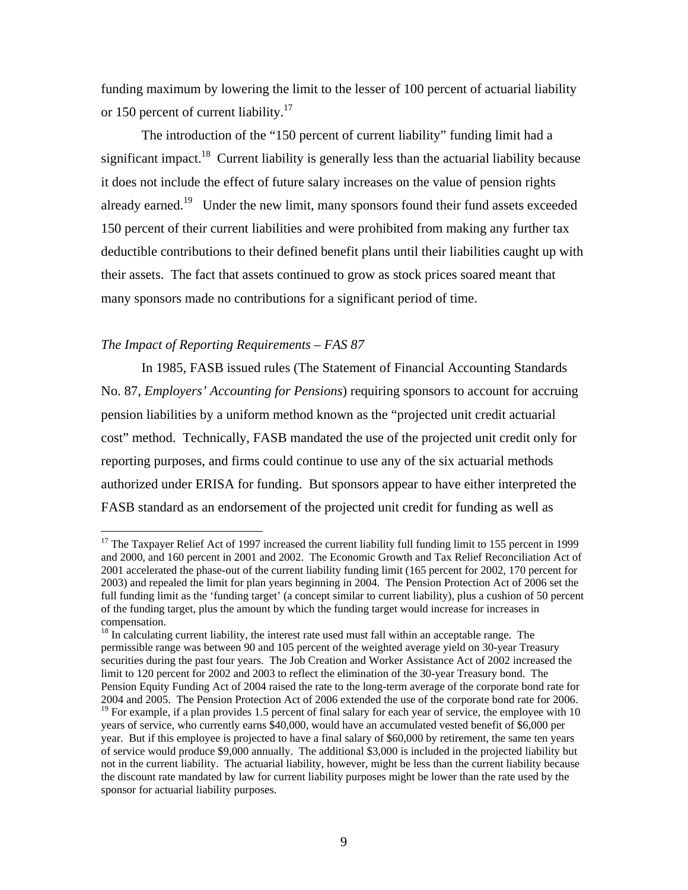funding maximum by lowering the limit to the lesser of 100 percent of actuarial liability or 150 percent of current liability.[17]

The introduction of the "150 percent of current liability" funding limit had a significant impact.[18] Current liability is generally less than the actuarial liability because it does not include the effect of future salary increases on the value of pension rights already earned.[19] Under the new limit, many sponsors found their fund assets exceeded 150 percent of their current liabilities and were prohibited from making any further tax deductible contributions to their defined benefit plans until their liabilities caught up with their assets. The fact that assets continued to grow as stock prices soared meant that many sponsors made no contributions for a significant period of time.

*The Impact of Reporting Requirements – FAS 87*

In 1985, FASB issued rules (The Statement of Financial Accounting Standards No. 87, *Employers' Accounting for Pensions*) requiring sponsors to account for accruing pension liabilities by a uniform method known as the "projected unit credit actuarial cost" method. Technically, FASB mandated the use of the projected unit credit only for reporting purposes, and firms could continue to use any of the six actuarial methods authorized under ERISA for funding. But sponsors appear to have either interpreted the FASB standard as an endorsement of the projected unit credit for funding as well as

---

[17] The Taxpayer Relief Act of 1997 increased the current liability full funding limit to 155 percent in 1999 and 2000, and 160 percent in 2001 and 2002. The Economic Growth and Tax Relief Reconciliation Act of 2001 accelerated the phase-out of the current liability funding limit (165 percent for 2002, 170 percent for 2003) and repealed the limit for plan years beginning in 2004. The Pension Protection Act of 2006 set the full funding limit as the 'funding target' (a concept similar to current liability), plus a cushion of 50 percent of the funding target, plus the amount by which the funding target would increase for increases in compensation.

[18] In calculating current liability, the interest rate used must fall within an acceptable range. The permissible range was between 90 and 105 percent of the weighted average yield on 30-year Treasury securities during the past four years. The Job Creation and Worker Assistance Act of 2002 increased the limit to 120 percent for 2002 and 2003 to reflect the elimination of the 30-year Treasury bond. The Pension Equity Funding Act of 2004 raised the rate to the long-term average of the corporate bond rate for 2004 and 2005. The Pension Protection Act of 2006 extended the use of the corporate bond rate for 2006.

[19] For example, if a plan provides 1.5 percent of final salary for each year of service, the employee with 10 years of service, who currently earns $40,000, would have an accumulated vested benefit of $6,000 per year. But if this employee is projected to have a final salary of $60,000 by retirement, the same ten years of service would produce $9,000 annually. The additional $3,000 is included in the projected liability but not in the current liability. The actuarial liability, however, might be less than the current liability because the discount rate mandated by law for current liability purposes might be lower than the rate used by the sponsor for actuarial liability purposes.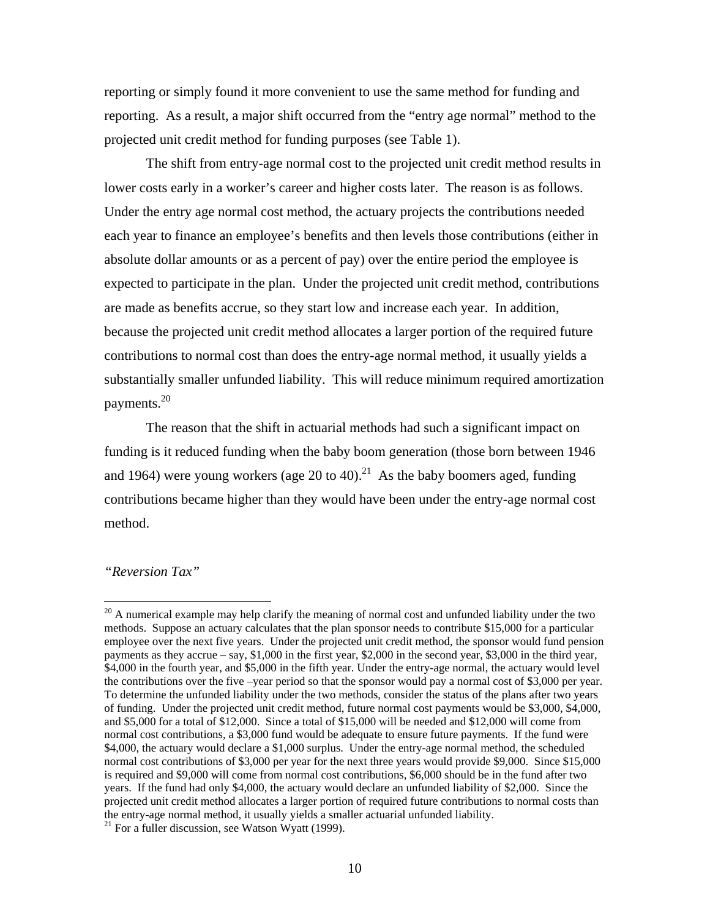reporting or simply found it more convenient to use the same method for funding and reporting. As a result, a major shift occurred from the "entry age normal" method to the projected unit credit method for funding purposes (see Table 1).

The shift from entry-age normal cost to the projected unit credit method results in lower costs early in a worker's career and higher costs later. The reason is as follows. Under the entry age normal cost method, the actuary projects the contributions needed each year to finance an employee's benefits and then levels those contributions (either in absolute dollar amounts or as a percent of pay) over the entire period the employee is expected to participate in the plan. Under the projected unit credit method, contributions are made as benefits accrue, so they start low and increase each year. In addition, because the projected unit credit method allocates a larger portion of the required future contributions to normal cost than does the entry-age normal method, it usually yields a substantially smaller unfunded liability. This will reduce minimum required amortization payments.[20]

The reason that the shift in actuarial methods had such a significant impact on funding is it reduced funding when the baby boom generation (those born between 1946 and 1964) were young workers (age 20 to 40).[21] As the baby boomers aged, funding contributions became higher than they would have been under the entry-age normal cost method.

*"Reversion Tax"*

---

[20] A numerical example may help clarify the meaning of normal cost and unfunded liability under the two methods. Suppose an actuary calculates that the plan sponsor needs to contribute $15,000 for a particular employee over the next five years. Under the projected unit credit method, the sponsor would fund pension payments as they accrue – say, $1,000 in the first year, $2,000 in the second year, $3,000 in the third year, $4,000 in the fourth year, and $5,000 in the fifth year. Under the entry-age normal, the actuary would level the contributions over the five –year period so that the sponsor would pay a normal cost of $3,000 per year. To determine the unfunded liability under the two methods, consider the status of the plans after two years of funding. Under the projected unit credit method, future normal cost payments would be $3,000, $4,000, and $5,000 for a total of $12,000. Since a total of $15,000 will be needed and $12,000 will come from normal cost contributions, a $3,000 fund would be adequate to ensure future payments. If the fund were $4,000, the actuary would declare a $1,000 surplus. Under the entry-age normal method, the scheduled normal cost contributions of $3,000 per year for the next three years would provide $9,000. Since $15,000 is required and $9,000 will come from normal cost contributions, $6,000 should be in the fund after two years. If the fund had only $4,000, the actuary would declare an unfunded liability of $2,000. Since the projected unit credit method allocates a larger portion of required future contributions to normal costs than the entry-age normal method, it usually yields a smaller actuarial unfunded liability.

[21] For a fuller discussion, see Watson Wyatt (1999).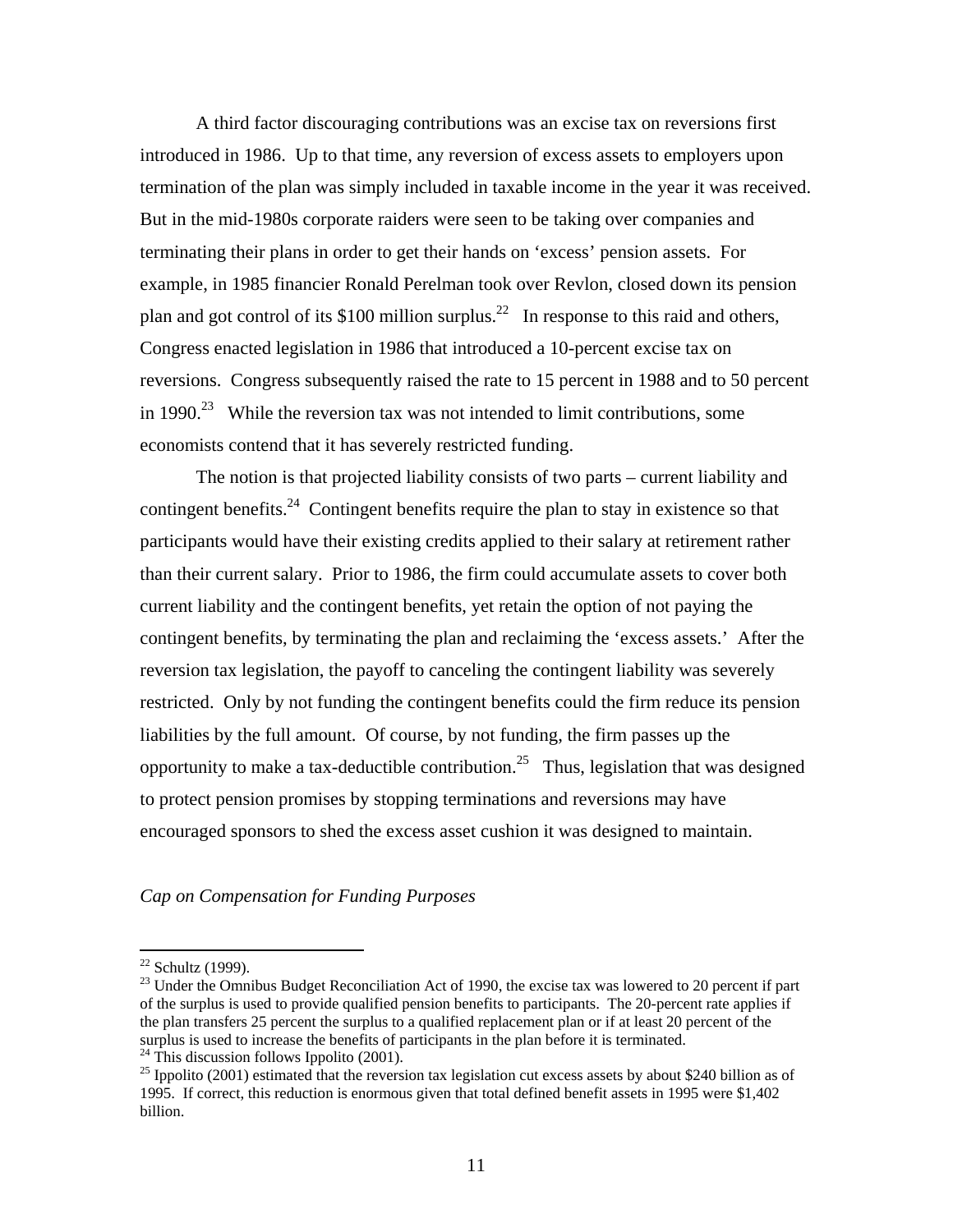A third factor discouraging contributions was an excise tax on reversions first introduced in 1986. Up to that time, any reversion of excess assets to employers upon termination of the plan was simply included in taxable income in the year it was received. But in the mid-1980s corporate raiders were seen to be taking over companies and terminating their plans in order to get their hands on 'excess' pension assets. For example, in 1985 financier Ronald Perelman took over Revlon, closed down its pension plan and got control of its $100 million surplus.[22] In response to this raid and others, Congress enacted legislation in 1986 that introduced a 10-percent excise tax on reversions. Congress subsequently raised the rate to 15 percent in 1988 and to 50 percent in 1990.[23] While the reversion tax was not intended to limit contributions, some economists contend that it has severely restricted funding.

The notion is that projected liability consists of two parts – current liability and contingent benefits.[24] Contingent benefits require the plan to stay in existence so that participants would have their existing credits applied to their salary at retirement rather than their current salary. Prior to 1986, the firm could accumulate assets to cover both current liability and the contingent benefits, yet retain the option of not paying the contingent benefits, by terminating the plan and reclaiming the 'excess assets.' After the reversion tax legislation, the payoff to canceling the contingent liability was severely restricted. Only by not funding the contingent benefits could the firm reduce its pension liabilities by the full amount. Of course, by not funding, the firm passes up the opportunity to make a tax-deductible contribution.[25] Thus, legislation that was designed to protect pension promises by stopping terminations and reversions may have encouraged sponsors to shed the excess asset cushion it was designed to maintain.

*Cap on Compensation for Funding Purposes*

---

[22] Schultz (1999).

[23] Under the Omnibus Budget Reconciliation Act of 1990, the excise tax was lowered to 20 percent if part of the surplus is used to provide qualified pension benefits to participants. The 20-percent rate applies if the plan transfers 25 percent the surplus to a qualified replacement plan or if at least 20 percent of the surplus is used to increase the benefits of participants in the plan before it is terminated.

[24] This discussion follows Ippolito (2001).

[25] Ippolito (2001) estimated that the reversion tax legislation cut excess assets by about $240 billion as of 1995. If correct, this reduction is enormous given that total defined benefit assets in 1995 were $1,402 billion.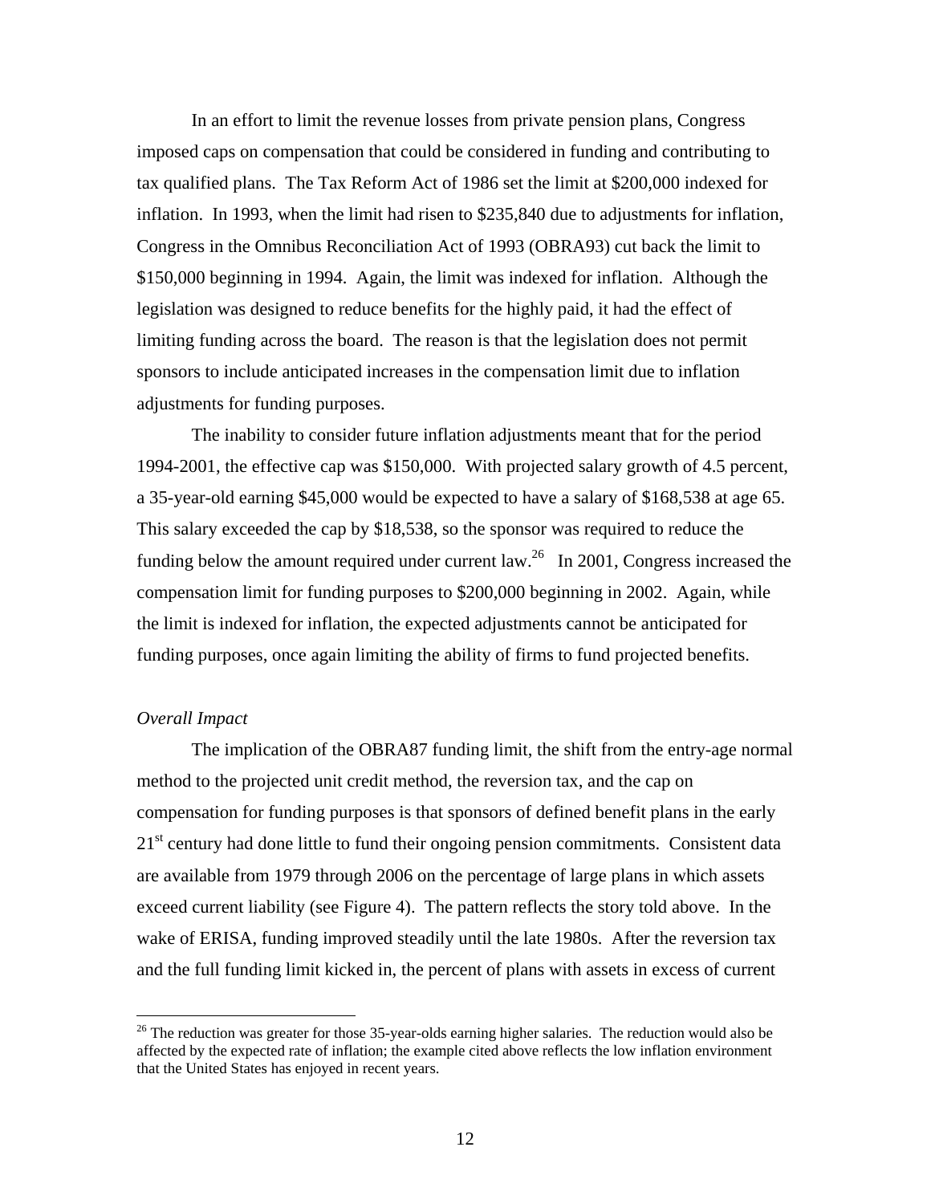In an effort to limit the revenue losses from private pension plans, Congress imposed caps on compensation that could be considered in funding and contributing to tax qualified plans. The Tax Reform Act of 1986 set the limit at $200,000 indexed for inflation. In 1993, when the limit had risen to $235,840 due to adjustments for inflation, Congress in the Omnibus Reconciliation Act of 1993 (OBRA93) cut back the limit to $150,000 beginning in 1994. Again, the limit was indexed for inflation. Although the legislation was designed to reduce benefits for the highly paid, it had the effect of limiting funding across the board. The reason is that the legislation does not permit sponsors to include anticipated increases in the compensation limit due to inflation adjustments for funding purposes.

The inability to consider future inflation adjustments meant that for the period 1994-2001, the effective cap was $150,000. With projected salary growth of 4.5 percent, a 35-year-old earning $45,000 would be expected to have a salary of $168,538 at age 65. This salary exceeded the cap by $18,538, so the sponsor was required to reduce the funding below the amount required under current law.[26] In 2001, Congress increased the compensation limit for funding purposes to $200,000 beginning in 2002. Again, while the limit is indexed for inflation, the expected adjustments cannot be anticipated for funding purposes, once again limiting the ability of firms to fund projected benefits.

*Overall Impact*

The implication of the OBRA87 funding limit, the shift from the entry-age normal method to the projected unit credit method, the reversion tax, and the cap on compensation for funding purposes is that sponsors of defined benefit plans in the early 21st century had done little to fund their ongoing pension commitments. Consistent data are available from 1979 through 2006 on the percentage of large plans in which assets exceed current liability (see Figure 4). The pattern reflects the story told above. In the wake of ERISA, funding improved steadily until the late 1980s. After the reversion tax and the full funding limit kicked in, the percent of plans with assets in excess of current

[26] The reduction was greater for those 35-year-olds earning higher salaries. The reduction would also be affected by the expected rate of inflation; the example cited above reflects the low inflation environment that the United States has enjoyed in recent years.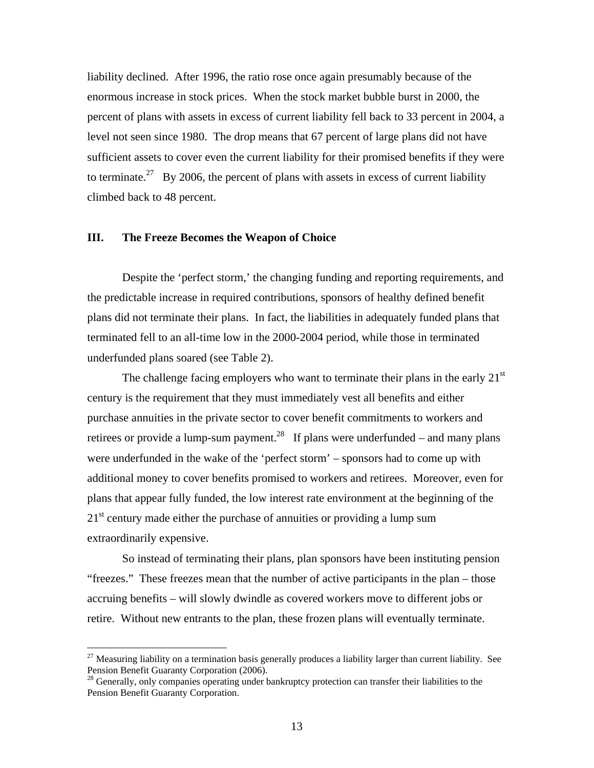liability declined. After 1996, the ratio rose once again presumably because of the enormous increase in stock prices. When the stock market bubble burst in 2000, the percent of plans with assets in excess of current liability fell back to 33 percent in 2004, a level not seen since 1980. The drop means that 67 percent of large plans did not have sufficient assets to cover even the current liability for their promised benefits if they were to terminate.[27] By 2006, the percent of plans with assets in excess of current liability climbed back to 48 percent.

## III. The Freeze Becomes the Weapon of Choice

Despite the 'perfect storm,' the changing funding and reporting requirements, and the predictable increase in required contributions, sponsors of healthy defined benefit plans did not terminate their plans. In fact, the liabilities in adequately funded plans that terminated fell to an all-time low in the 2000-2004 period, while those in terminated underfunded plans soared (see Table 2).

The challenge facing employers who want to terminate their plans in the early 21st century is the requirement that they must immediately vest all benefits and either purchase annuities in the private sector to cover benefit commitments to workers and retirees or provide a lump-sum payment.[28] If plans were underfunded – and many plans were underfunded in the wake of the 'perfect storm' – sponsors had to come up with additional money to cover benefits promised to workers and retirees. Moreover, even for plans that appear fully funded, the low interest rate environment at the beginning of the 21st century made either the purchase of annuities or providing a lump sum extraordinarily expensive.

So instead of terminating their plans, plan sponsors have been instituting pension "freezes." These freezes mean that the number of active participants in the plan – those accruing benefits – will slowly dwindle as covered workers move to different jobs or retire. Without new entrants to the plan, these frozen plans will eventually terminate.

---

[27] Measuring liability on a termination basis generally produces a liability larger than current liability. See Pension Benefit Guaranty Corporation (2006).

[28] Generally, only companies operating under bankruptcy protection can transfer their liabilities to the Pension Benefit Guaranty Corporation.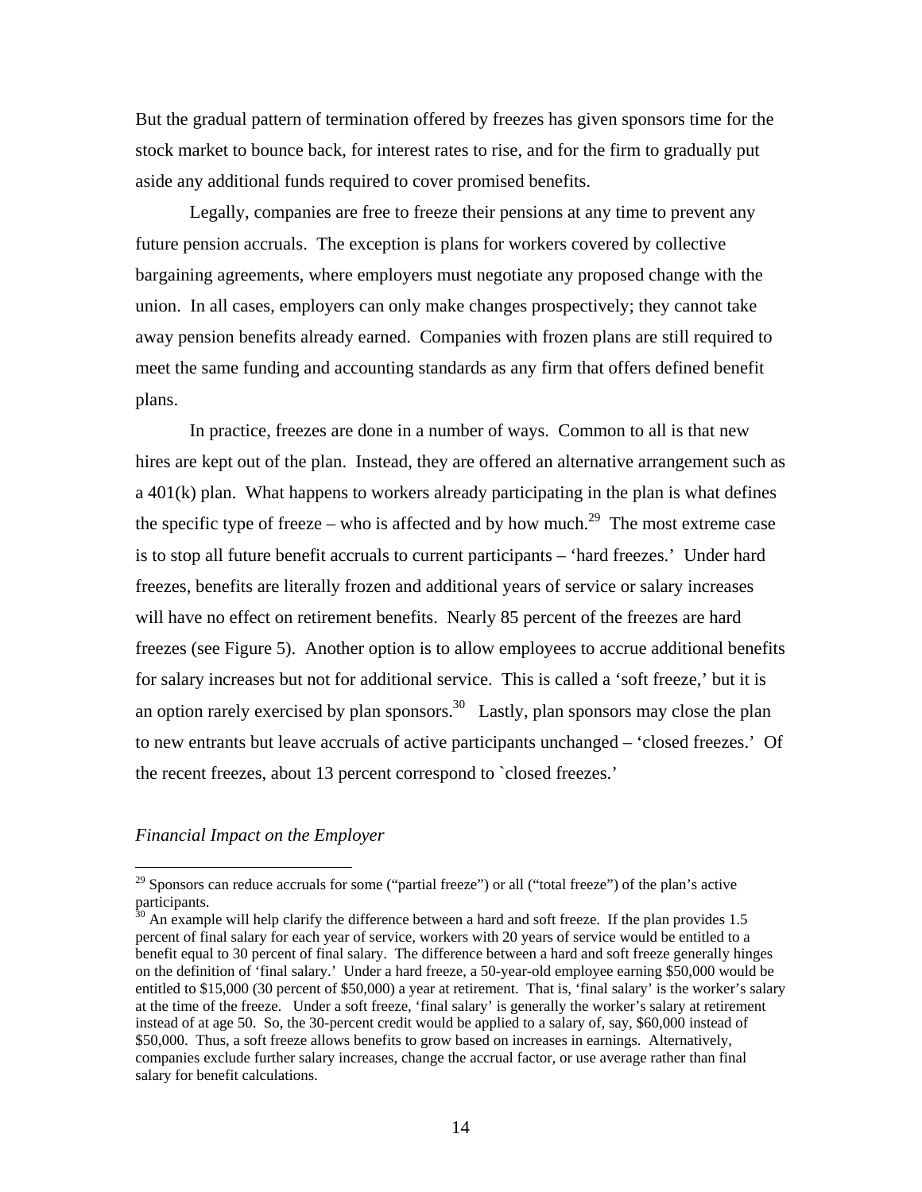But the gradual pattern of termination offered by freezes has given sponsors time for the stock market to bounce back, for interest rates to rise, and for the firm to gradually put aside any additional funds required to cover promised benefits.

Legally, companies are free to freeze their pensions at any time to prevent any future pension accruals. The exception is plans for workers covered by collective bargaining agreements, where employers must negotiate any proposed change with the union. In all cases, employers can only make changes prospectively; they cannot take away pension benefits already earned. Companies with frozen plans are still required to meet the same funding and accounting standards as any firm that offers defined benefit plans.

In practice, freezes are done in a number of ways. Common to all is that new hires are kept out of the plan. Instead, they are offered an alternative arrangement such as a 401(k) plan. What happens to workers already participating in the plan is what defines the specific type of freeze – who is affected and by how much.[29] The most extreme case is to stop all future benefit accruals to current participants – 'hard freezes.' Under hard freezes, benefits are literally frozen and additional years of service or salary increases will have no effect on retirement benefits. Nearly 85 percent of the freezes are hard freezes (see Figure 5). Another option is to allow employees to accrue additional benefits for salary increases but not for additional service. This is called a 'soft freeze,' but it is an option rarely exercised by plan sponsors.[30] Lastly, plan sponsors may close the plan to new entrants but leave accruals of active participants unchanged – 'closed freezes.' Of the recent freezes, about 13 percent correspond to `closed freezes.'

*Financial Impact on the Employer*

---

[29] Sponsors can reduce accruals for some ("partial freeze") or all ("total freeze") of the plan's active participants.

[30] An example will help clarify the difference between a hard and soft freeze. If the plan provides 1.5 percent of final salary for each year of service, workers with 20 years of service would be entitled to a benefit equal to 30 percent of final salary. The difference between a hard and soft freeze generally hinges on the definition of 'final salary.' Under a hard freeze, a 50-year-old employee earning $50,000 would be entitled to $15,000 (30 percent of $50,000) a year at retirement. That is, 'final salary' is the worker's salary at the time of the freeze. Under a soft freeze, 'final salary' is generally the worker's salary at retirement instead of at age 50. So, the 30-percent credit would be applied to a salary of, say, $60,000 instead of $50,000. Thus, a soft freeze allows benefits to grow based on increases in earnings. Alternatively, companies exclude further salary increases, change the accrual factor, or use average rather than final salary for benefit calculations.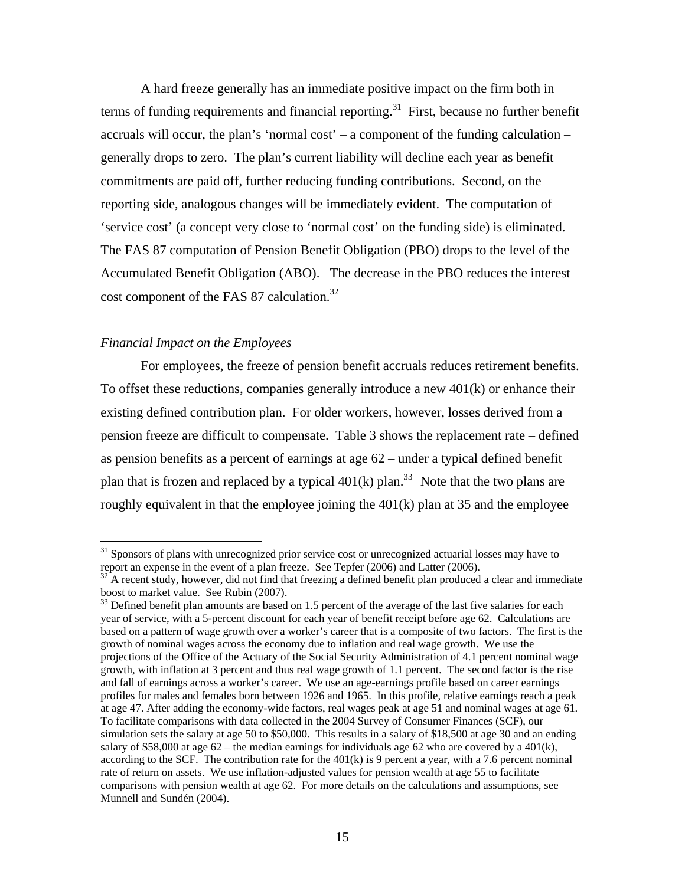A hard freeze generally has an immediate positive impact on the firm both in terms of funding requirements and financial reporting.[31] First, because no further benefit accruals will occur, the plan's 'normal cost' – a component of the funding calculation – generally drops to zero. The plan's current liability will decline each year as benefit commitments are paid off, further reducing funding contributions. Second, on the reporting side, analogous changes will be immediately evident. The computation of 'service cost' (a concept very close to 'normal cost' on the funding side) is eliminated. The FAS 87 computation of Pension Benefit Obligation (PBO) drops to the level of the Accumulated Benefit Obligation (ABO). The decrease in the PBO reduces the interest cost component of the FAS 87 calculation.[32]

*Financial Impact on the Employees*

For employees, the freeze of pension benefit accruals reduces retirement benefits. To offset these reductions, companies generally introduce a new 401(k) or enhance their existing defined contribution plan. For older workers, however, losses derived from a pension freeze are difficult to compensate. Table 3 shows the replacement rate – defined as pension benefits as a percent of earnings at age 62 – under a typical defined benefit plan that is frozen and replaced by a typical 401(k) plan.[33] Note that the two plans are roughly equivalent in that the employee joining the 401(k) plan at 35 and the employee

---

[31] Sponsors of plans with unrecognized prior service cost or unrecognized actuarial losses may have to report an expense in the event of a plan freeze. See Tepfer (2006) and Latter (2006).

[32] A recent study, however, did not find that freezing a defined benefit plan produced a clear and immediate boost to market value. See Rubin (2007).

[33] Defined benefit plan amounts are based on 1.5 percent of the average of the last five salaries for each year of service, with a 5-percent discount for each year of benefit receipt before age 62. Calculations are based on a pattern of wage growth over a worker's career that is a composite of two factors. The first is the growth of nominal wages across the economy due to inflation and real wage growth. We use the projections of the Office of the Actuary of the Social Security Administration of 4.1 percent nominal wage growth, with inflation at 3 percent and thus real wage growth of 1.1 percent. The second factor is the rise and fall of earnings across a worker's career. We use an age-earnings profile based on career earnings profiles for males and females born between 1926 and 1965. In this profile, relative earnings reach a peak at age 47. After adding the economy-wide factors, real wages peak at age 51 and nominal wages at age 61. To facilitate comparisons with data collected in the 2004 Survey of Consumer Finances (SCF), our simulation sets the salary at age 50 to $50,000. This results in a salary of $18,500 at age 30 and an ending salary of $58,000 at age 62 – the median earnings for individuals age 62 who are covered by a 401(k), according to the SCF. The contribution rate for the 401(k) is 9 percent a year, with a 7.6 percent nominal rate of return on assets. We use inflation-adjusted values for pension wealth at age 55 to facilitate comparisons with pension wealth at age 62. For more details on the calculations and assumptions, see Munnell and Sundén (2004).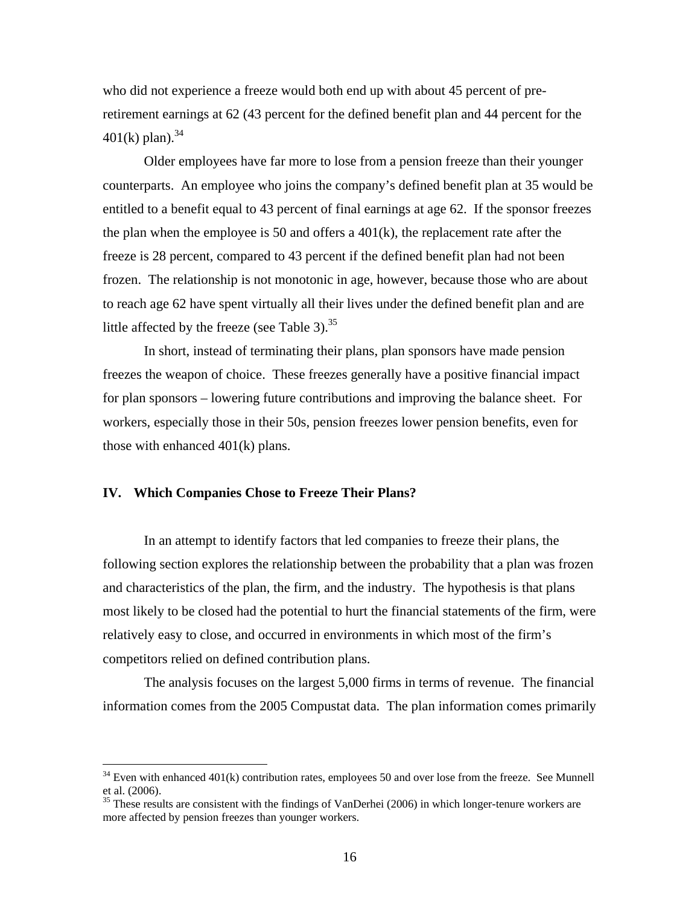who did not experience a freeze would both end up with about 45 percent of pre-retirement earnings at 62 (43 percent for the defined benefit plan and 44 percent for the 401(k) plan).[34]

Older employees have far more to lose from a pension freeze than their younger counterparts. An employee who joins the company's defined benefit plan at 35 would be entitled to a benefit equal to 43 percent of final earnings at age 62. If the sponsor freezes the plan when the employee is 50 and offers a 401(k), the replacement rate after the freeze is 28 percent, compared to 43 percent if the defined benefit plan had not been frozen. The relationship is not monotonic in age, however, because those who are about to reach age 62 have spent virtually all their lives under the defined benefit plan and are little affected by the freeze (see Table 3).[35]

In short, instead of terminating their plans, plan sponsors have made pension freezes the weapon of choice. These freezes generally have a positive financial impact for plan sponsors – lowering future contributions and improving the balance sheet. For workers, especially those in their 50s, pension freezes lower pension benefits, even for those with enhanced 401(k) plans.

## IV. Which Companies Chose to Freeze Their Plans?

In an attempt to identify factors that led companies to freeze their plans, the following section explores the relationship between the probability that a plan was frozen and characteristics of the plan, the firm, and the industry. The hypothesis is that plans most likely to be closed had the potential to hurt the financial statements of the firm, were relatively easy to close, and occurred in environments in which most of the firm's competitors relied on defined contribution plans.

The analysis focuses on the largest 5,000 firms in terms of revenue. The financial information comes from the 2005 Compustat data. The plan information comes primarily

---

[34] Even with enhanced 401(k) contribution rates, employees 50 and over lose from the freeze. See Munnell et al. (2006).

[35] These results are consistent with the findings of VanDerhei (2006) in which longer-tenure workers are more affected by pension freezes than younger workers.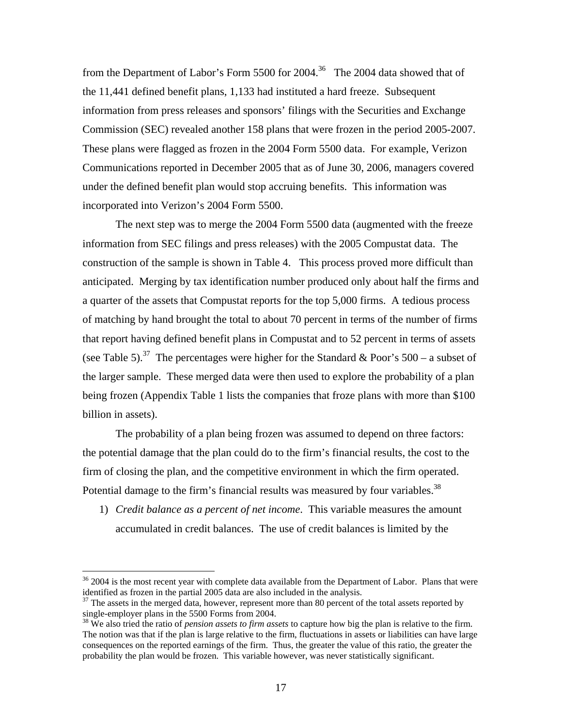from the Department of Labor's Form 5500 for 2004.[36] The 2004 data showed that of the 11,441 defined benefit plans, 1,133 had instituted a hard freeze. Subsequent information from press releases and sponsors' filings with the Securities and Exchange Commission (SEC) revealed another 158 plans that were frozen in the period 2005-2007. These plans were flagged as frozen in the 2004 Form 5500 data. For example, Verizon Communications reported in December 2005 that as of June 30, 2006, managers covered under the defined benefit plan would stop accruing benefits. This information was incorporated into Verizon's 2004 Form 5500.

The next step was to merge the 2004 Form 5500 data (augmented with the freeze information from SEC filings and press releases) with the 2005 Compustat data. The construction of the sample is shown in Table 4. This process proved more difficult than anticipated. Merging by tax identification number produced only about half the firms and a quarter of the assets that Compustat reports for the top 5,000 firms. A tedious process of matching by hand brought the total to about 70 percent in terms of the number of firms that report having defined benefit plans in Compustat and to 52 percent in terms of assets (see Table 5).[37] The percentages were higher for the Standard & Poor's 500 – a subset of the larger sample. These merged data were then used to explore the probability of a plan being frozen (Appendix Table 1 lists the companies that froze plans with more than $100 billion in assets).

The probability of a plan being frozen was assumed to depend on three factors: the potential damage that the plan could do to the firm's financial results, the cost to the firm of closing the plan, and the competitive environment in which the firm operated. Potential damage to the firm's financial results was measured by four variables.[38]

1) *Credit balance as a percent of net income*. This variable measures the amount accumulated in credit balances. The use of credit balances is limited by the

---

[36] 2004 is the most recent year with complete data available from the Department of Labor. Plans that were identified as frozen in the partial 2005 data are also included in the analysis.

[37] The assets in the merged data, however, represent more than 80 percent of the total assets reported by single-employer plans in the 5500 Forms from 2004.

[38] We also tried the ratio of *pension assets to firm assets* to capture how big the plan is relative to the firm. The notion was that if the plan is large relative to the firm, fluctuations in assets or liabilities can have large consequences on the reported earnings of the firm. Thus, the greater the value of this ratio, the greater the probability the plan would be frozen. This variable however, was never statistically significant.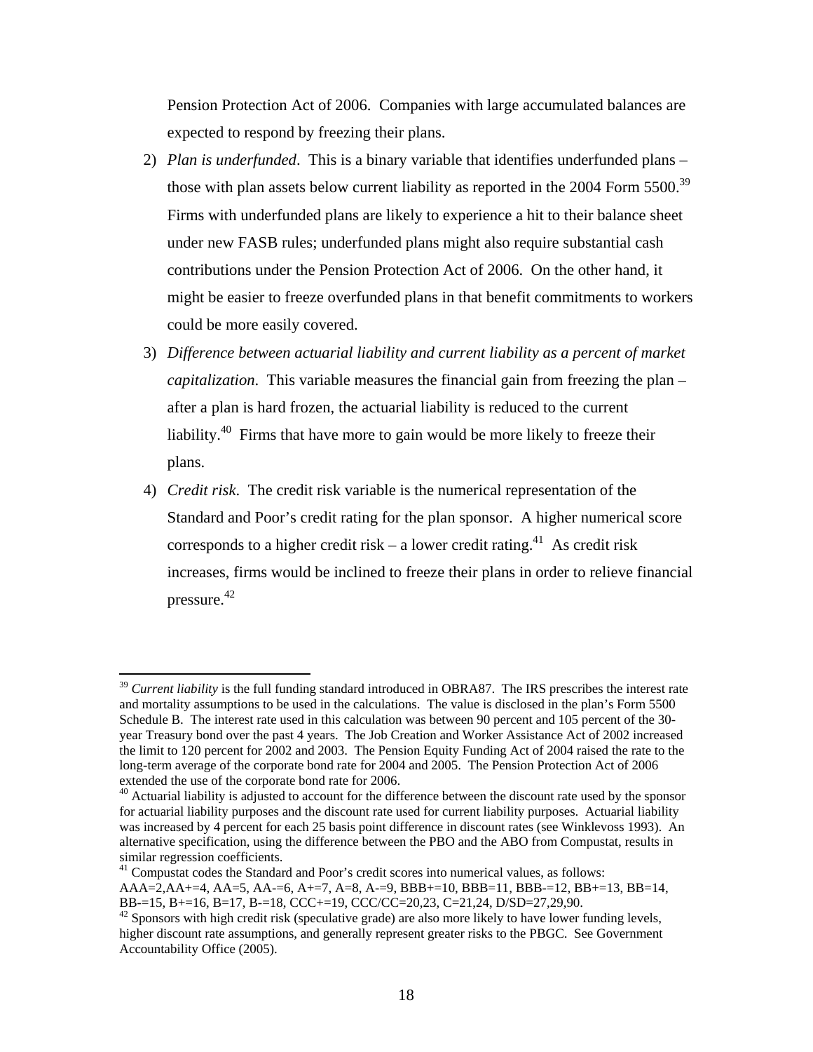Pension Protection Act of 2006. Companies with large accumulated balances are expected to respond by freezing their plans.

2) *Plan is underfunded*. This is a binary variable that identifies underfunded plans – those with plan assets below current liability as reported in the 2004 Form 5500.[39] Firms with underfunded plans are likely to experience a hit to their balance sheet under new FASB rules; underfunded plans might also require substantial cash contributions under the Pension Protection Act of 2006. On the other hand, it might be easier to freeze overfunded plans in that benefit commitments to workers could be more easily covered.

3) *Difference between actuarial liability and current liability as a percent of market capitalization*. This variable measures the financial gain from freezing the plan – after a plan is hard frozen, the actuarial liability is reduced to the current liability.[40] Firms that have more to gain would be more likely to freeze their plans.

4) *Credit risk*. The credit risk variable is the numerical representation of the Standard and Poor's credit rating for the plan sponsor. A higher numerical score corresponds to a higher credit risk – a lower credit rating.[41] As credit risk increases, firms would be inclined to freeze their plans in order to relieve financial pressure.[42]

---

[39] *Current liability* is the full funding standard introduced in OBRA87. The IRS prescribes the interest rate and mortality assumptions to be used in the calculations. The value is disclosed in the plan's Form 5500 Schedule B. The interest rate used in this calculation was between 90 percent and 105 percent of the 30-year Treasury bond over the past 4 years. The Job Creation and Worker Assistance Act of 2002 increased the limit to 120 percent for 2002 and 2003. The Pension Equity Funding Act of 2004 raised the rate to the long-term average of the corporate bond rate for 2004 and 2005. The Pension Protection Act of 2006 extended the use of the corporate bond rate for 2006.

[40] Actuarial liability is adjusted to account for the difference between the discount rate used by the sponsor for actuarial liability purposes and the discount rate used for current liability purposes. Actuarial liability was increased by 4 percent for each 25 basis point difference in discount rates (see Winklevoss 1993). An alternative specification, using the difference between the PBO and the ABO from Compustat, results in similar regression coefficients.

[41] Compustat codes the Standard and Poor's credit scores into numerical values, as follows: AAA=2,AA+=4, AA=5, AA-=6, A+=7, A=8, A-=9, BBB+=10, BBB=11, BBB-=12, BB+=13, BB=14, BB-=15, B+=16, B=17, B-=18, CCC+=19, CCC/CC=20,23, C=21,24, D/SD=27,29,90.

[42] Sponsors with high credit risk (speculative grade) are also more likely to have lower funding levels, higher discount rate assumptions, and generally represent greater risks to the PBGC. See Government Accountability Office (2005).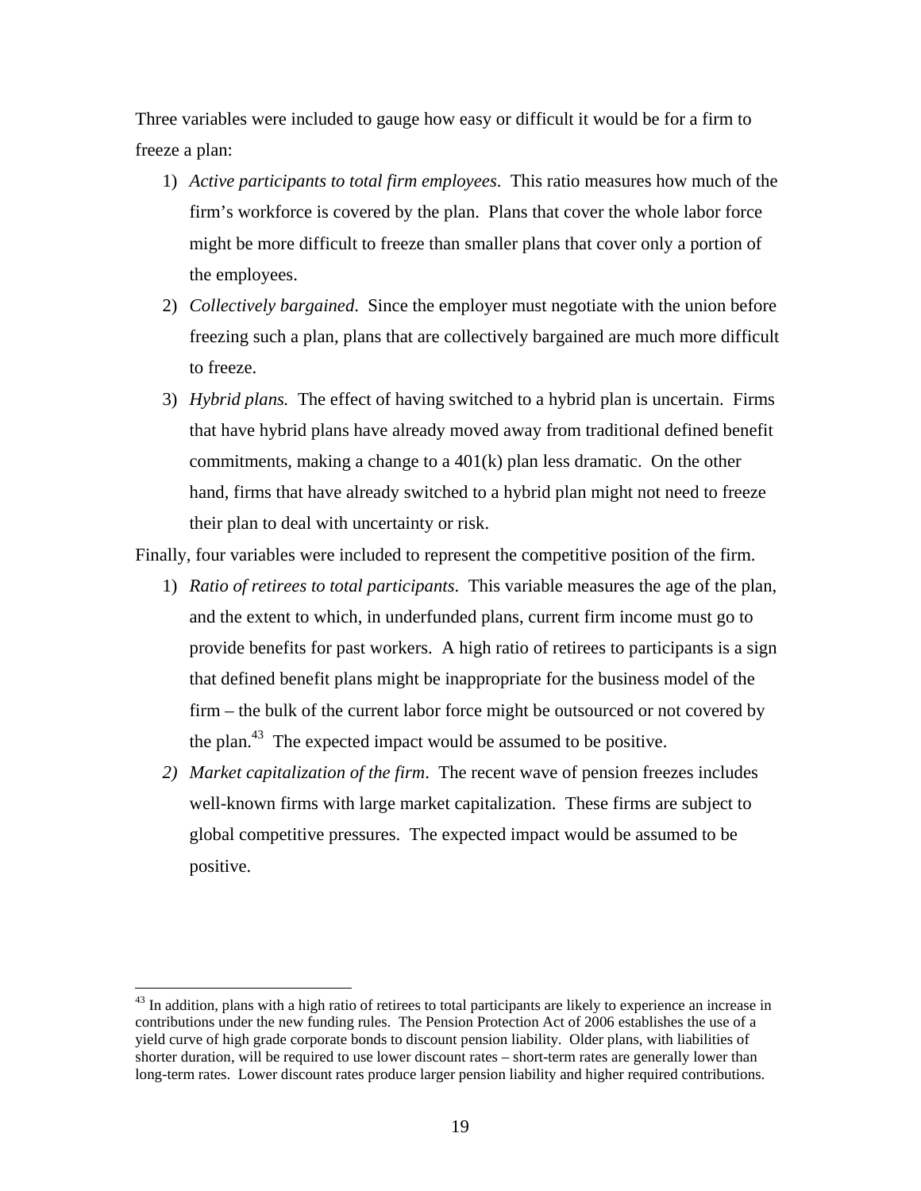Three variables were included to gauge how easy or difficult it would be for a firm to freeze a plan:

1) *Active participants to total firm employees*. This ratio measures how much of the firm's workforce is covered by the plan. Plans that cover the whole labor force might be more difficult to freeze than smaller plans that cover only a portion of the employees.
2) *Collectively bargained*. Since the employer must negotiate with the union before freezing such a plan, plans that are collectively bargained are much more difficult to freeze.
3) *Hybrid plans.* The effect of having switched to a hybrid plan is uncertain. Firms that have hybrid plans have already moved away from traditional defined benefit commitments, making a change to a 401(k) plan less dramatic. On the other hand, firms that have already switched to a hybrid plan might not need to freeze their plan to deal with uncertainty or risk.

Finally, four variables were included to represent the competitive position of the firm.

1) *Ratio of retirees to total participants*. This variable measures the age of the plan, and the extent to which, in underfunded plans, current firm income must go to provide benefits for past workers. A high ratio of retirees to participants is a sign that defined benefit plans might be inappropriate for the business model of the firm – the bulk of the current labor force might be outsourced or not covered by the plan.[43] The expected impact would be assumed to be positive.
2) *Market capitalization of the firm*. The recent wave of pension freezes includes well-known firms with large market capitalization. These firms are subject to global competitive pressures. The expected impact would be assumed to be positive.

[43] In addition, plans with a high ratio of retirees to total participants are likely to experience an increase in contributions under the new funding rules. The Pension Protection Act of 2006 establishes the use of a yield curve of high grade corporate bonds to discount pension liability. Older plans, with liabilities of shorter duration, will be required to use lower discount rates – short-term rates are generally lower than long-term rates. Lower discount rates produce larger pension liability and higher required contributions.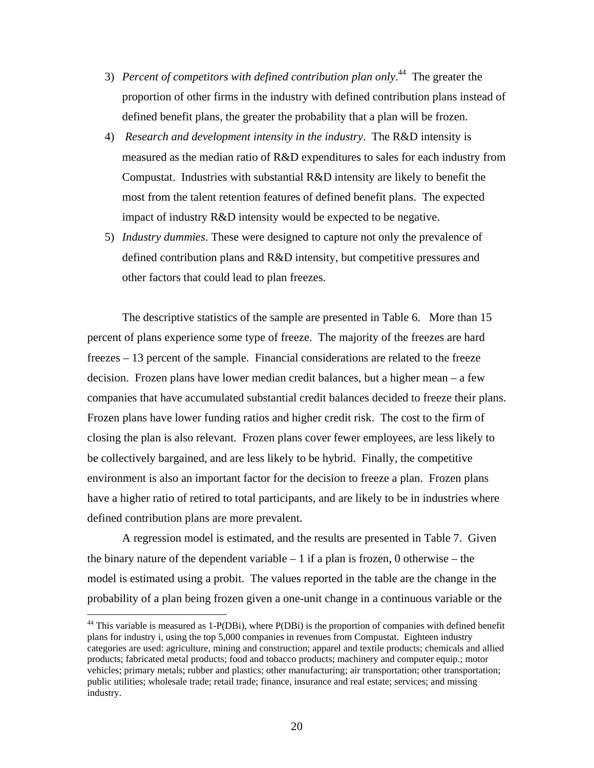3) *Percent of competitors with defined contribution plan only*.[44] The greater the proportion of other firms in the industry with defined contribution plans instead of defined benefit plans, the greater the probability that a plan will be frozen.
4) *Research and development intensity in the industry*. The R&D intensity is measured as the median ratio of R&D expenditures to sales for each industry from Compustat. Industries with substantial R&D intensity are likely to benefit the most from the talent retention features of defined benefit plans. The expected impact of industry R&D intensity would be expected to be negative.
5) *Industry dummies*. These were designed to capture not only the prevalence of defined contribution plans and R&D intensity, but competitive pressures and other factors that could lead to plan freezes.

The descriptive statistics of the sample are presented in Table 6. More than 15 percent of plans experience some type of freeze. The majority of the freezes are hard freezes – 13 percent of the sample. Financial considerations are related to the freeze decision. Frozen plans have lower median credit balances, but a higher mean – a few companies that have accumulated substantial credit balances decided to freeze their plans. Frozen plans have lower funding ratios and higher credit risk. The cost to the firm of closing the plan is also relevant. Frozen plans cover fewer employees, are less likely to be collectively bargained, and are less likely to be hybrid. Finally, the competitive environment is also an important factor for the decision to freeze a plan. Frozen plans have a higher ratio of retired to total participants, and are likely to be in industries where defined contribution plans are more prevalent.

A regression model is estimated, and the results are presented in Table 7. Given the binary nature of the dependent variable – 1 if a plan is frozen, 0 otherwise – the model is estimated using a probit. The values reported in the table are the change in the probability of a plan being frozen given a one-unit change in a continuous variable or the

[44] This variable is measured as 1-P(DBi), where P(DBi) is the proportion of companies with defined benefit plans for industry i, using the top 5,000 companies in revenues from Compustat. Eighteen industry categories are used: agriculture, mining and construction; apparel and textile products; chemicals and allied products; fabricated metal products; food and tobacco products; machinery and computer equip.; motor vehicles; primary metals; rubber and plastics; other manufacturing; air transportation; other transportation; public utilities; wholesale trade; retail trade; finance, insurance and real estate; services; and missing industry.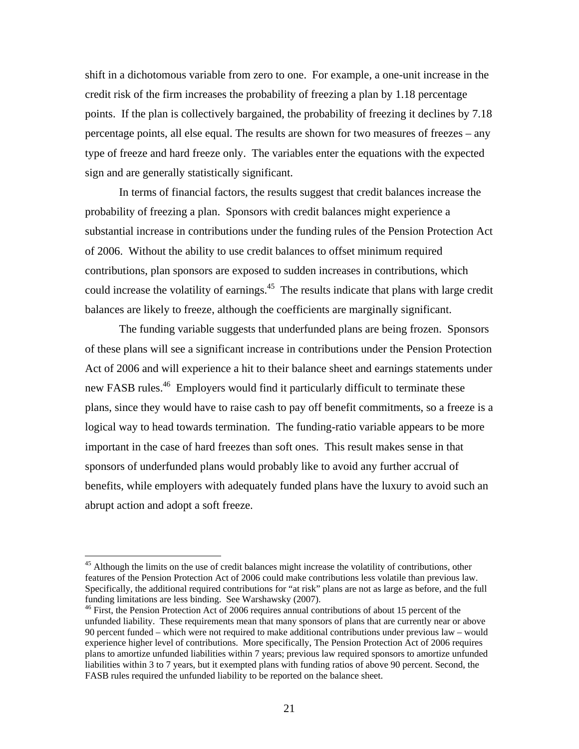shift in a dichotomous variable from zero to one. For example, a one-unit increase in the credit risk of the firm increases the probability of freezing a plan by 1.18 percentage points. If the plan is collectively bargained, the probability of freezing it declines by 7.18 percentage points, all else equal. The results are shown for two measures of freezes – any type of freeze and hard freeze only. The variables enter the equations with the expected sign and are generally statistically significant.

In terms of financial factors, the results suggest that credit balances increase the probability of freezing a plan. Sponsors with credit balances might experience a substantial increase in contributions under the funding rules of the Pension Protection Act of 2006. Without the ability to use credit balances to offset minimum required contributions, plan sponsors are exposed to sudden increases in contributions, which could increase the volatility of earnings.[45] The results indicate that plans with large credit balances are likely to freeze, although the coefficients are marginally significant.

The funding variable suggests that underfunded plans are being frozen. Sponsors of these plans will see a significant increase in contributions under the Pension Protection Act of 2006 and will experience a hit to their balance sheet and earnings statements under new FASB rules.[46] Employers would find it particularly difficult to terminate these plans, since they would have to raise cash to pay off benefit commitments, so a freeze is a logical way to head towards termination. The funding-ratio variable appears to be more important in the case of hard freezes than soft ones. This result makes sense in that sponsors of underfunded plans would probably like to avoid any further accrual of benefits, while employers with adequately funded plans have the luxury to avoid such an abrupt action and adopt a soft freeze.

---

[45] Although the limits on the use of credit balances might increase the volatility of contributions, other features of the Pension Protection Act of 2006 could make contributions less volatile than previous law. Specifically, the additional required contributions for "at risk" plans are not as large as before, and the full funding limitations are less binding. See Warshawsky (2007).

[46] First, the Pension Protection Act of 2006 requires annual contributions of about 15 percent of the unfunded liability. These requirements mean that many sponsors of plans that are currently near or above 90 percent funded – which were not required to make additional contributions under previous law – would experience higher level of contributions. More specifically, The Pension Protection Act of 2006 requires plans to amortize unfunded liabilities within 7 years; previous law required sponsors to amortize unfunded liabilities within 3 to 7 years, but it exempted plans with funding ratios of above 90 percent. Second, the FASB rules required the unfunded liability to be reported on the balance sheet.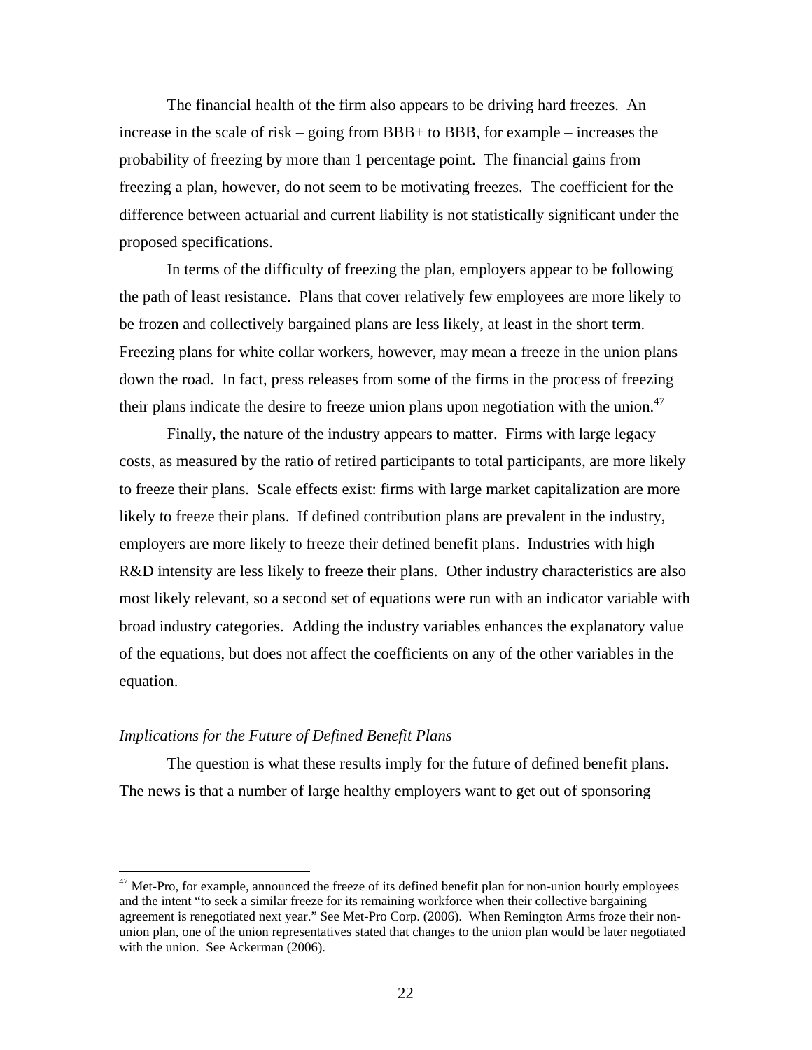The financial health of the firm also appears to be driving hard freezes. An increase in the scale of risk – going from BBB+ to BBB, for example – increases the probability of freezing by more than 1 percentage point. The financial gains from freezing a plan, however, do not seem to be motivating freezes. The coefficient for the difference between actuarial and current liability is not statistically significant under the proposed specifications.

In terms of the difficulty of freezing the plan, employers appear to be following the path of least resistance. Plans that cover relatively few employees are more likely to be frozen and collectively bargained plans are less likely, at least in the short term. Freezing plans for white collar workers, however, may mean a freeze in the union plans down the road. In fact, press releases from some of the firms in the process of freezing their plans indicate the desire to freeze union plans upon negotiation with the union.[47]

Finally, the nature of the industry appears to matter. Firms with large legacy costs, as measured by the ratio of retired participants to total participants, are more likely to freeze their plans. Scale effects exist: firms with large market capitalization are more likely to freeze their plans. If defined contribution plans are prevalent in the industry, employers are more likely to freeze their defined benefit plans. Industries with high R&D intensity are less likely to freeze their plans. Other industry characteristics are also most likely relevant, so a second set of equations were run with an indicator variable with broad industry categories. Adding the industry variables enhances the explanatory value of the equations, but does not affect the coefficients on any of the other variables in the equation.

*Implications for the Future of Defined Benefit Plans*

The question is what these results imply for the future of defined benefit plans. The news is that a number of large healthy employers want to get out of sponsoring

---

[47] Met-Pro, for example, announced the freeze of its defined benefit plan for non-union hourly employees and the intent "to seek a similar freeze for its remaining workforce when their collective bargaining agreement is renegotiated next year." See Met-Pro Corp. (2006). When Remington Arms froze their non-union plan, one of the union representatives stated that changes to the union plan would be later negotiated with the union. See Ackerman (2006).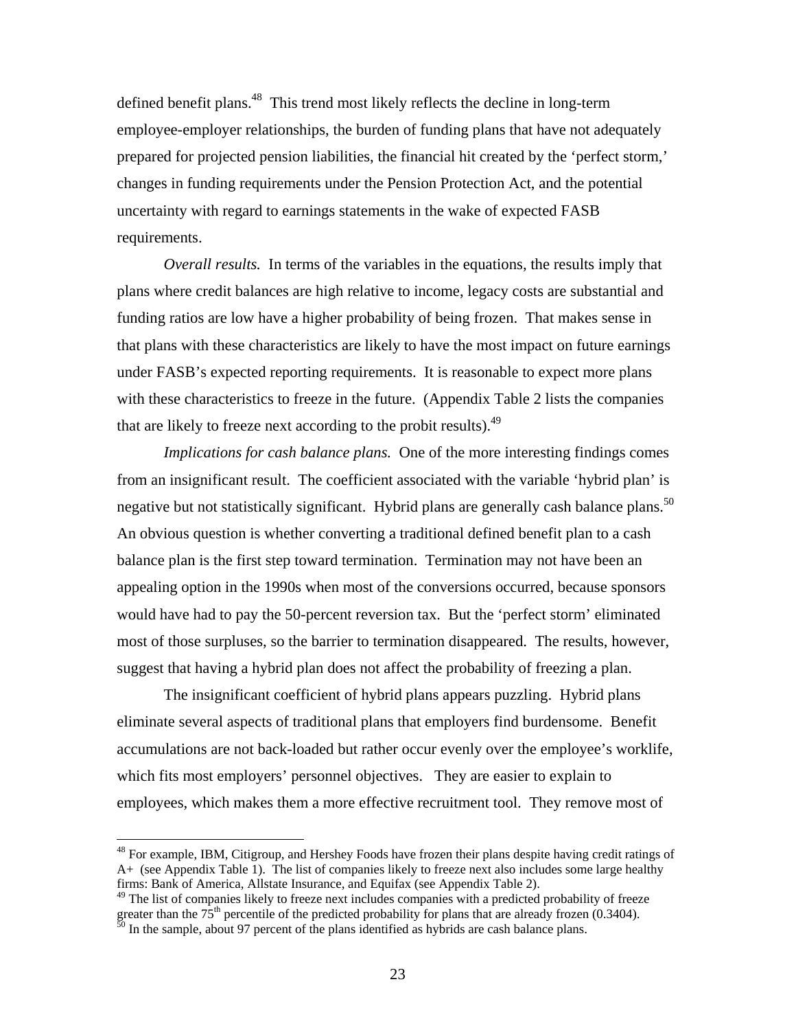defined benefit plans.[48] This trend most likely reflects the decline in long-term employee-employer relationships, the burden of funding plans that have not adequately prepared for projected pension liabilities, the financial hit created by the 'perfect storm,' changes in funding requirements under the Pension Protection Act, and the potential uncertainty with regard to earnings statements in the wake of expected FASB requirements.

*Overall results.* In terms of the variables in the equations, the results imply that plans where credit balances are high relative to income, legacy costs are substantial and funding ratios are low have a higher probability of being frozen. That makes sense in that plans with these characteristics are likely to have the most impact on future earnings under FASB's expected reporting requirements. It is reasonable to expect more plans with these characteristics to freeze in the future. (Appendix Table 2 lists the companies that are likely to freeze next according to the probit results).[49]

*Implications for cash balance plans.* One of the more interesting findings comes from an insignificant result. The coefficient associated with the variable 'hybrid plan' is negative but not statistically significant. Hybrid plans are generally cash balance plans.[50] An obvious question is whether converting a traditional defined benefit plan to a cash balance plan is the first step toward termination. Termination may not have been an appealing option in the 1990s when most of the conversions occurred, because sponsors would have had to pay the 50-percent reversion tax. But the 'perfect storm' eliminated most of those surpluses, so the barrier to termination disappeared. The results, however, suggest that having a hybrid plan does not affect the probability of freezing a plan.

The insignificant coefficient of hybrid plans appears puzzling. Hybrid plans eliminate several aspects of traditional plans that employers find burdensome. Benefit accumulations are not back-loaded but rather occur evenly over the employee's worklife, which fits most employers' personnel objectives. They are easier to explain to employees, which makes them a more effective recruitment tool. They remove most of

---

[48] For example, IBM, Citigroup, and Hershey Foods have frozen their plans despite having credit ratings of A+ (see Appendix Table 1). The list of companies likely to freeze next also includes some large healthy firms: Bank of America, Allstate Insurance, and Equifax (see Appendix Table 2).

[49] The list of companies likely to freeze next includes companies with a predicted probability of freeze greater than the 75th percentile of the predicted probability for plans that are already frozen (0.3404).

[50] In the sample, about 97 percent of the plans identified as hybrids are cash balance plans.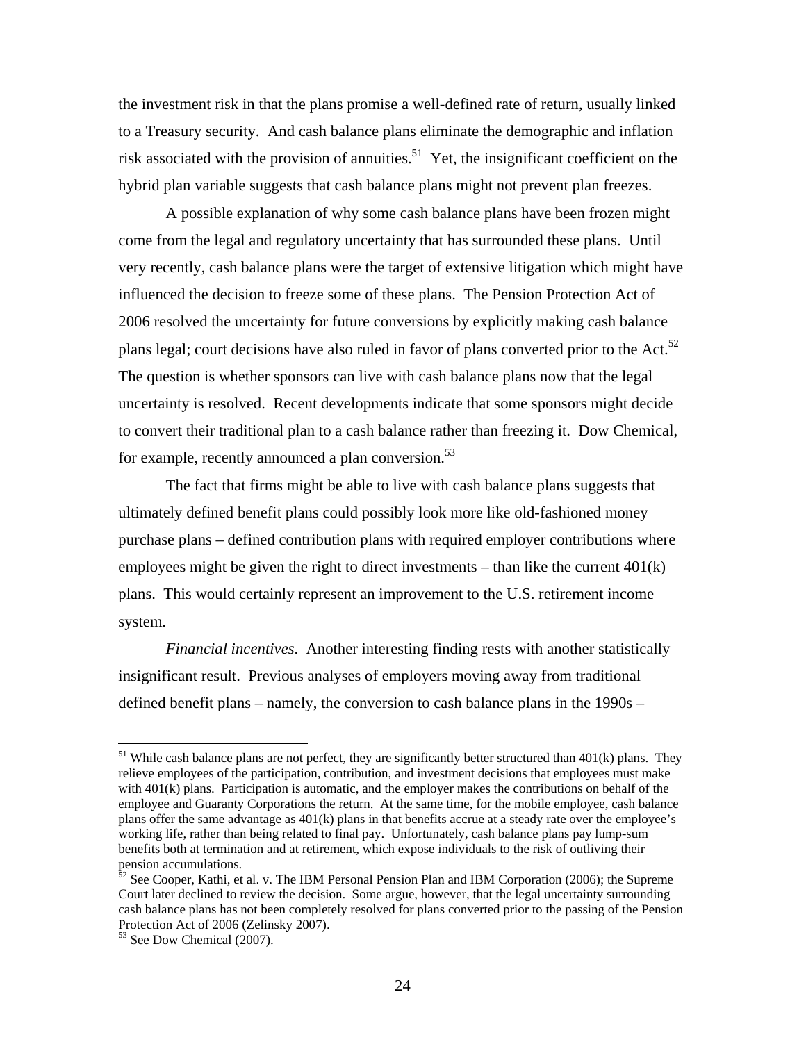the investment risk in that the plans promise a well-defined rate of return, usually linked to a Treasury security. And cash balance plans eliminate the demographic and inflation risk associated with the provision of annuities.[51] Yet, the insignificant coefficient on the hybrid plan variable suggests that cash balance plans might not prevent plan freezes.

A possible explanation of why some cash balance plans have been frozen might come from the legal and regulatory uncertainty that has surrounded these plans. Until very recently, cash balance plans were the target of extensive litigation which might have influenced the decision to freeze some of these plans. The Pension Protection Act of 2006 resolved the uncertainty for future conversions by explicitly making cash balance plans legal; court decisions have also ruled in favor of plans converted prior to the Act.[52] The question is whether sponsors can live with cash balance plans now that the legal uncertainty is resolved. Recent developments indicate that some sponsors might decide to convert their traditional plan to a cash balance rather than freezing it. Dow Chemical, for example, recently announced a plan conversion.[53]

The fact that firms might be able to live with cash balance plans suggests that ultimately defined benefit plans could possibly look more like old-fashioned money purchase plans – defined contribution plans with required employer contributions where employees might be given the right to direct investments – than like the current 401(k) plans. This would certainly represent an improvement to the U.S. retirement income system.

*Financial incentives*. Another interesting finding rests with another statistically insignificant result. Previous analyses of employers moving away from traditional defined benefit plans – namely, the conversion to cash balance plans in the 1990s –

---

[51] While cash balance plans are not perfect, they are significantly better structured than 401(k) plans. They relieve employees of the participation, contribution, and investment decisions that employees must make with 401(k) plans. Participation is automatic, and the employer makes the contributions on behalf of the employee and Guaranty Corporations the return. At the same time, for the mobile employee, cash balance plans offer the same advantage as 401(k) plans in that benefits accrue at a steady rate over the employee's working life, rather than being related to final pay. Unfortunately, cash balance plans pay lump-sum benefits both at termination and at retirement, which expose individuals to the risk of outliving their pension accumulations.

[52] See Cooper, Kathi, et al. v. The IBM Personal Pension Plan and IBM Corporation (2006); the Supreme Court later declined to review the decision. Some argue, however, that the legal uncertainty surrounding cash balance plans has not been completely resolved for plans converted prior to the passing of the Pension Protection Act of 2006 (Zelinsky 2007).

[53] See Dow Chemical (2007).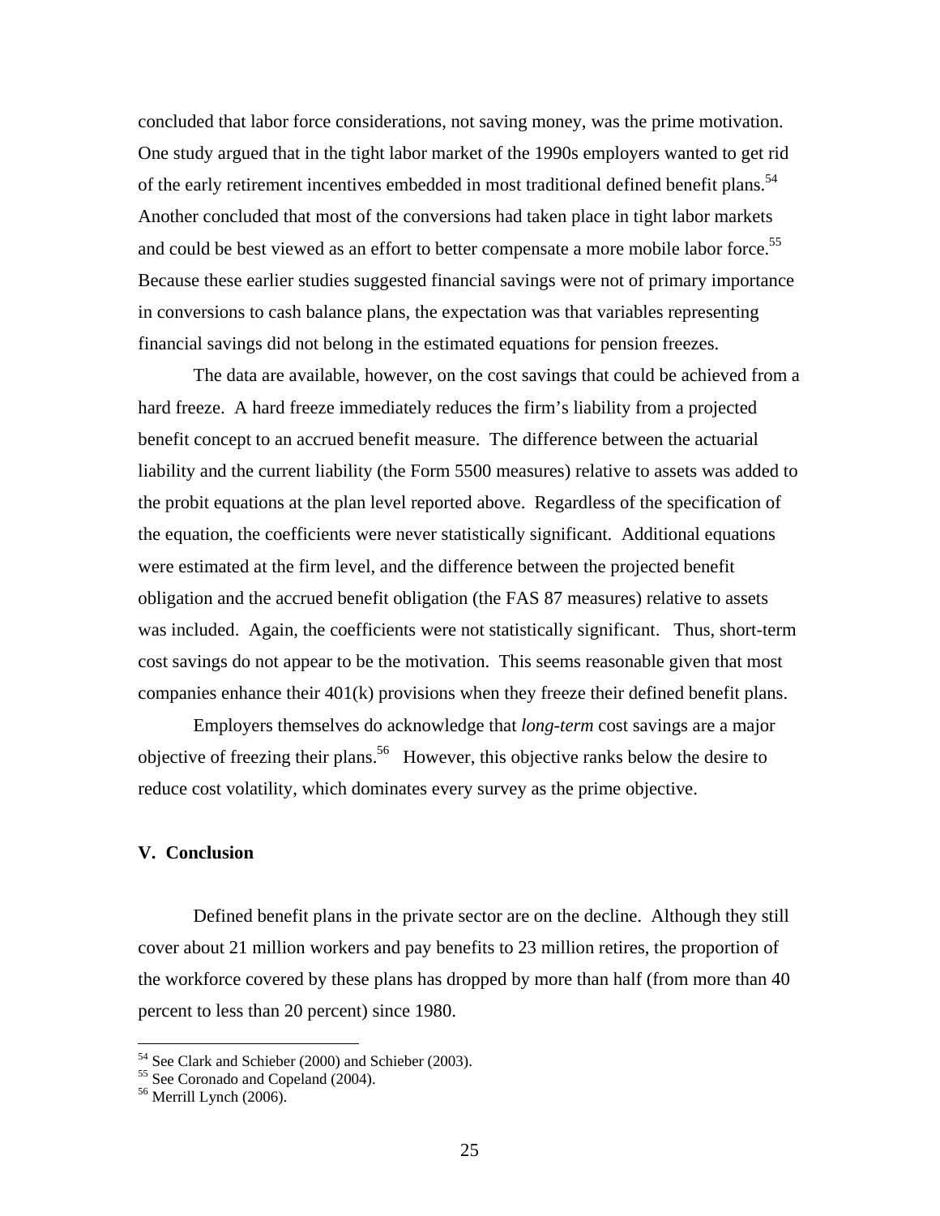concluded that labor force considerations, not saving money, was the prime motivation. One study argued that in the tight labor market of the 1990s employers wanted to get rid of the early retirement incentives embedded in most traditional defined benefit plans.[54] Another concluded that most of the conversions had taken place in tight labor markets and could be best viewed as an effort to better compensate a more mobile labor force.[55] Because these earlier studies suggested financial savings were not of primary importance in conversions to cash balance plans, the expectation was that variables representing financial savings did not belong in the estimated equations for pension freezes.

The data are available, however, on the cost savings that could be achieved from a hard freeze. A hard freeze immediately reduces the firm's liability from a projected benefit concept to an accrued benefit measure. The difference between the actuarial liability and the current liability (the Form 5500 measures) relative to assets was added to the probit equations at the plan level reported above. Regardless of the specification of the equation, the coefficients were never statistically significant. Additional equations were estimated at the firm level, and the difference between the projected benefit obligation and the accrued benefit obligation (the FAS 87 measures) relative to assets was included. Again, the coefficients were not statistically significant. Thus, short-term cost savings do not appear to be the motivation. This seems reasonable given that most companies enhance their 401(k) provisions when they freeze their defined benefit plans.

Employers themselves do acknowledge that *long-term* cost savings are a major objective of freezing their plans.[56] However, this objective ranks below the desire to reduce cost volatility, which dominates every survey as the prime objective.

## V. Conclusion

Defined benefit plans in the private sector are on the decline. Although they still cover about 21 million workers and pay benefits to 23 million retires, the proportion of the workforce covered by these plans has dropped by more than half (from more than 40 percent to less than 20 percent) since 1980.

---

[54] See Clark and Schieber (2000) and Schieber (2003).

[55] See Coronado and Copeland (2004).

[56] Merrill Lynch (2006).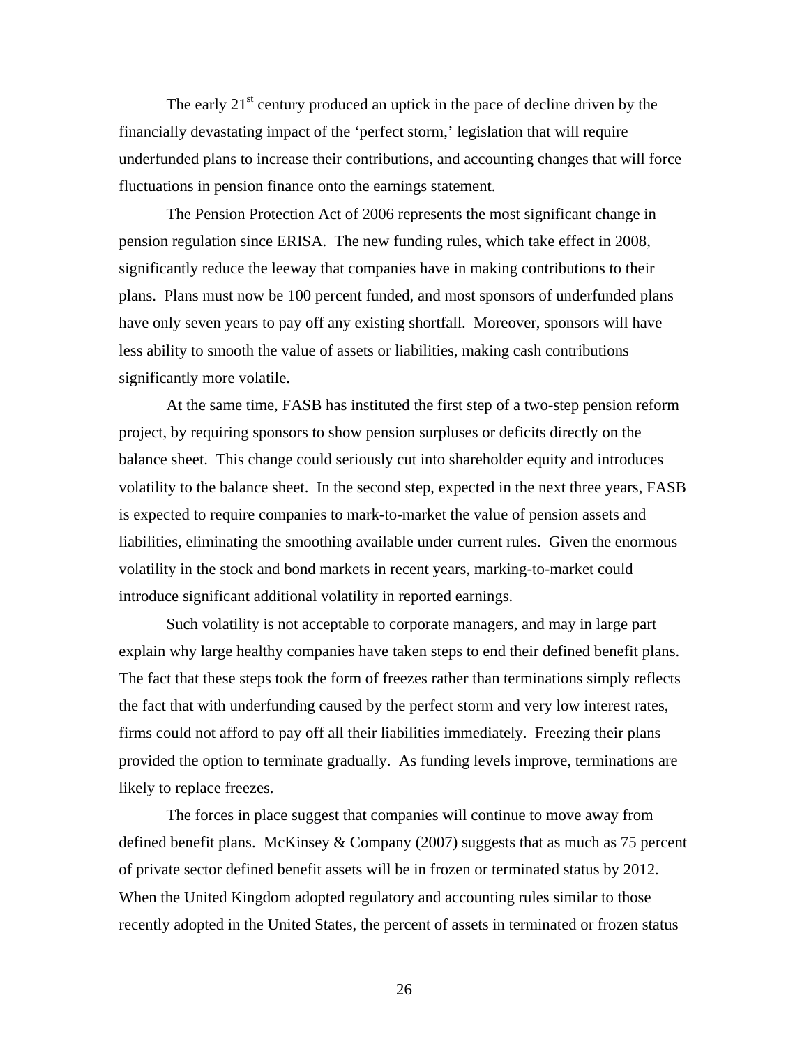The early 21st century produced an uptick in the pace of decline driven by the financially devastating impact of the 'perfect storm,' legislation that will require underfunded plans to increase their contributions, and accounting changes that will force fluctuations in pension finance onto the earnings statement.

The Pension Protection Act of 2006 represents the most significant change in pension regulation since ERISA. The new funding rules, which take effect in 2008, significantly reduce the leeway that companies have in making contributions to their plans. Plans must now be 100 percent funded, and most sponsors of underfunded plans have only seven years to pay off any existing shortfall. Moreover, sponsors will have less ability to smooth the value of assets or liabilities, making cash contributions significantly more volatile.

At the same time, FASB has instituted the first step of a two-step pension reform project, by requiring sponsors to show pension surpluses or deficits directly on the balance sheet. This change could seriously cut into shareholder equity and introduces volatility to the balance sheet. In the second step, expected in the next three years, FASB is expected to require companies to mark-to-market the value of pension assets and liabilities, eliminating the smoothing available under current rules. Given the enormous volatility in the stock and bond markets in recent years, marking-to-market could introduce significant additional volatility in reported earnings.

Such volatility is not acceptable to corporate managers, and may in large part explain why large healthy companies have taken steps to end their defined benefit plans. The fact that these steps took the form of freezes rather than terminations simply reflects the fact that with underfunding caused by the perfect storm and very low interest rates, firms could not afford to pay off all their liabilities immediately. Freezing their plans provided the option to terminate gradually. As funding levels improve, terminations are likely to replace freezes.

The forces in place suggest that companies will continue to move away from defined benefit plans. McKinsey & Company (2007) suggests that as much as 75 percent of private sector defined benefit assets will be in frozen or terminated status by 2012. When the United Kingdom adopted regulatory and accounting rules similar to those recently adopted in the United States, the percent of assets in terminated or frozen status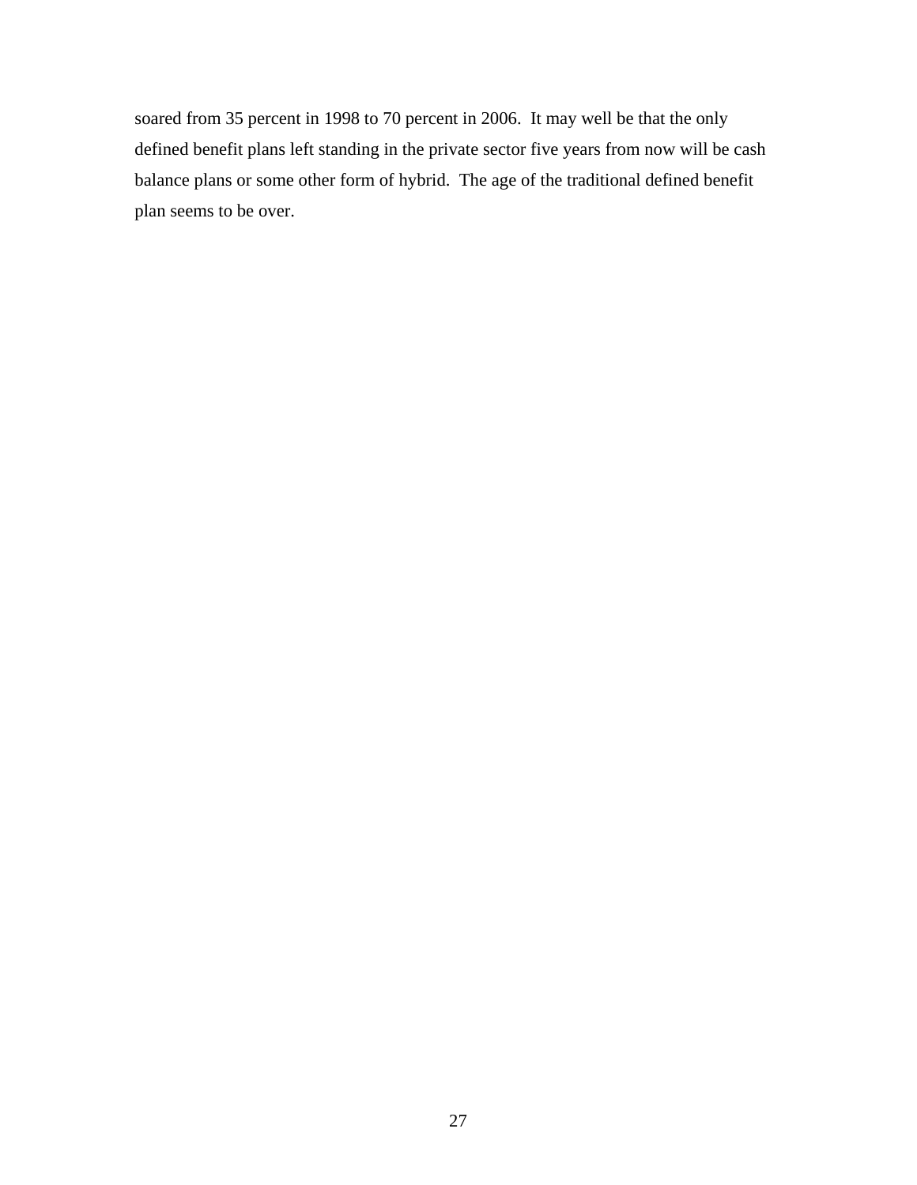soared from 35 percent in 1998 to 70 percent in 2006. It may well be that the only defined benefit plans left standing in the private sector five years from now will be cash balance plans or some other form of hybrid. The age of the traditional defined benefit plan seems to be over.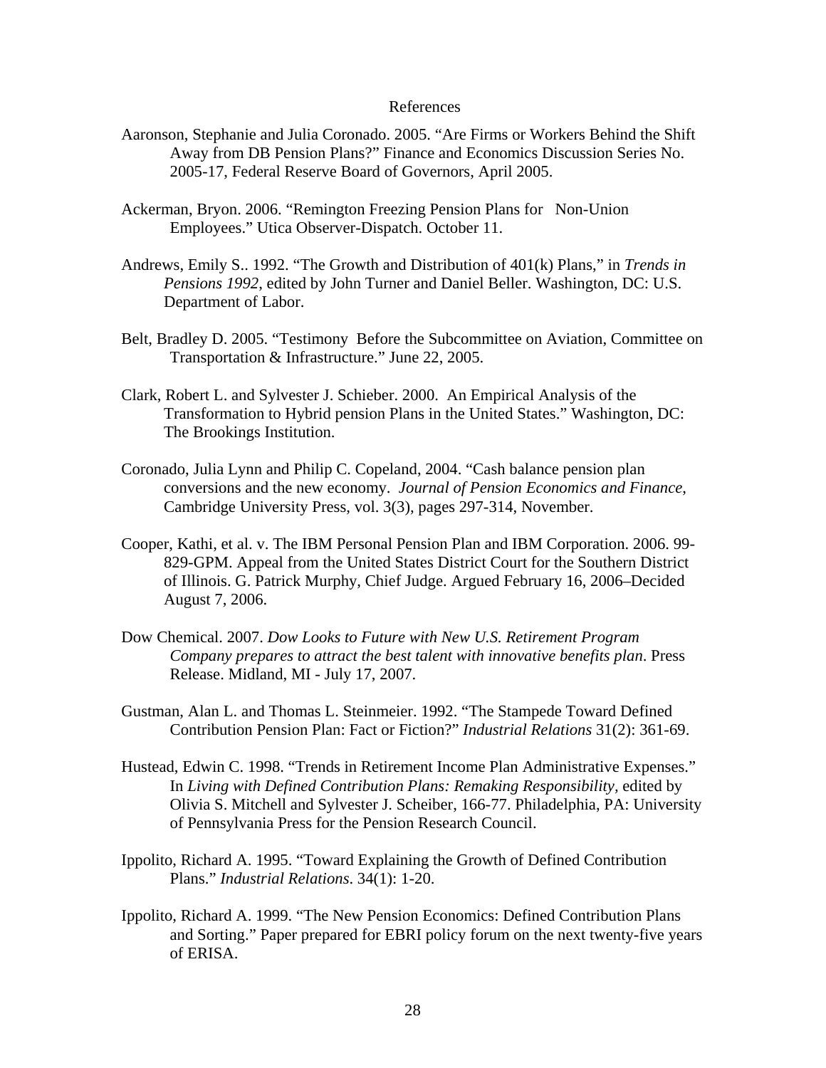# References

Aaronson, Stephanie and Julia Coronado. 2005. "Are Firms or Workers Behind the Shift Away from DB Pension Plans?" Finance and Economics Discussion Series No. 2005-17, Federal Reserve Board of Governors, April 2005.

Ackerman, Bryon. 2006. "Remington Freezing Pension Plans for Non-Union Employees." Utica Observer-Dispatch. October 11.

Andrews, Emily S.. 1992. "The Growth and Distribution of 401(k) Plans," in *Trends in Pensions 1992*, edited by John Turner and Daniel Beller. Washington, DC: U.S. Department of Labor.

Belt, Bradley D. 2005. "Testimony Before the Subcommittee on Aviation, Committee on Transportation & Infrastructure." June 22, 2005.

Clark, Robert L. and Sylvester J. Schieber. 2000. An Empirical Analysis of the Transformation to Hybrid pension Plans in the United States." Washington, DC: The Brookings Institution.

Coronado, Julia Lynn and Philip C. Copeland, 2004. "Cash balance pension plan conversions and the new economy. *Journal of Pension Economics and Finance*, Cambridge University Press, vol. 3(3), pages 297-314, November.

Cooper, Kathi, et al. v. The IBM Personal Pension Plan and IBM Corporation. 2006. 99-829-GPM. Appeal from the United States District Court for the Southern District of Illinois. G. Patrick Murphy, Chief Judge. Argued February 16, 2006–Decided August 7, 2006.

Dow Chemical. 2007. *Dow Looks to Future with New U.S. Retirement Program Company prepares to attract the best talent with innovative benefits plan*. Press Release. Midland, MI - July 17, 2007.

Gustman, Alan L. and Thomas L. Steinmeier. 1992. "The Stampede Toward Defined Contribution Pension Plan: Fact or Fiction?" *Industrial Relations* 31(2): 361-69.

Hustead, Edwin C. 1998. "Trends in Retirement Income Plan Administrative Expenses." In *Living with Defined Contribution Plans: Remaking Responsibility,* edited by Olivia S. Mitchell and Sylvester J. Scheiber, 166-77. Philadelphia, PA: University of Pennsylvania Press for the Pension Research Council.

Ippolito, Richard A. 1995. "Toward Explaining the Growth of Defined Contribution Plans." *Industrial Relations*. 34(1): 1-20.

Ippolito, Richard A. 1999. "The New Pension Economics: Defined Contribution Plans and Sorting." Paper prepared for EBRI policy forum on the next twenty-five years of ERISA.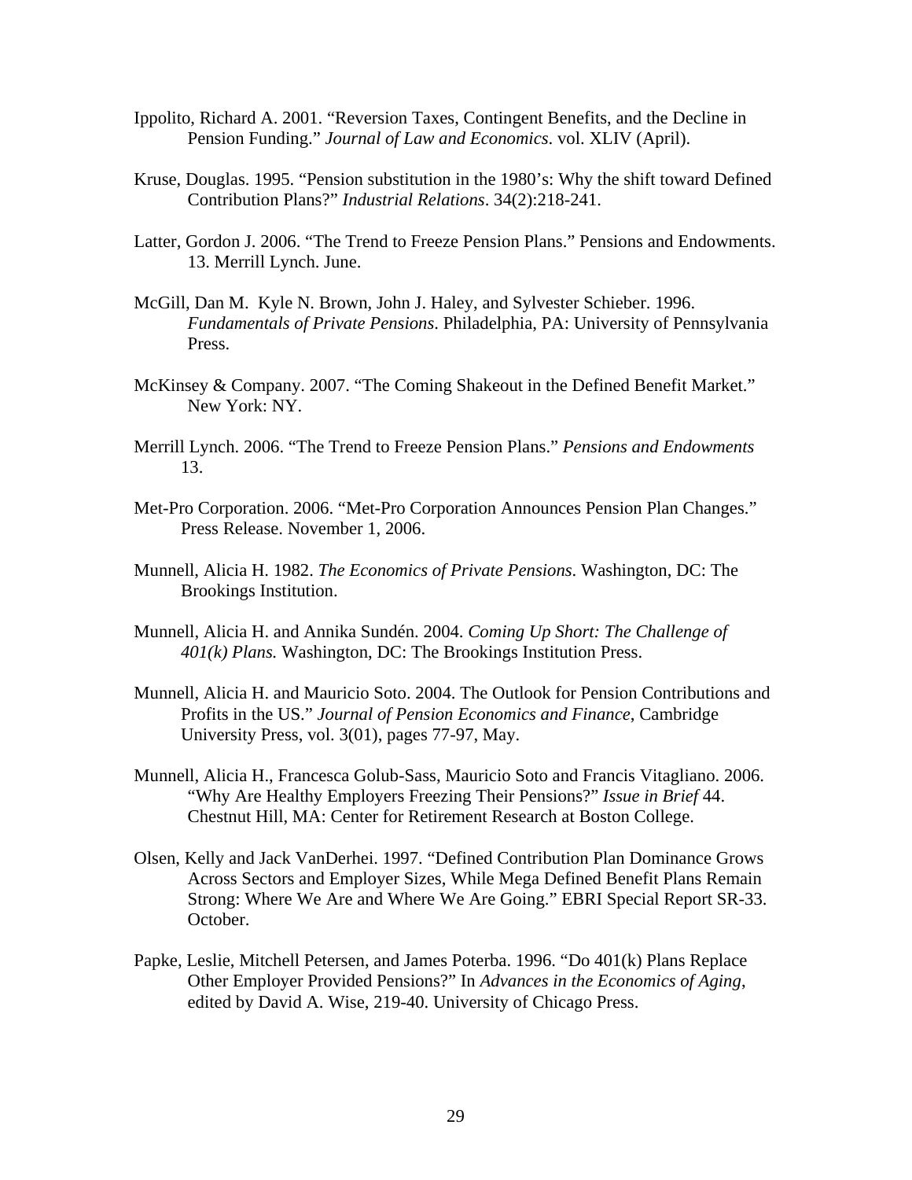Ippolito, Richard A. 2001. "Reversion Taxes, Contingent Benefits, and the Decline in Pension Funding." *Journal of Law and Economics*. vol. XLIV (April).

Kruse, Douglas. 1995. "Pension substitution in the 1980's: Why the shift toward Defined Contribution Plans?" *Industrial Relations*. 34(2):218-241.

Latter, Gordon J. 2006. "The Trend to Freeze Pension Plans." Pensions and Endowments. 13. Merrill Lynch. June.

McGill, Dan M. Kyle N. Brown, John J. Haley, and Sylvester Schieber. 1996. *Fundamentals of Private Pensions*. Philadelphia, PA: University of Pennsylvania Press.

McKinsey & Company. 2007. "The Coming Shakeout in the Defined Benefit Market." New York: NY.

Merrill Lynch. 2006. "The Trend to Freeze Pension Plans." *Pensions and Endowments* 13.

Met-Pro Corporation. 2006. "Met-Pro Corporation Announces Pension Plan Changes." Press Release. November 1, 2006.

Munnell, Alicia H. 1982. *The Economics of Private Pensions*. Washington, DC: The Brookings Institution.

Munnell, Alicia H. and Annika Sundén. 2004. *Coming Up Short: The Challenge of 401(k) Plans.* Washington, DC: The Brookings Institution Press.

Munnell, Alicia H. and Mauricio Soto. 2004. The Outlook for Pension Contributions and Profits in the US." *Journal of Pension Economics and Finance*, Cambridge University Press, vol. 3(01), pages 77-97, May.

Munnell, Alicia H., Francesca Golub-Sass, Mauricio Soto and Francis Vitagliano. 2006. "Why Are Healthy Employers Freezing Their Pensions?" *Issue in Brief* 44. Chestnut Hill, MA: Center for Retirement Research at Boston College.

Olsen, Kelly and Jack VanDerhei. 1997. "Defined Contribution Plan Dominance Grows Across Sectors and Employer Sizes, While Mega Defined Benefit Plans Remain Strong: Where We Are and Where We Are Going." EBRI Special Report SR-33. October.

Papke, Leslie, Mitchell Petersen, and James Poterba. 1996. "Do 401(k) Plans Replace Other Employer Provided Pensions?" In *Advances in the Economics of Aging*, edited by David A. Wise, 219-40. University of Chicago Press.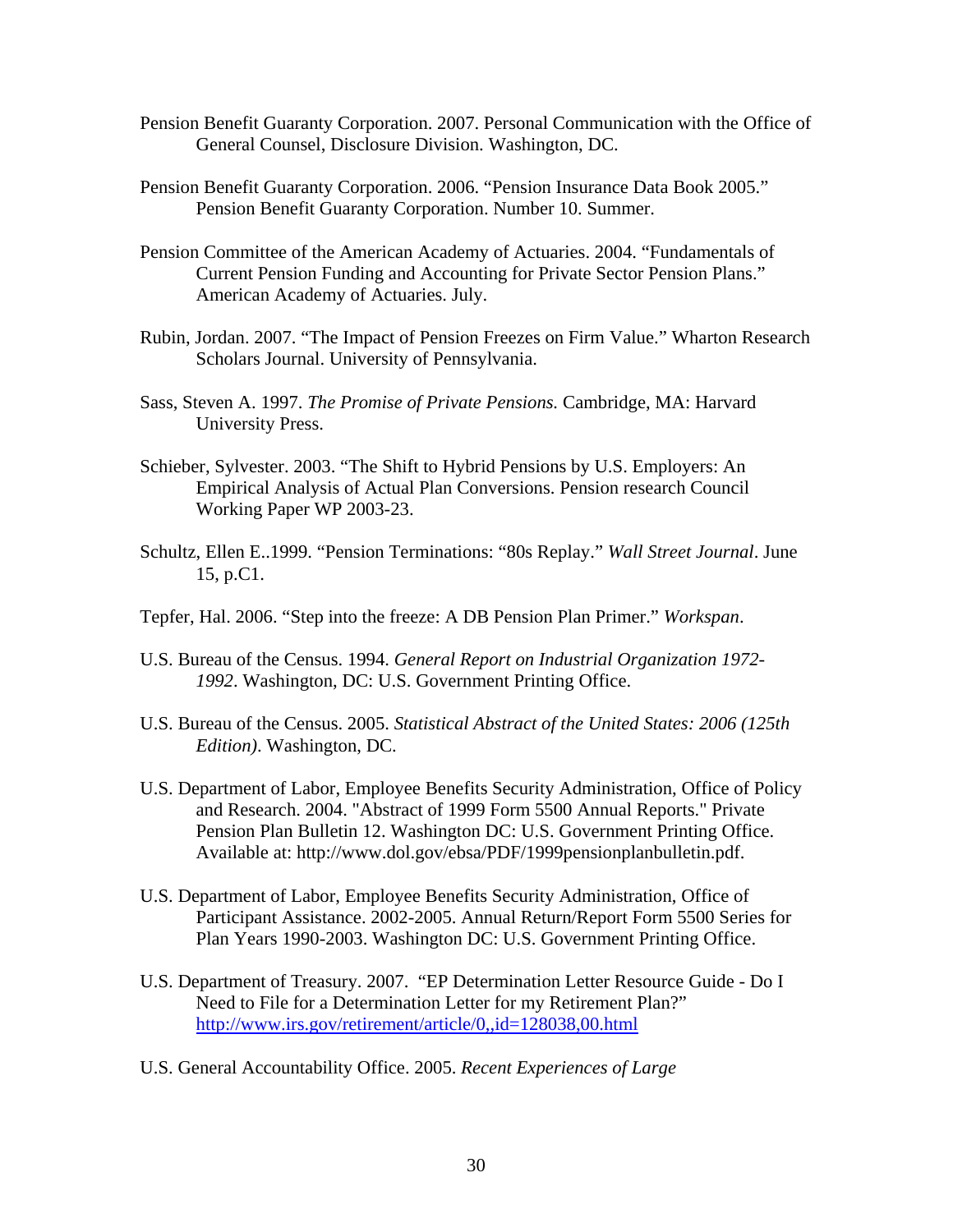Pension Benefit Guaranty Corporation. 2007. Personal Communication with the Office of General Counsel, Disclosure Division. Washington, DC.

Pension Benefit Guaranty Corporation. 2006. "Pension Insurance Data Book 2005." Pension Benefit Guaranty Corporation. Number 10. Summer.

Pension Committee of the American Academy of Actuaries. 2004. "Fundamentals of Current Pension Funding and Accounting for Private Sector Pension Plans." American Academy of Actuaries. July.

Rubin, Jordan. 2007. "The Impact of Pension Freezes on Firm Value." Wharton Research Scholars Journal. University of Pennsylvania.

Sass, Steven A. 1997. *The Promise of Private Pensions.* Cambridge, MA: Harvard University Press.

Schieber, Sylvester. 2003. "The Shift to Hybrid Pensions by U.S. Employers: An Empirical Analysis of Actual Plan Conversions. Pension research Council Working Paper WP 2003-23.

Schultz, Ellen E..1999. "Pension Terminations: "80s Replay." *Wall Street Journal*. June 15, p.C1.

Tepfer, Hal. 2006. "Step into the freeze: A DB Pension Plan Primer." *Workspan*.

U.S. Bureau of the Census. 1994. *General Report on Industrial Organization 1972-1992*. Washington, DC: U.S. Government Printing Office.

U.S. Bureau of the Census. 2005. *Statistical Abstract of the United States: 2006 (125th Edition)*. Washington, DC.

U.S. Department of Labor, Employee Benefits Security Administration, Office of Policy and Research. 2004. "Abstract of 1999 Form 5500 Annual Reports." Private Pension Plan Bulletin 12. Washington DC: U.S. Government Printing Office. Available at: http://www.dol.gov/ebsa/PDF/1999pensionplanbulletin.pdf.

U.S. Department of Labor, Employee Benefits Security Administration, Office of Participant Assistance. 2002-2005. Annual Return/Report Form 5500 Series for Plan Years 1990-2003. Washington DC: U.S. Government Printing Office.

U.S. Department of Treasury. 2007. "EP Determination Letter Resource Guide - Do I Need to File for a Determination Letter for my Retirement Plan?" http://www.irs.gov/retirement/article/0,,id=128038,00.html

U.S. General Accountability Office. 2005. *Recent Experiences of Large*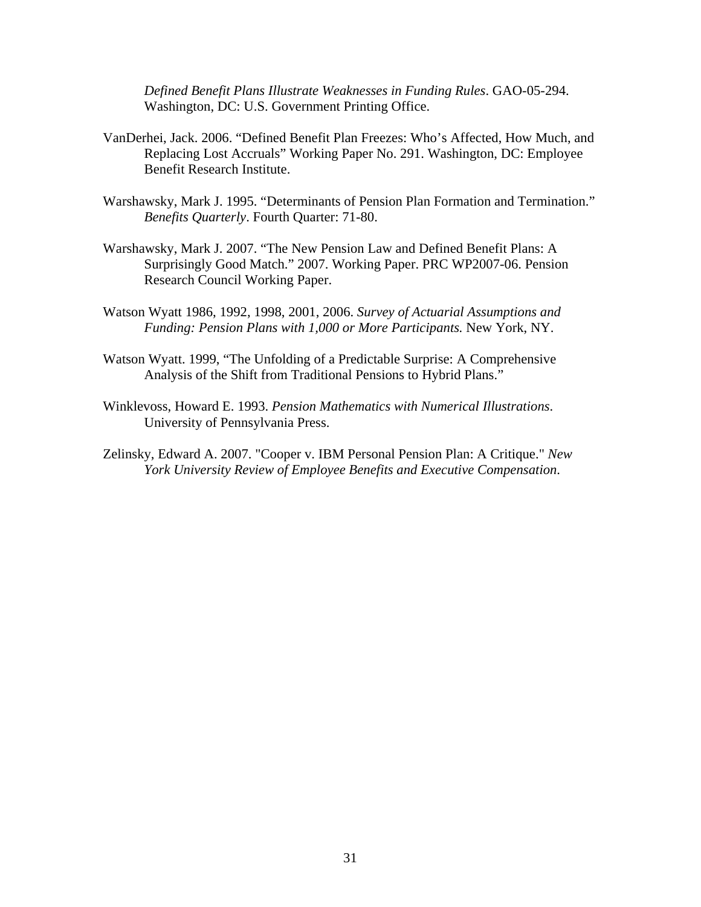*Defined Benefit Plans Illustrate Weaknesses in Funding Rules*. GAO-05-294. Washington, DC: U.S. Government Printing Office.

VanDerhei, Jack. 2006. “Defined Benefit Plan Freezes: Who’s Affected, How Much, and Replacing Lost Accruals” Working Paper No. 291. Washington, DC: Employee Benefit Research Institute.

Warshawsky, Mark J. 1995. “Determinants of Pension Plan Formation and Termination.” *Benefits Quarterly*. Fourth Quarter: 71-80.

Warshawsky, Mark J. 2007. “The New Pension Law and Defined Benefit Plans: A Surprisingly Good Match.” 2007. Working Paper. PRC WP2007-06. Pension Research Council Working Paper.

Watson Wyatt 1986, 1992, 1998, 2001, 2006. *Survey of Actuarial Assumptions and Funding: Pension Plans with 1,000 or More Participants.* New York, NY.

Watson Wyatt. 1999, “The Unfolding of a Predictable Surprise: A Comprehensive Analysis of the Shift from Traditional Pensions to Hybrid Plans.”

Winklevoss, Howard E. 1993. *Pension Mathematics with Numerical Illustrations*. University of Pennsylvania Press.

Zelinsky, Edward A. 2007. "Cooper v. IBM Personal Pension Plan: A Critique." *New York University Review of Employee Benefits and Executive Compensation*.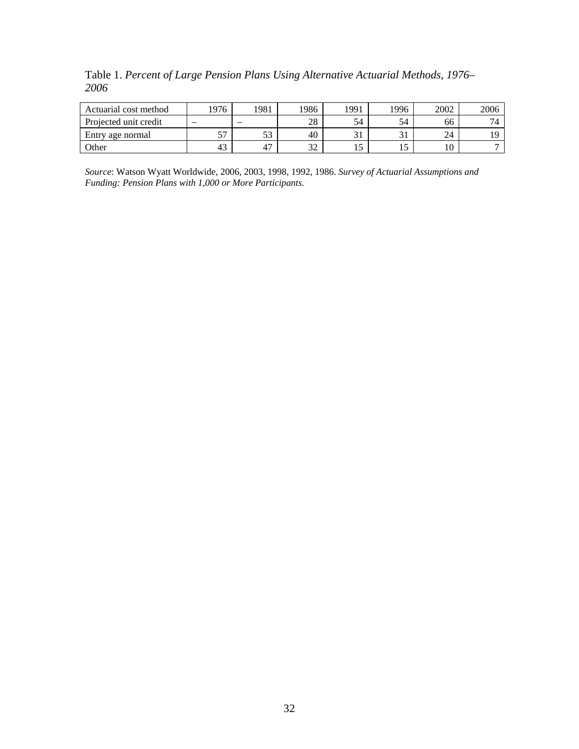Table 1. *Percent of Large Pension Plans Using Alternative Actuarial Methods, 1976–2006*

| Actuarial cost method | 1976 | 1981 | 1986 | 1991 | 1996 | 2002 | 2006 |
|---|---|---|---|---|---|---|---|
| Projected unit credit | – | – | 28 | 54 | 54 | 66 | 74 |
| Entry age normal | 57 | 53 | 40 | 31 | 31 | 24 | 19 |
| Other | 43 | 47 | 32 | 15 | 15 | 10 | 7 |

*Source*: Watson Wyatt Worldwide, 2006, 2003, 1998, 1992, 1986. *Survey of Actuarial Assumptions and Funding: Pension Plans with 1,000 or More Participants.*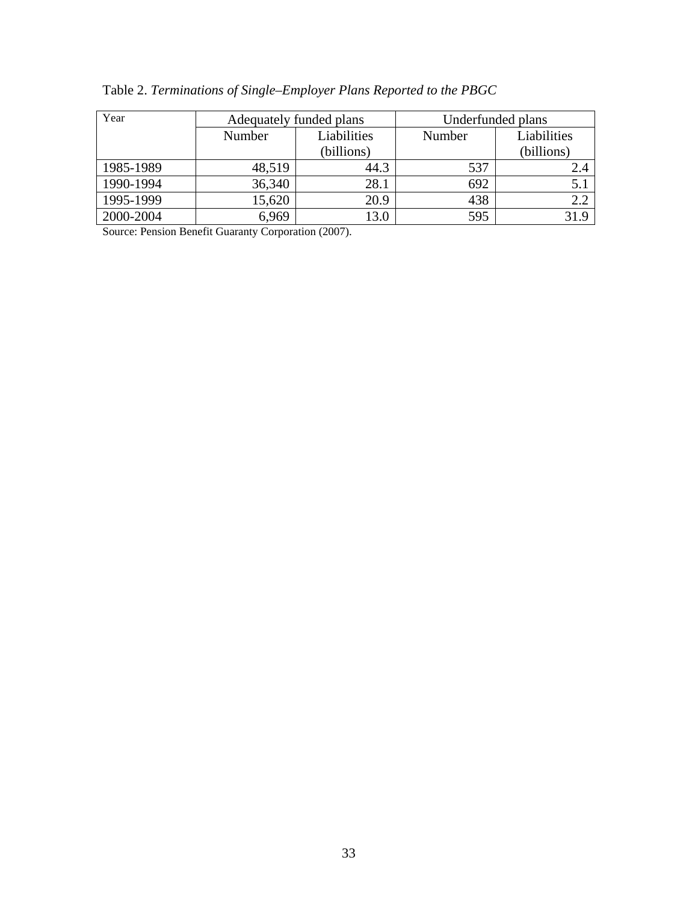Table 2. *Terminations of Single–Employer Plans Reported to the PBGC*

| Year | Adequately funded plans | | Underfunded plans | |
|---|---|---|---|---|
| | Number | Liabilities (billions) | Number | Liabilities (billions) |
| 1985-1989 | 48,519 | 44.3 | 537 | 2.4 |
| 1990-1994 | 36,340 | 28.1 | 692 | 5.1 |
| 1995-1999 | 15,620 | 20.9 | 438 | 2.2 |
| 2000-2004 | 6,969 | 13.0 | 595 | 31.9 |

Source: Pension Benefit Guaranty Corporation (2007).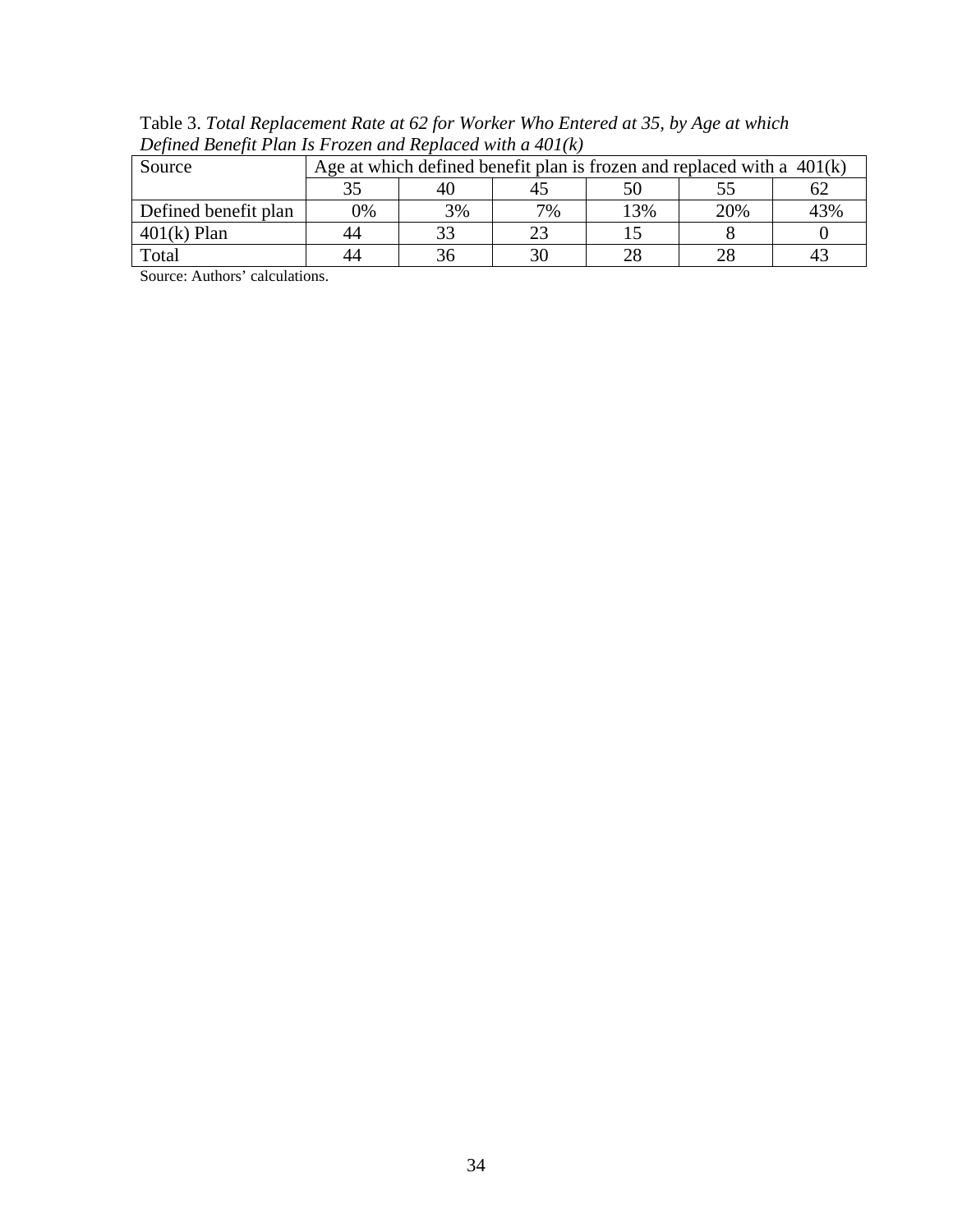Table 3. *Total Replacement Rate at 62 for Worker Who Entered at 35, by Age at which Defined Benefit Plan Is Frozen and Replaced with a 401(k)*

| Source | Age at which defined benefit plan is frozen and replaced with a 401(k) | | | | | |
|---|---|---|---|---|---|---|
| | 35 | 40 | 45 | 50 | 55 | 62 |
| Defined benefit plan | 0% | 3% | 7% | 13% | 20% | 43% |
| 401(k) Plan | 44 | 33 | 23 | 15 | 8 | 0 |
| Total | 44 | 36 | 30 | 28 | 28 | 43 |

Source: Authors' calculations.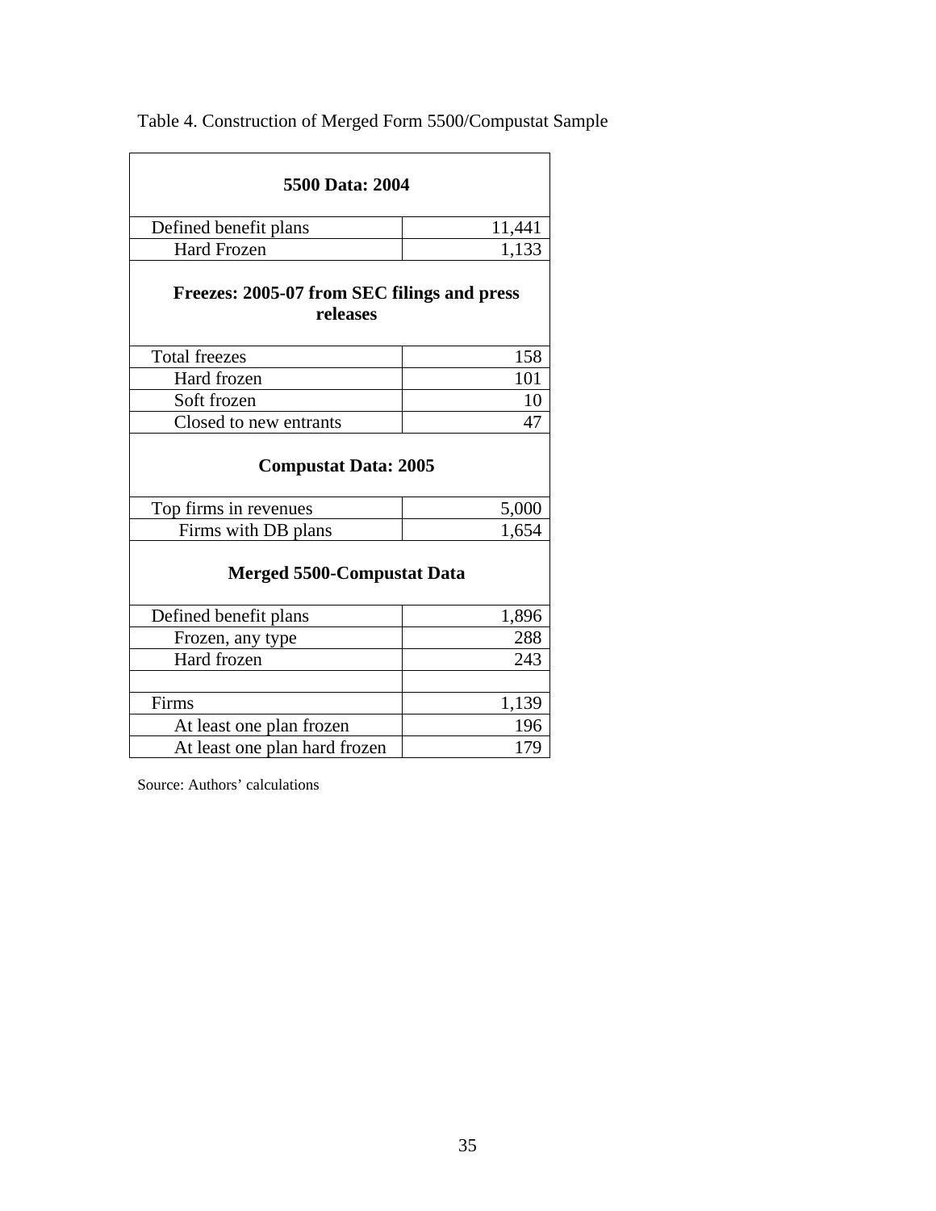Table 4. Construction of Merged Form 5500/Compustat Sample

| **5500 Data: 2004** | |
|---|---|
| Defined benefit plans | 11,441 |
| Hard Frozen | 1,133 |
| **Freezes: 2005-07 from SEC filings and press releases** | |
| Total freezes | 158 |
| Hard frozen | 101 |
| Soft frozen | 10 |
| Closed to new entrants | 47 |
| **Compustat Data: 2005** | |
| Top firms in revenues | 5,000 |
| Firms with DB plans | 1,654 |
| **Merged 5500-Compustat Data** | |
| Defined benefit plans | 1,896 |
| Frozen, any type | 288 |
| Hard frozen | 243 |
| | |
| Firms | 1,139 |
| At least one plan frozen | 196 |
| At least one plan hard frozen | 179 |

Source: Authors' calculations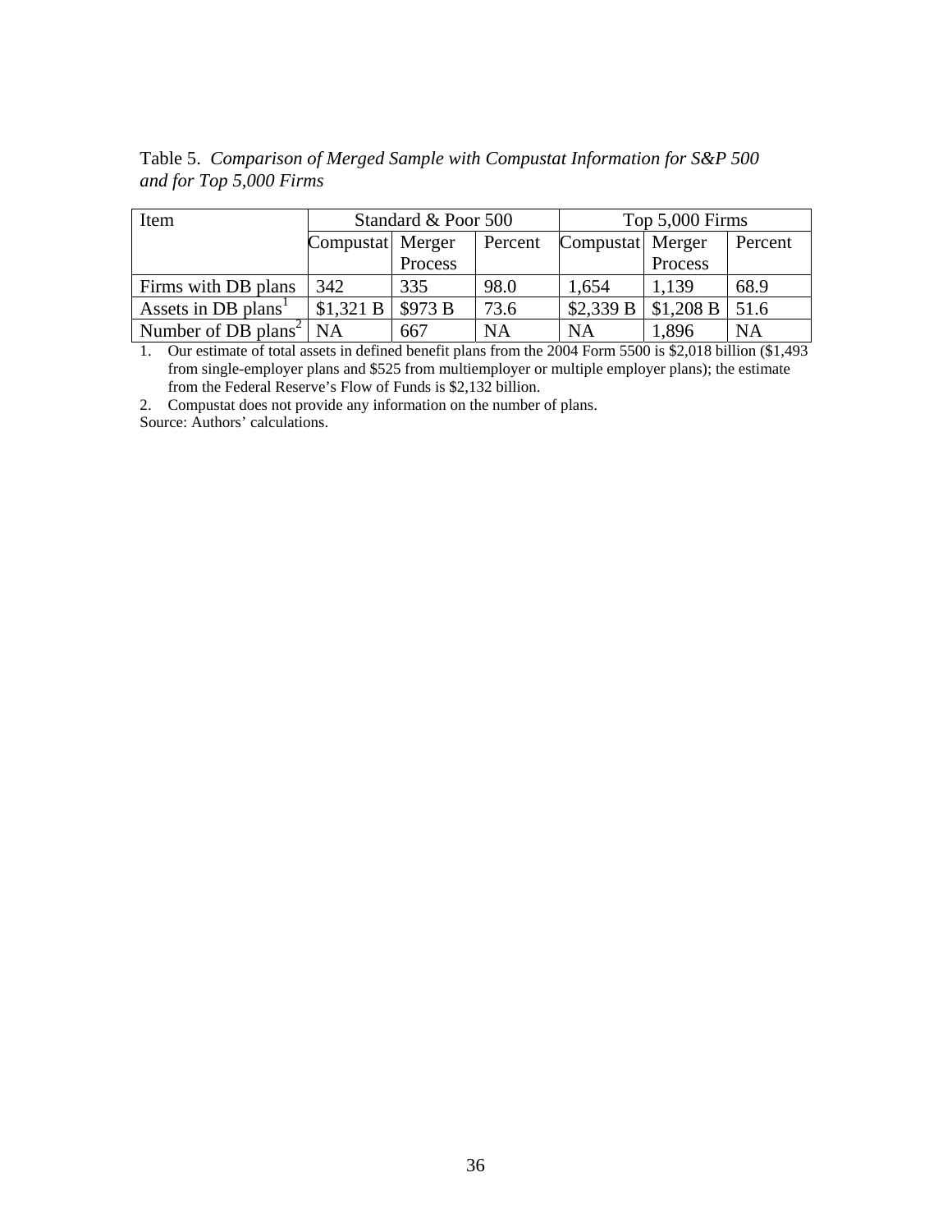Table 5. *Comparison of Merged Sample with Compustat Information for S&P 500 and for Top 5,000 Firms*

| Item | Standard & Poor 500 | | | Top 5,000 Firms | | |
|---|---|---|---|---|---|---|
| | Compustat | Merger Process | Percent | Compustat | Merger Process | Percent |
| Firms with DB plans | 342 | 335 | 98.0 | 1,654 | 1,139 | 68.9 |
| Assets in DB plans[1] | $1,321 B | $973 B | 73.6 | $2,339 B | $1,208 B | 51.6 |
| Number of DB plans[2] | NA | 667 | NA | NA | 1,896 | NA |

1. Our estimate of total assets in defined benefit plans from the 2004 Form 5500 is $2,018 billion ($1,493 from single-employer plans and $525 from multiemployer or multiple employer plans); the estimate from the Federal Reserve's Flow of Funds is $2,132 billion.
2. Compustat does not provide any information on the number of plans.

Source: Authors' calculations.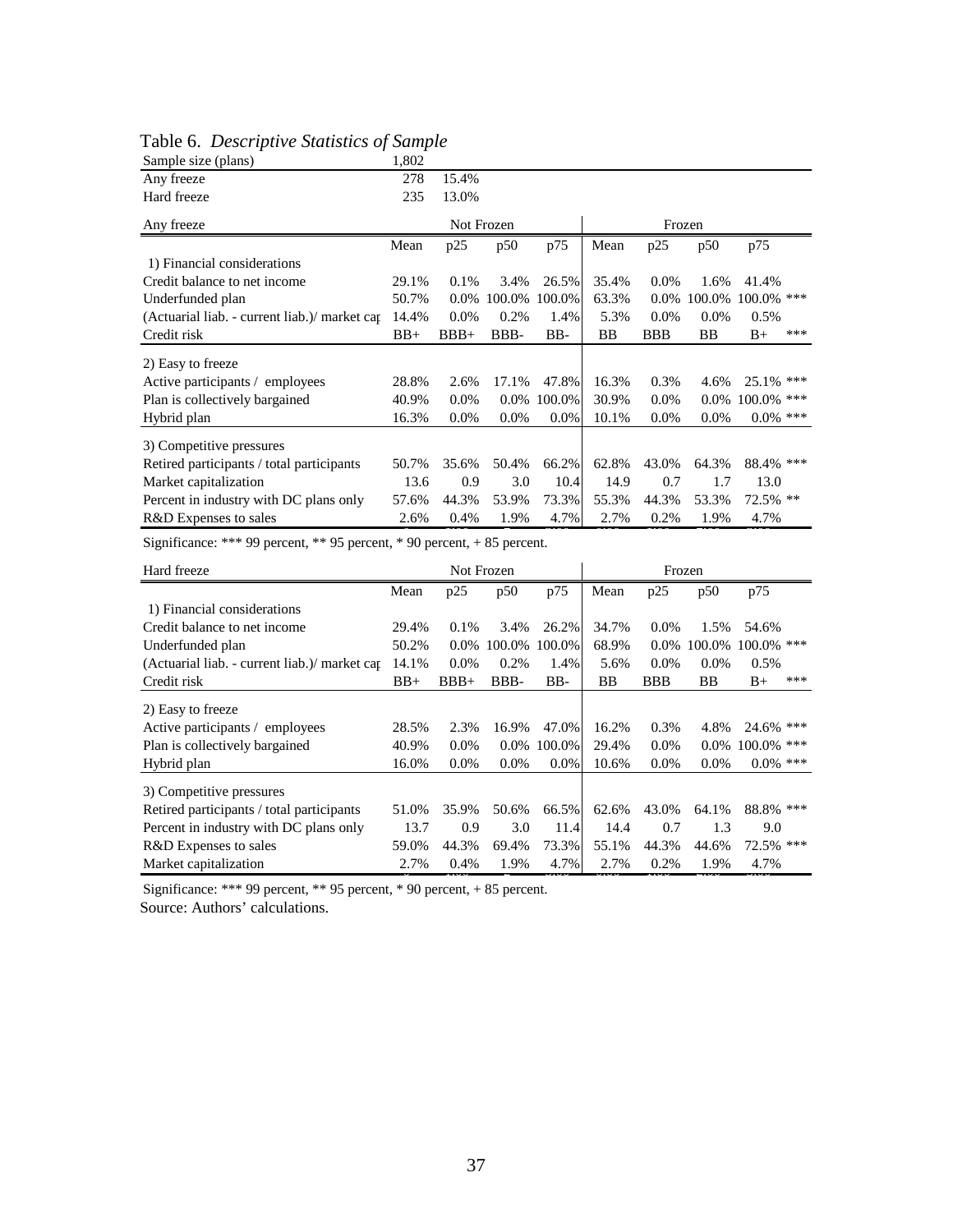Table 6. *Descriptive Statistics of Sample*

| Sample size (plans) | 1,802 | |
|---|---|---|
| Any freeze | 278 | 15.4% |
| Hard freeze | 235 | 13.0% |

| Any freeze | Not Frozen | | | | Frozen | | | | |
|---|---|---|---|---|---|---|---|---|---|
| | Mean | p25 | p50 | p75 | Mean | p25 | p50 | p75 | |
| 1) Financial considerations | | | | | | | | | |
| Credit balance to net income | 29.1% | 0.1% | 3.4% | 26.5% | 35.4% | 0.0% | 1.6% | 41.4% | |
| Underfunded plan | 50.7% | 0.0% | 100.0% | 100.0% | 63.3% | 0.0% | 100.0% | 100.0% | *** |
| (Actuarial liab. - current liab.)/ market cap | 14.4% | 0.0% | 0.2% | 1.4% | 5.3% | 0.0% | 0.0% | 0.5% | |
| Credit risk | BB+ | BBB+ | BBB- | BB- | BB | BBB | BB | B+ | *** |
| 2) Easy to freeze | | | | | | | | | |
| Active participants / employees | 28.8% | 2.6% | 17.1% | 47.8% | 16.3% | 0.3% | 4.6% | 25.1% | *** |
| Plan is collectively bargained | 40.9% | 0.0% | 0.0% | 100.0% | 30.9% | 0.0% | 0.0% | 100.0% | *** |
| Hybrid plan | 16.3% | 0.0% | 0.0% | 0.0% | 10.1% | 0.0% | 0.0% | 0.0% | *** |
| 3) Competitive pressures | | | | | | | | | |
| Retired participants / total participants | 50.7% | 35.6% | 50.4% | 66.2% | 62.8% | 43.0% | 64.3% | 88.4% | *** |
| Market capitalization | 13.6 | 0.9 | 3.0 | 10.4 | 14.9 | 0.7 | 1.7 | 13.0 | |
| Percent in industry with DC plans only | 57.6% | 44.3% | 53.9% | 73.3% | 55.3% | 44.3% | 53.3% | 72.5% | ** |
| R&D Expenses to sales | 2.6% | 0.4% | 1.9% | 4.7% | 2.7% | 0.2% | 1.9% | 4.7% | |

Significance: *** 99 percent, ** 95 percent, * 90 percent, + 85 percent.

| Hard freeze | Not Frozen | | | | Frozen | | | | |
|---|---|---|---|---|---|---|---|---|---|
| | Mean | p25 | p50 | p75 | Mean | p25 | p50 | p75 | |
| 1) Financial considerations | | | | | | | | | |
| Credit balance to net income | 29.4% | 0.1% | 3.4% | 26.2% | 34.7% | 0.0% | 1.5% | 54.6% | |
| Underfunded plan | 50.2% | 0.0% | 100.0% | 100.0% | 68.9% | 0.0% | 100.0% | 100.0% | *** |
| (Actuarial liab. - current liab.)/ market cap | 14.1% | 0.0% | 0.2% | 1.4% | 5.6% | 0.0% | 0.0% | 0.5% | |
| Credit risk | BB+ | BBB+ | BBB- | BB- | BB | BBB | BB | B+ | *** |
| 2) Easy to freeze | | | | | | | | | |
| Active participants / employees | 28.5% | 2.3% | 16.9% | 47.0% | 16.2% | 0.3% | 4.8% | 24.6% | *** |
| Plan is collectively bargained | 40.9% | 0.0% | 0.0% | 100.0% | 29.4% | 0.0% | 0.0% | 100.0% | *** |
| Hybrid plan | 16.0% | 0.0% | 0.0% | 0.0% | 10.6% | 0.0% | 0.0% | 0.0% | *** |
| 3) Competitive pressures | | | | | | | | | |
| Retired participants / total participants | 51.0% | 35.9% | 50.6% | 66.5% | 62.6% | 43.0% | 64.1% | 88.8% | *** |
| Percent in industry with DC plans only | 13.7 | 0.9 | 3.0 | 11.4 | 14.4 | 0.7 | 1.3 | 9.0 | |
| R&D Expenses to sales | 59.0% | 44.3% | 69.4% | 73.3% | 55.1% | 44.3% | 44.6% | 72.5% | *** |
| Market capitalization | 2.7% | 0.4% | 1.9% | 4.7% | 2.7% | 0.2% | 1.9% | 4.7% | |

Significance: *** 99 percent, ** 95 percent, * 90 percent, + 85 percent.

Source: Authors' calculations.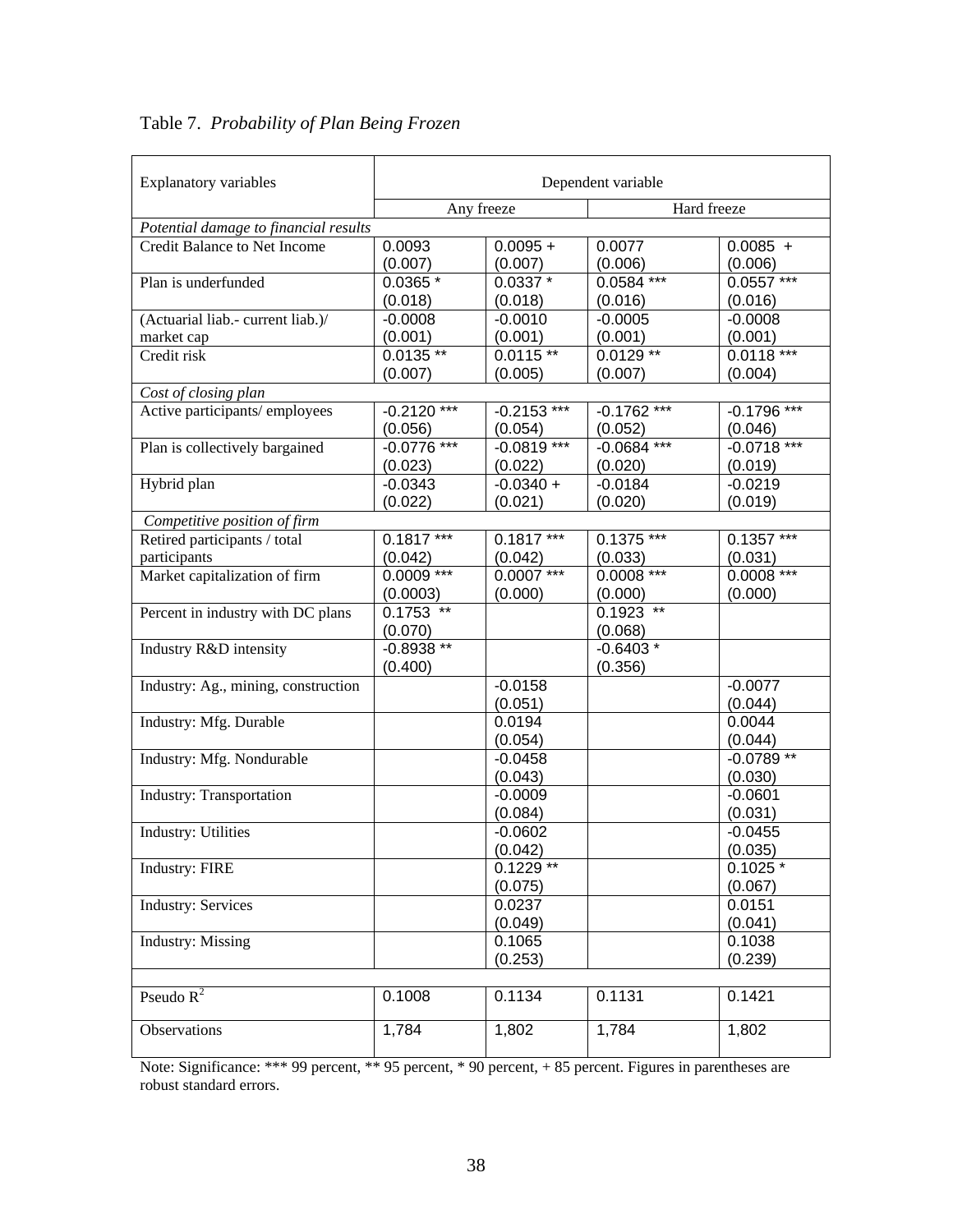Table 7. *Probability of Plan Being Frozen*

| Explanatory variables | Dependent variable | | | |
|---|---|---|---|---|
| | Any freeze | | Hard freeze | |
| *Potential damage to financial results* | | | | |
| Credit Balance to Net Income | 0.0093<br>(0.007) | 0.0095 +<br>(0.007) | 0.0077<br>(0.006) | 0.0085 +<br>(0.006) |
| Plan is underfunded | 0.0365 *<br>(0.018) | 0.0337 *<br>(0.018) | 0.0584 ***<br>(0.016) | 0.0557 ***<br>(0.016) |
| (Actuarial liab.- current liab.)/ market cap | -0.0008<br>(0.001) | -0.0010<br>(0.001) | -0.0005<br>(0.001) | -0.0008<br>(0.001) |
| Credit risk | 0.0135 **<br>(0.007) | 0.0115 **<br>(0.005) | 0.0129 **<br>(0.007) | 0.0118 ***<br>(0.004) |
| *Cost of closing plan* | | | | |
| Active participants/ employees | -0.2120 ***<br>(0.056) | -0.2153 ***<br>(0.054) | -0.1762 ***<br>(0.052) | -0.1796 ***<br>(0.046) |
| Plan is collectively bargained | -0.0776 ***<br>(0.023) | -0.0819 ***<br>(0.022) | -0.0684 ***<br>(0.020) | -0.0718 ***<br>(0.019) |
| Hybrid plan | -0.0343<br>(0.022) | -0.0340 +<br>(0.021) | -0.0184<br>(0.020) | -0.0219<br>(0.019) |
| *Competitive position of firm* | | | | |
| Retired participants / total participants | 0.1817 ***<br>(0.042) | 0.1817 ***<br>(0.042) | 0.1375 ***<br>(0.033) | 0.1357 ***<br>(0.031) |
| Market capitalization of firm | 0.0009 ***<br>(0.0003) | 0.0007 ***<br>(0.000) | 0.0008 ***<br>(0.000) | 0.0008 ***<br>(0.000) |
| Percent in industry with DC plans | 0.1753 **<br>(0.070) | | 0.1923 **<br>(0.068) | |
| Industry R&D intensity | -0.8938 **<br>(0.400) | | -0.6403 *<br>(0.356) | |
| Industry: Ag., mining, construction | | -0.0158<br>(0.051) | | -0.0077<br>(0.044) |
| Industry: Mfg. Durable | | 0.0194<br>(0.054) | | 0.0044<br>(0.044) |
| Industry: Mfg. Nondurable | | -0.0458<br>(0.043) | | -0.0789 **<br>(0.030) |
| Industry: Transportation | | -0.0009<br>(0.084) | | -0.0601<br>(0.031) |
| Industry: Utilities | | -0.0602<br>(0.042) | | -0.0455<br>(0.035) |
| Industry: FIRE | | 0.1229 **<br>(0.075) | | 0.1025 *<br>(0.067) |
| Industry: Services | | 0.0237<br>(0.049) | | 0.0151<br>(0.041) |
| Industry: Missing | | 0.1065<br>(0.253) | | 0.1038<br>(0.239) |
| | | | | |
| Pseudo $R^2$ | 0.1008 | 0.1134 | 0.1131 | 0.1421 |
| Observations | 1,784 | 1,802 | 1,784 | 1,802 |

Note: Significance: *** 99 percent, ** 95 percent, * 90 percent, + 85 percent. Figures in parentheses are robust standard errors.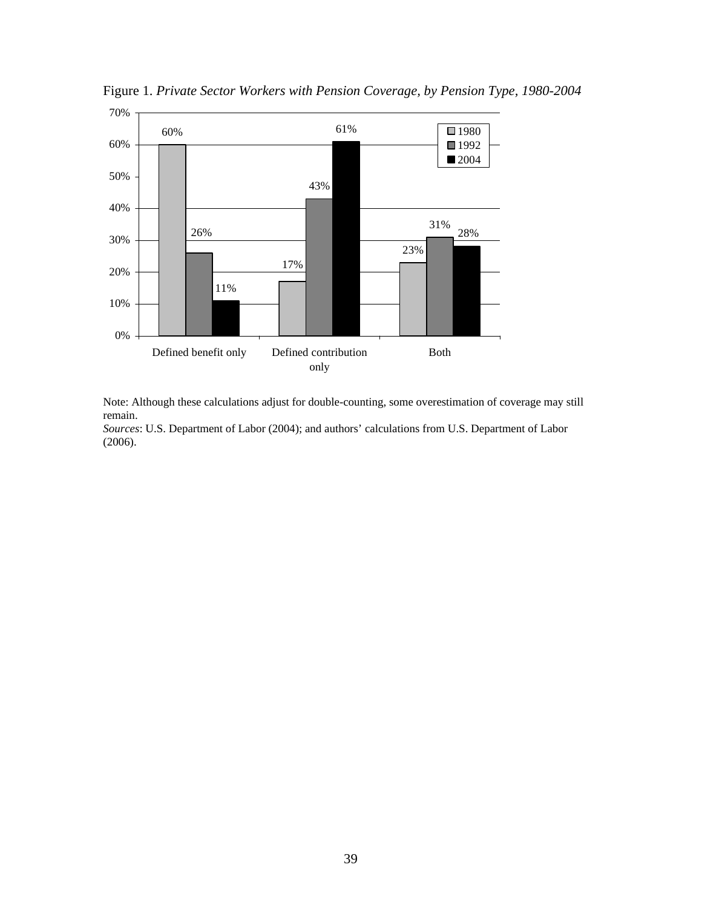Figure 1. *Private Sector Workers with Pension Coverage, by Pension Type, 1980-2004*

| | 1980 | 1992 | 2004 |
|---|---|---|---|
| Defined benefit only | 60% | 26% | 11% |
| Defined contribution only | 17% | 43% | 61% |
| Both | 23% | 31% | 28% |

Note: Although these calculations adjust for double-counting, some overestimation of coverage may still remain.
*Sources*: U.S. Department of Labor (2004); and authors' calculations from U.S. Department of Labor (2006).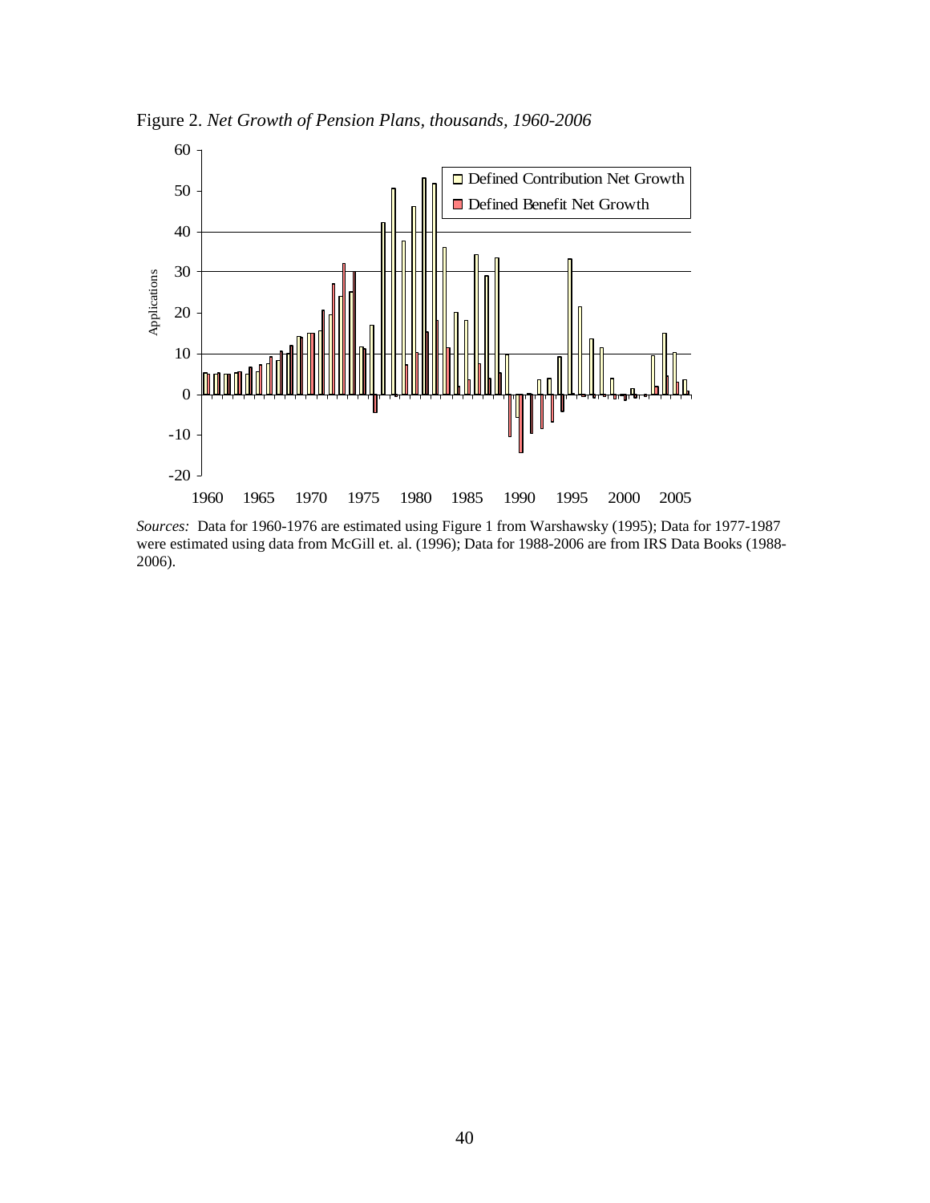Figure 2. *Net Growth of Pension Plans, thousands, 1960-2006*

*Sources:* Data for 1960-1976 are estimated using Figure 1 from Warshawsky (1995); Data for 1977-1987 were estimated using data from McGill et. al. (1996); Data for 1988-2006 are from IRS Data Books (1988-2006).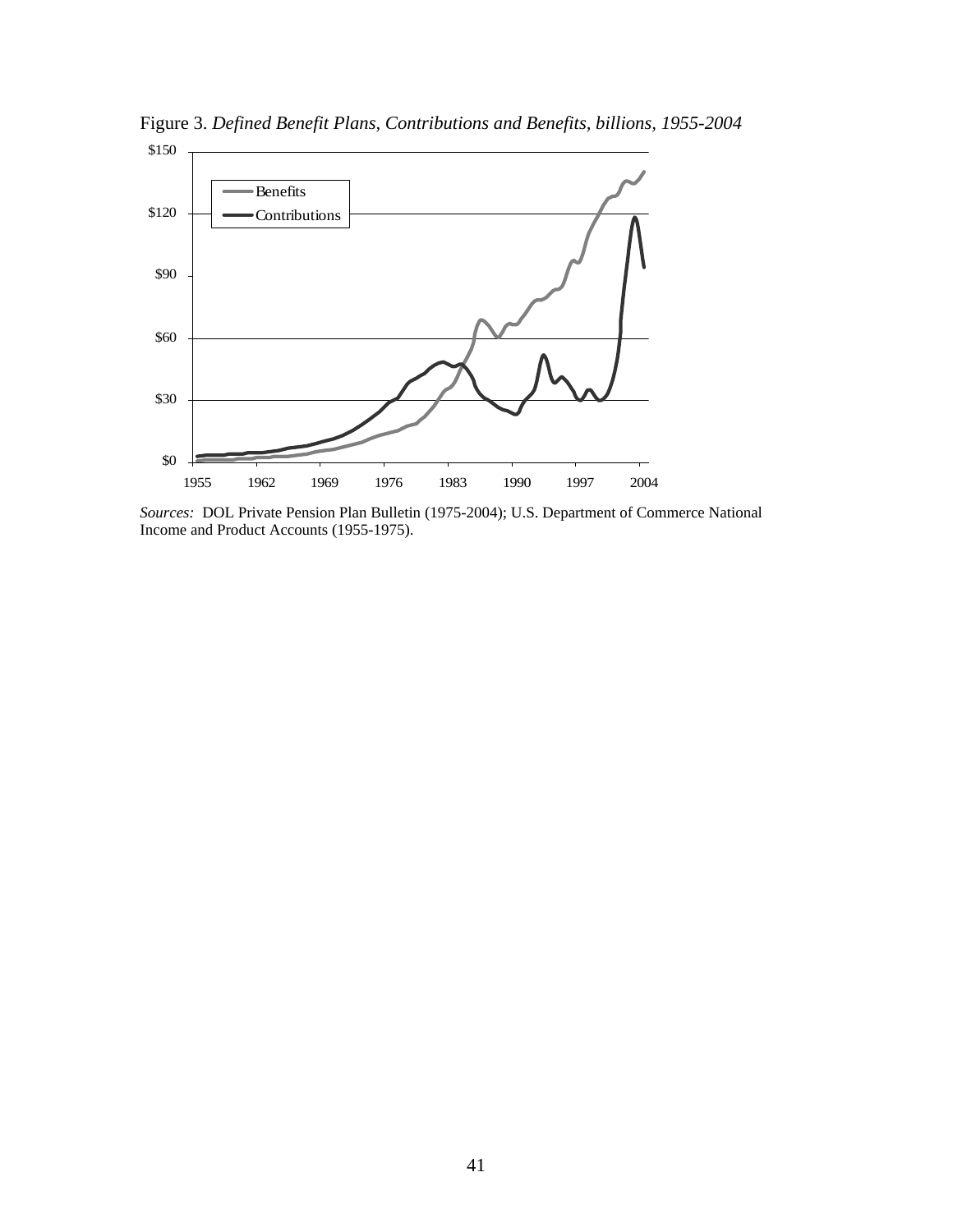Figure 3. *Defined Benefit Plans, Contributions and Benefits, billions, 1955-2004*

*Sources:* DOL Private Pension Plan Bulletin (1975-2004); U.S. Department of Commerce National Income and Product Accounts (1955-1975).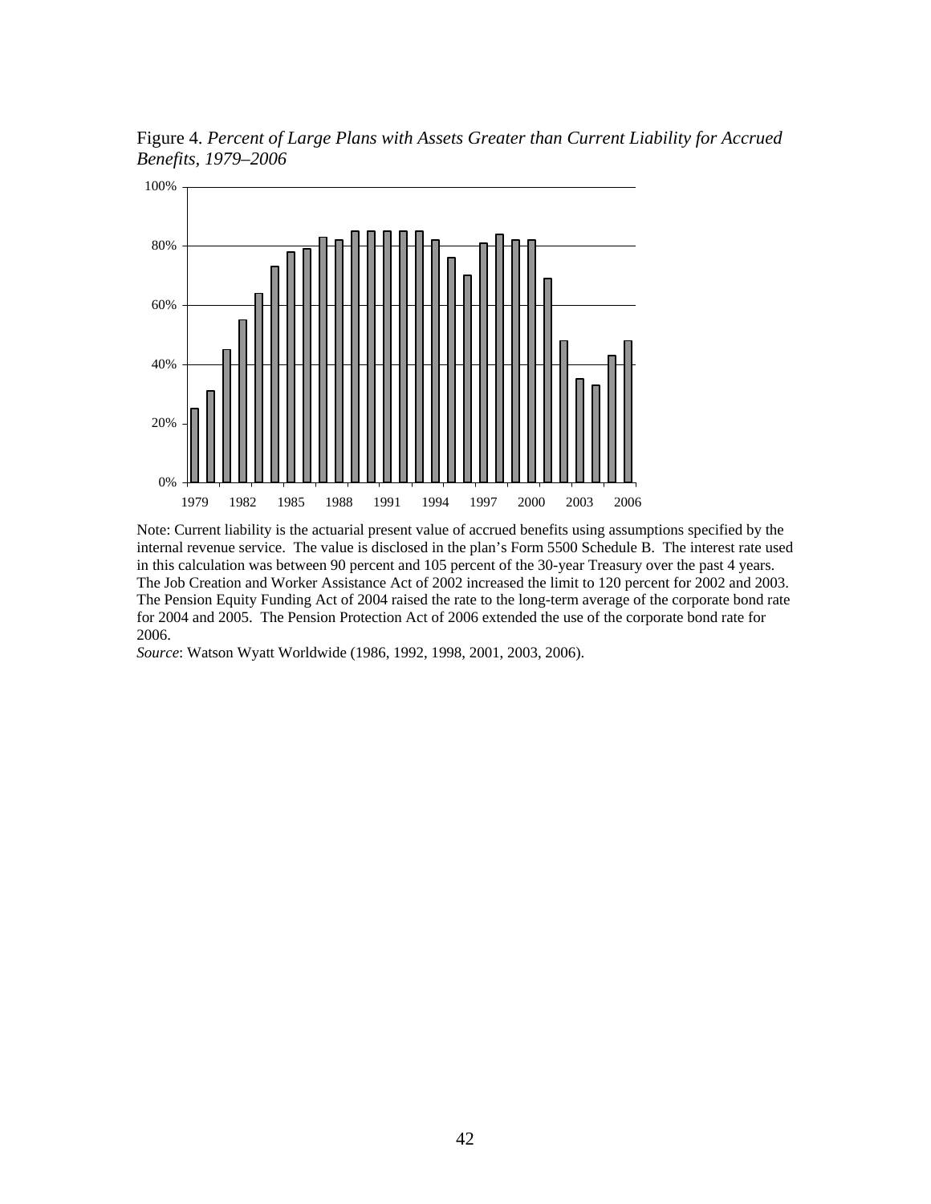Figure 4. *Percent of Large Plans with Assets Greater than Current Liability for Accrued Benefits, 1979–2006*

Note: Current liability is the actuarial present value of accrued benefits using assumptions specified by the internal revenue service. The value is disclosed in the plan's Form 5500 Schedule B. The interest rate used in this calculation was between 90 percent and 105 percent of the 30-year Treasury over the past 4 years. The Job Creation and Worker Assistance Act of 2002 increased the limit to 120 percent for 2002 and 2003. The Pension Equity Funding Act of 2004 raised the rate to the long-term average of the corporate bond rate for 2004 and 2005. The Pension Protection Act of 2006 extended the use of the corporate bond rate for 2006.

*Source*: Watson Wyatt Worldwide (1986, 1992, 1998, 2001, 2003, 2006).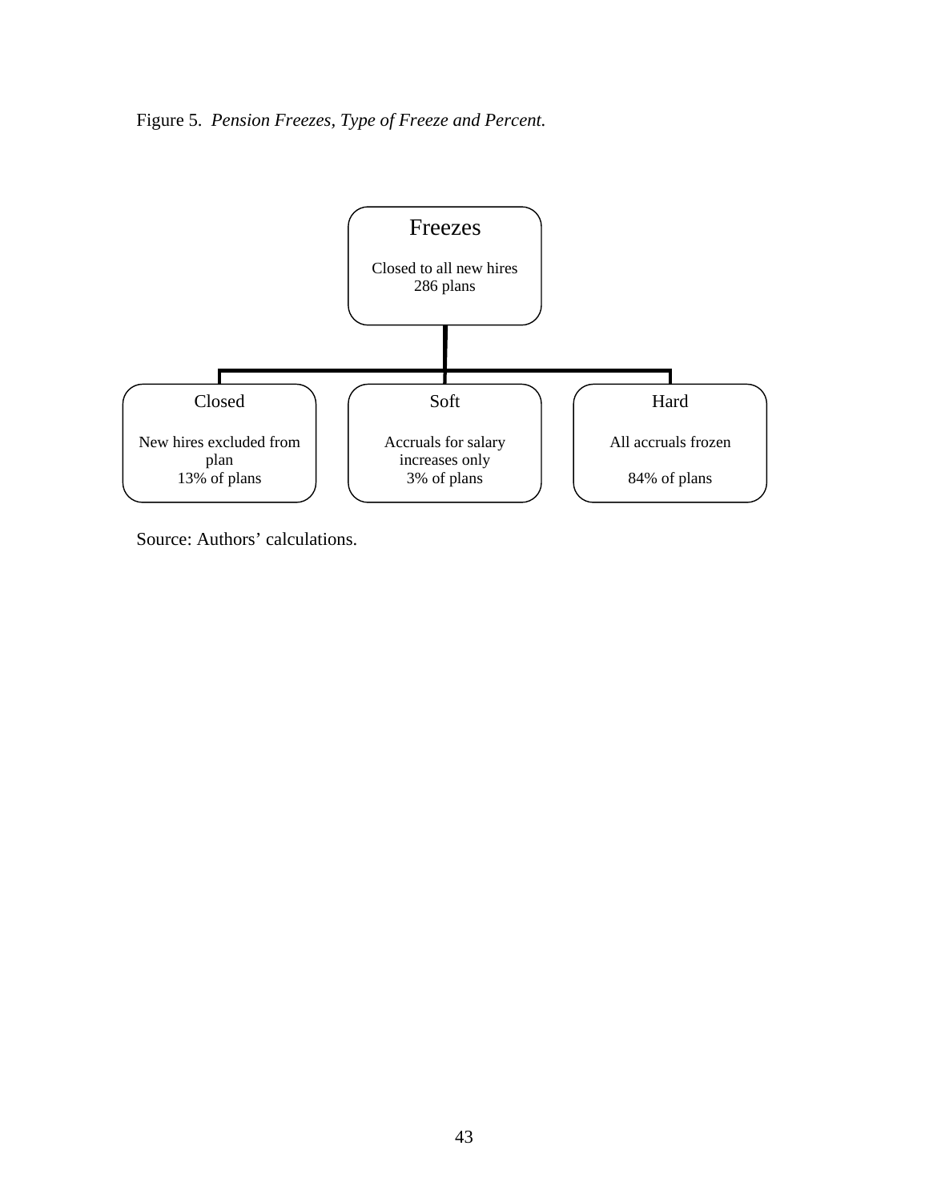Figure 5. *Pension Freezes, Type of Freeze and Percent.*

**Freezes**

Closed to all new hires
286 plans

**Closed**

New hires excluded from plan
13% of plans

**Soft**

Accruals for salary increases only
3% of plans

**Hard**

All accruals frozen

84% of plans

Source: Authors' calculations.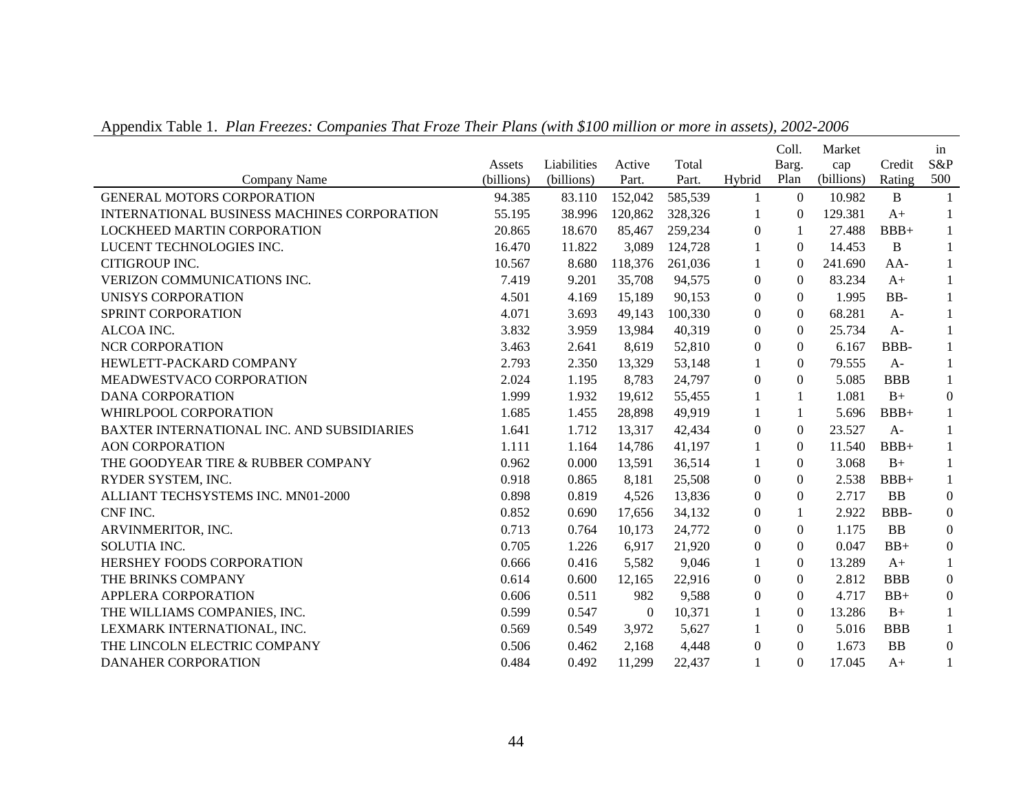Appendix Table 1. *Plan Freezes: Companies That Froze Their Plans (with $100 million or more in assets), 2002-2006*

| Company Name | Assets (billions) | Liabilities (billions) | Active Part. | Total Part. | Hybrid | Coll. Barg. Plan | Market cap (billions) | Credit Rating | in S&P 500 |
|---|---|---|---|---|---|---|---|---|---|
| GENERAL MOTORS CORPORATION | 94.385 | 83.110 | 152,042 | 585,539 | 1 | 0 | 10.982 | B | 1 |
| INTERNATIONAL BUSINESS MACHINES CORPORATION | 55.195 | 38.996 | 120,862 | 328,326 | 1 | 0 | 129.381 | A+ | 1 |
| LOCKHEED MARTIN CORPORATION | 20.865 | 18.670 | 85,467 | 259,234 | 0 | 1 | 27.488 | BBB+ | 1 |
| LUCENT TECHNOLOGIES INC. | 16.470 | 11.822 | 3,089 | 124,728 | 1 | 0 | 14.453 | B | 1 |
| CITIGROUP INC. | 10.567 | 8.680 | 118,376 | 261,036 | 1 | 0 | 241.690 | AA- | 1 |
| VERIZON COMMUNICATIONS INC. | 7.419 | 9.201 | 35,708 | 94,575 | 0 | 0 | 83.234 | A+ | 1 |
| UNISYS CORPORATION | 4.501 | 4.169 | 15,189 | 90,153 | 0 | 0 | 1.995 | BB- | 1 |
| SPRINT CORPORATION | 4.071 | 3.693 | 49,143 | 100,330 | 0 | 0 | 68.281 | A- | 1 |
| ALCOA INC. | 3.832 | 3.959 | 13,984 | 40,319 | 0 | 0 | 25.734 | A- | 1 |
| NCR CORPORATION | 3.463 | 2.641 | 8,619 | 52,810 | 0 | 0 | 6.167 | BBB- | 1 |
| HEWLETT-PACKARD COMPANY | 2.793 | 2.350 | 13,329 | 53,148 | 1 | 0 | 79.555 | A- | 1 |
| MEADWESTVACO CORPORATION | 2.024 | 1.195 | 8,783 | 24,797 | 0 | 0 | 5.085 | BBB | 1 |
| DANA CORPORATION | 1.999 | 1.932 | 19,612 | 55,455 | 1 | 1 | 1.081 | B+ | 0 |
| WHIRLPOOL CORPORATION | 1.685 | 1.455 | 28,898 | 49,919 | 1 | 1 | 5.696 | BBB+ | 1 |
| BAXTER INTERNATIONAL INC. AND SUBSIDIARIES | 1.641 | 1.712 | 13,317 | 42,434 | 0 | 0 | 23.527 | A- | 1 |
| AON CORPORATION | 1.111 | 1.164 | 14,786 | 41,197 | 1 | 0 | 11.540 | BBB+ | 1 |
| THE GOODYEAR TIRE & RUBBER COMPANY | 0.962 | 0.000 | 13,591 | 36,514 | 1 | 0 | 3.068 | B+ | 1 |
| RYDER SYSTEM, INC. | 0.918 | 0.865 | 8,181 | 25,508 | 0 | 0 | 2.538 | BBB+ | 1 |
| ALLIANT TECHSYSTEMS INC. MN01-2000 | 0.898 | 0.819 | 4,526 | 13,836 | 0 | 0 | 2.717 | BB | 0 |
| CNF INC. | 0.852 | 0.690 | 17,656 | 34,132 | 0 | 1 | 2.922 | BBB- | 0 |
| ARVINMERITOR, INC. | 0.713 | 0.764 | 10,173 | 24,772 | 0 | 0 | 1.175 | BB | 0 |
| SOLUTIA INC. | 0.705 | 1.226 | 6,917 | 21,920 | 0 | 0 | 0.047 | BB+ | 0 |
| HERSHEY FOODS CORPORATION | 0.666 | 0.416 | 5,582 | 9,046 | 1 | 0 | 13.289 | A+ | 1 |
| THE BRINKS COMPANY | 0.614 | 0.600 | 12,165 | 22,916 | 0 | 0 | 2.812 | BBB | 0 |
| APPLERA CORPORATION | 0.606 | 0.511 | 982 | 9,588 | 0 | 0 | 4.717 | BB+ | 0 |
| THE WILLIAMS COMPANIES, INC. | 0.599 | 0.547 | 0 | 10,371 | 1 | 0 | 13.286 | B+ | 1 |
| LEXMARK INTERNATIONAL, INC. | 0.569 | 0.549 | 3,972 | 5,627 | 1 | 0 | 5.016 | BBB | 1 |
| THE LINCOLN ELECTRIC COMPANY | 0.506 | 0.462 | 2,168 | 4,448 | 0 | 0 | 1.673 | BB | 0 |
| DANAHER CORPORATION | 0.484 | 0.492 | 11,299 | 22,437 | 1 | 0 | 17.045 | A+ | 1 |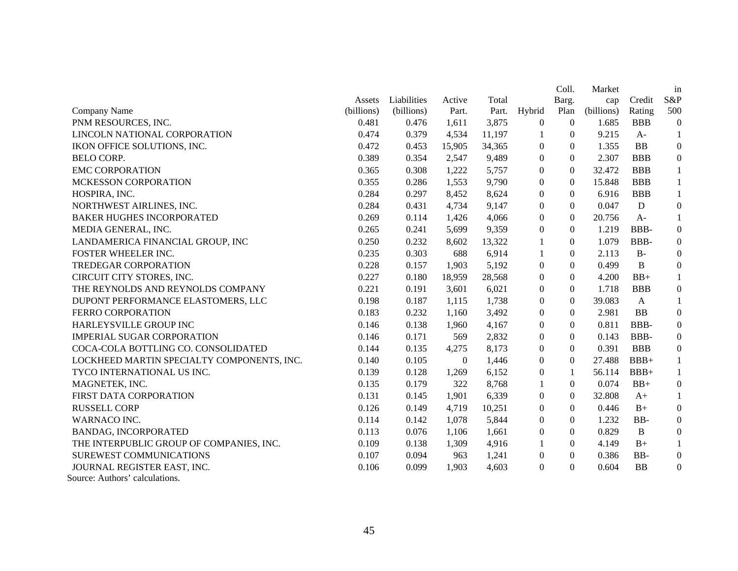| Company Name | Assets (billions) | Liabilities (billions) | Active Part. | Total Part. | Hybrid | Coll. Barg. Plan | Market cap (billions) | Credit Rating | in S&P 500 |
|---|---|---|---|---|---|---|---|---|---|
| PNM RESOURCES, INC. | 0.481 | 0.476 | 1,611 | 3,875 | 0 | 0 | 1.685 | BBB | 0 |
| LINCOLN NATIONAL CORPORATION | 0.474 | 0.379 | 4,534 | 11,197 | 1 | 0 | 9.215 | A- | 1 |
| IKON OFFICE SOLUTIONS, INC. | 0.472 | 0.453 | 15,905 | 34,365 | 0 | 0 | 1.355 | BB | 0 |
| BELO CORP. | 0.389 | 0.354 | 2,547 | 9,489 | 0 | 0 | 2.307 | BBB | 0 |
| EMC CORPORATION | 0.365 | 0.308 | 1,222 | 5,757 | 0 | 0 | 32.472 | BBB | 1 |
| MCKESSON CORPORATION | 0.355 | 0.286 | 1,553 | 9,790 | 0 | 0 | 15.848 | BBB | 1 |
| HOSPIRA, INC. | 0.284 | 0.297 | 8,452 | 8,624 | 0 | 0 | 6.916 | BBB | 1 |
| NORTHWEST AIRLINES, INC. | 0.284 | 0.431 | 4,734 | 9,147 | 0 | 0 | 0.047 | D | 0 |
| BAKER HUGHES INCORPORATED | 0.269 | 0.114 | 1,426 | 4,066 | 0 | 0 | 20.756 | A- | 1 |
| MEDIA GENERAL, INC. | 0.265 | 0.241 | 5,699 | 9,359 | 0 | 0 | 1.219 | BBB- | 0 |
| LANDAMERICA FINANCIAL GROUP, INC | 0.250 | 0.232 | 8,602 | 13,322 | 1 | 0 | 1.079 | BBB- | 0 |
| FOSTER WHEELER INC. | 0.235 | 0.303 | 688 | 6,914 | 1 | 0 | 2.113 | B- | 0 |
| TREDEGAR CORPORATION | 0.228 | 0.157 | 1,903 | 5,192 | 0 | 0 | 0.499 | B | 0 |
| CIRCUIT CITY STORES, INC. | 0.227 | 0.180 | 18,959 | 28,568 | 0 | 0 | 4.200 | BB+ | 1 |
| THE REYNOLDS AND REYNOLDS COMPANY | 0.221 | 0.191 | 3,601 | 6,021 | 0 | 0 | 1.718 | BBB | 0 |
| DUPONT PERFORMANCE ELASTOMERS, LLC | 0.198 | 0.187 | 1,115 | 1,738 | 0 | 0 | 39.083 | A | 1 |
| FERRO CORPORATION | 0.183 | 0.232 | 1,160 | 3,492 | 0 | 0 | 2.981 | BB | 0 |
| HARLEYSVILLE GROUP INC | 0.146 | 0.138 | 1,960 | 4,167 | 0 | 0 | 0.811 | BBB- | 0 |
| IMPERIAL SUGAR CORPORATION | 0.146 | 0.171 | 569 | 2,832 | 0 | 0 | 0.143 | BBB- | 0 |
| COCA-COLA BOTTLING CO. CONSOLIDATED | 0.144 | 0.135 | 4,275 | 8,173 | 0 | 0 | 0.391 | BBB | 0 |
| LOCKHEED MARTIN SPECIALTY COMPONENTS, INC. | 0.140 | 0.105 | 0 | 1,446 | 0 | 0 | 27.488 | BBB+ | 1 |
| TYCO INTERNATIONAL US INC. | 0.139 | 0.128 | 1,269 | 6,152 | 0 | 1 | 56.114 | BBB+ | 1 |
| MAGNETEK, INC. | 0.135 | 0.179 | 322 | 8,768 | 1 | 0 | 0.074 | BB+ | 0 |
| FIRST DATA CORPORATION | 0.131 | 0.145 | 1,901 | 6,339 | 0 | 0 | 32.808 | A+ | 1 |
| RUSSELL CORP | 0.126 | 0.149 | 4,719 | 10,251 | 0 | 0 | 0.446 | B+ | 0 |
| WARNACO INC. | 0.114 | 0.142 | 1,078 | 5,844 | 0 | 0 | 1.232 | BB- | 0 |
| BANDAG, INCORPORATED | 0.113 | 0.076 | 1,106 | 1,661 | 0 | 0 | 0.829 | B | 0 |
| THE INTERPUBLIC GROUP OF COMPANIES, INC. | 0.109 | 0.138 | 1,309 | 4,916 | 1 | 0 | 4.149 | B+ | 1 |
| SUREWEST COMMUNICATIONS | 0.107 | 0.094 | 963 | 1,241 | 0 | 0 | 0.386 | BB- | 0 |
| JOURNAL REGISTER EAST, INC. | 0.106 | 0.099 | 1,903 | 4,603 | 0 | 0 | 0.604 | BB | 0 |

Source: Authors' calculations.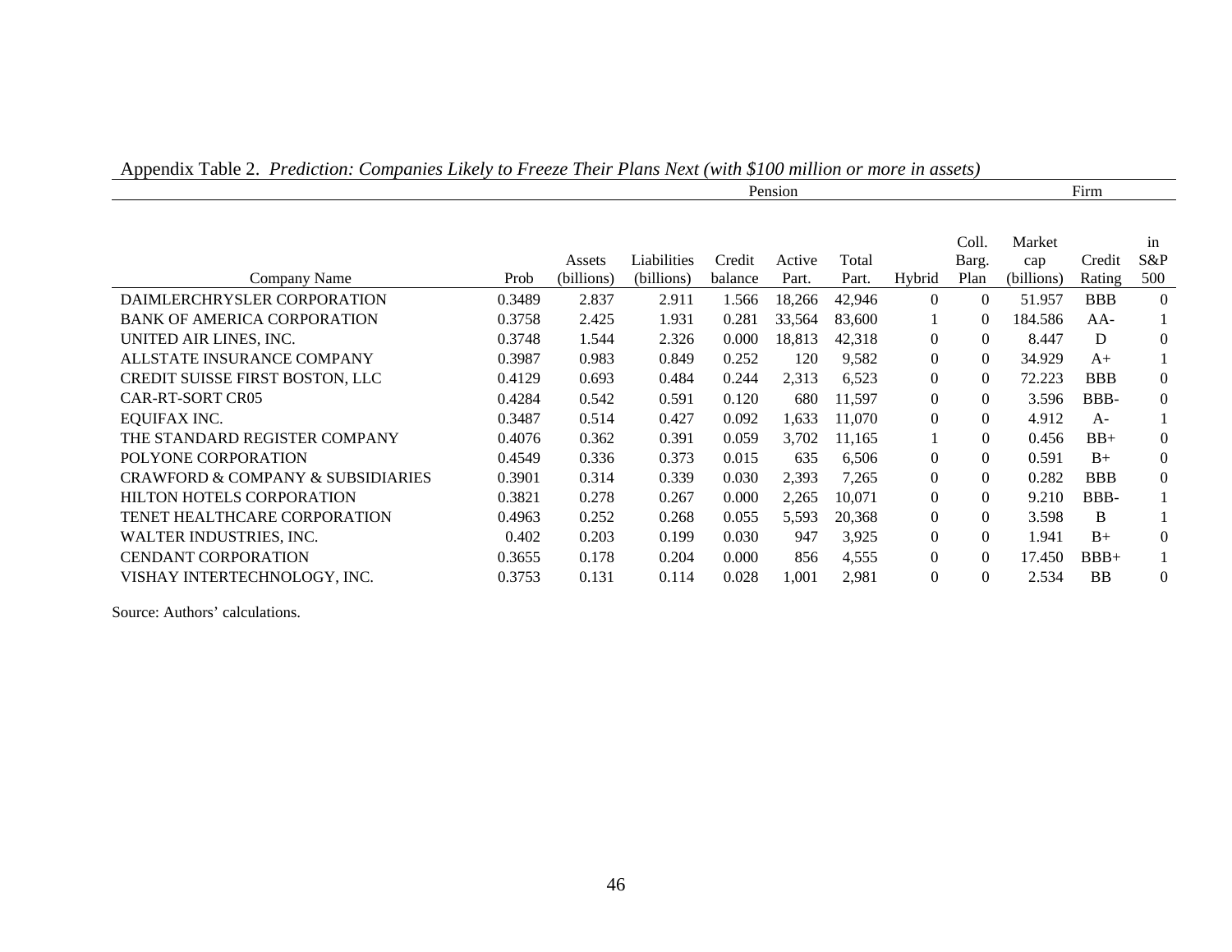Appendix Table 2. *Prediction: Companies Likely to Freeze Their Plans Next (with $100 million or more in assets)*

| | | Pension | | | | | | | Firm | | |
|---|---|---|---|---|---|---|---|---|---|---|---|
| Company Name | Prob | Assets (billions) | Liabilities (billions) | Credit balance | Active Part. | Total Part. | Hybrid | Coll. Barg. Plan | Market cap (billions) | Credit Rating | in S&P 500 |
| DAIMLERCHRYSLER CORPORATION | 0.3489 | 2.837 | 2.911 | 1.566 | 18,266 | 42,946 | 0 | 0 | 51.957 | BBB | 0 |
| BANK OF AMERICA CORPORATION | 0.3758 | 2.425 | 1.931 | 0.281 | 33,564 | 83,600 | 1 | 0 | 184.586 | AA- | 1 |
| UNITED AIR LINES, INC. | 0.3748 | 1.544 | 2.326 | 0.000 | 18,813 | 42,318 | 0 | 0 | 8.447 | D | 0 |
| ALLSTATE INSURANCE COMPANY | 0.3987 | 0.983 | 0.849 | 0.252 | 120 | 9,582 | 0 | 0 | 34.929 | A+ | 1 |
| CREDIT SUISSE FIRST BOSTON, LLC | 0.4129 | 0.693 | 0.484 | 0.244 | 2,313 | 6,523 | 0 | 0 | 72.223 | BBB | 0 |
| CAR-RT-SORT CR05 | 0.4284 | 0.542 | 0.591 | 0.120 | 680 | 11,597 | 0 | 0 | 3.596 | BBB- | 0 |
| EQUIFAX INC. | 0.3487 | 0.514 | 0.427 | 0.092 | 1,633 | 11,070 | 0 | 0 | 4.912 | A- | 1 |
| THE STANDARD REGISTER COMPANY | 0.4076 | 0.362 | 0.391 | 0.059 | 3,702 | 11,165 | 1 | 0 | 0.456 | BB+ | 0 |
| POLYONE CORPORATION | 0.4549 | 0.336 | 0.373 | 0.015 | 635 | 6,506 | 0 | 0 | 0.591 | B+ | 0 |
| CRAWFORD & COMPANY & SUBSIDIARIES | 0.3901 | 0.314 | 0.339 | 0.030 | 2,393 | 7,265 | 0 | 0 | 0.282 | BBB | 0 |
| HILTON HOTELS CORPORATION | 0.3821 | 0.278 | 0.267 | 0.000 | 2,265 | 10,071 | 0 | 0 | 9.210 | BBB- | 1 |
| TENET HEALTHCARE CORPORATION | 0.4963 | 0.252 | 0.268 | 0.055 | 5,593 | 20,368 | 0 | 0 | 3.598 | B | 1 |
| WALTER INDUSTRIES, INC. | 0.402 | 0.203 | 0.199 | 0.030 | 947 | 3,925 | 0 | 0 | 1.941 | B+ | 0 |
| CENDANT CORPORATION | 0.3655 | 0.178 | 0.204 | 0.000 | 856 | 4,555 | 0 | 0 | 17.450 | BBB+ | 1 |
| VISHAY INTERTECHNOLOGY, INC. | 0.3753 | 0.131 | 0.114 | 0.028 | 1,001 | 2,981 | 0 | 0 | 2.534 | BB | 0 |

Source: Authors' calculations.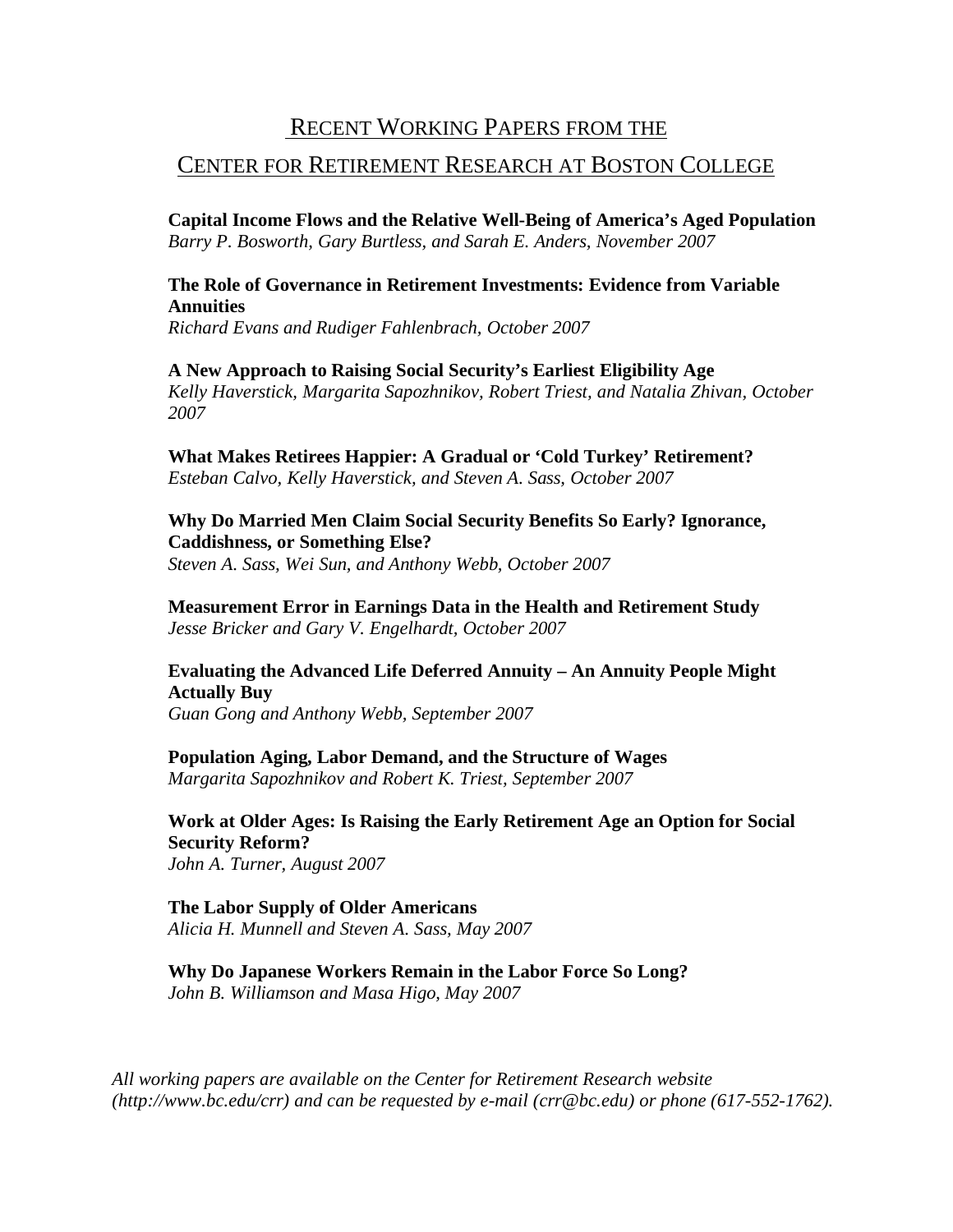# RECENT WORKING PAPERS FROM THE CENTER FOR RETIREMENT RESEARCH AT BOSTON COLLEGE

**Capital Income Flows and the Relative Well-Being of America's Aged Population**
*Barry P. Bosworth, Gary Burtless, and Sarah E. Anders, November 2007*

**The Role of Governance in Retirement Investments: Evidence from Variable Annuities**
*Richard Evans and Rudiger Fahlenbrach, October 2007*

**A New Approach to Raising Social Security's Earliest Eligibility Age**
*Kelly Haverstick, Margarita Sapozhnikov, Robert Triest, and Natalia Zhivan, October 2007*

**What Makes Retirees Happier: A Gradual or 'Cold Turkey' Retirement?**
*Esteban Calvo, Kelly Haverstick, and Steven A. Sass, October 2007*

**Why Do Married Men Claim Social Security Benefits So Early? Ignorance, Caddishness, or Something Else?**
*Steven A. Sass, Wei Sun, and Anthony Webb, October 2007*

**Measurement Error in Earnings Data in the Health and Retirement Study**
*Jesse Bricker and Gary V. Engelhardt, October 2007*

**Evaluating the Advanced Life Deferred Annuity – An Annuity People Might Actually Buy**
*Guan Gong and Anthony Webb, September 2007*

**Population Aging, Labor Demand, and the Structure of Wages**
*Margarita Sapozhnikov and Robert K. Triest, September 2007*

**Work at Older Ages: Is Raising the Early Retirement Age an Option for Social Security Reform?**
*John A. Turner, August 2007*

**The Labor Supply of Older Americans**
*Alicia H. Munnell and Steven A. Sass, May 2007*

**Why Do Japanese Workers Remain in the Labor Force So Long?**
*John B. Williamson and Masa Higo, May 2007*

*All working papers are available on the Center for Retirement Research website (http://www.bc.edu/crr) and can be requested by e-mail (crr@bc.edu) or phone (617-552-1762).*